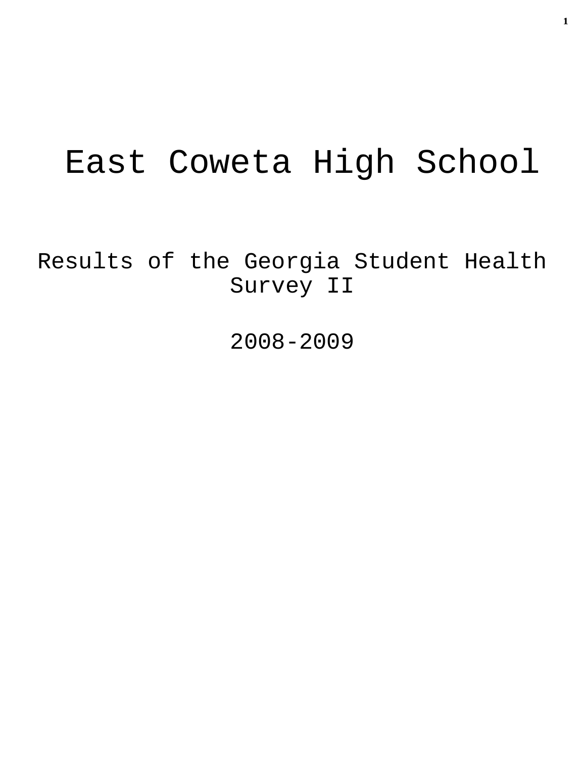# East Coweta High School

## Results of the Georgia Student Health Survey II

## 2008-2009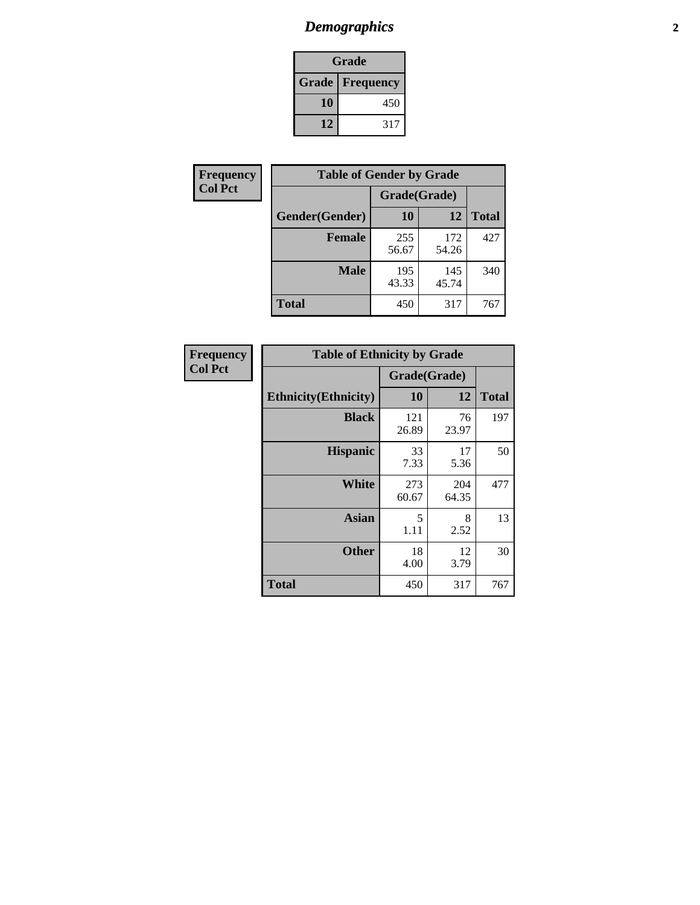# *Demographics*

| Grade | |
|---|---|
| **Grade** | **Frequency** |
| **10** | 450 |
| **12** | 317 |

**Frequency**
**Col Pct**

| Table of Gender by Grade | | | |
|---|---|---|---|
| | Grade(Grade) | | |
| **Gender(Gender)** | **10** | **12** | **Total** |
| **Female** | 255<br>56.67 | 172<br>54.26 | 427 |
| **Male** | 195<br>43.33 | 145<br>45.74 | 340 |
| **Total** | 450 | 317 | 767 |

**Frequency**
**Col Pct**

| Table of Ethnicity by Grade | | | |
|---|---|---|---|
| | Grade(Grade) | | |
| **Ethnicity(Ethnicity)** | **10** | **12** | **Total** |
| **Black** | 121<br>26.89 | 76<br>23.97 | 197 |
| **Hispanic** | 33<br>7.33 | 17<br>5.36 | 50 |
| **White** | 273<br>60.67 | 204<br>64.35 | 477 |
| **Asian** | 5<br>1.11 | 8<br>2.52 | 13 |
| **Other** | 18<br>4.00 | 12<br>3.79 | 30 |
| **Total** | 450 | 317 | 767 |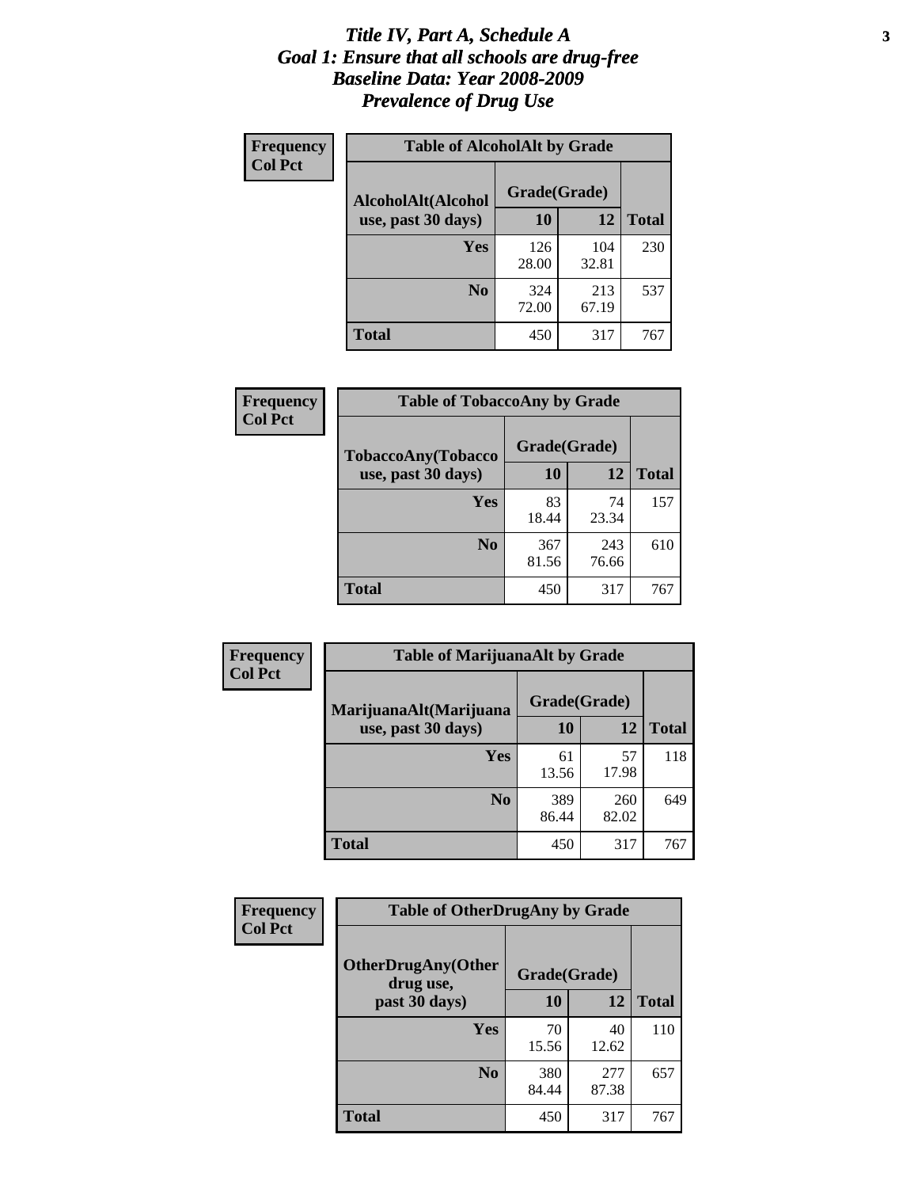# *Title IV, Part A, Schedule A*
# *Goal 1: Ensure that all schools are drug-free*
# *Baseline Data: Year 2008-2009*
# *Prevalence of Drug Use*

**Frequency**
**Col Pct**

**Table of AlcoholAlt by Grade**

| AlcoholAlt(Alcohol use, past 30 days) | Grade(Grade) | | |
|---|---|---|---|
| | **10** | **12** | **Total** |
| **Yes** | 126<br>28.00 | 104<br>32.81 | 230 |
| **No** | 324<br>72.00 | 213<br>67.19 | 537 |
| **Total** | 450 | 317 | 767 |

**Frequency**
**Col Pct**

**Table of TobaccoAny by Grade**

| TobaccoAny(Tobacco use, past 30 days) | Grade(Grade) | | |
|---|---|---|---|
| | **10** | **12** | **Total** |
| **Yes** | 83<br>18.44 | 74<br>23.34 | 157 |
| **No** | 367<br>81.56 | 243<br>76.66 | 610 |
| **Total** | 450 | 317 | 767 |

**Frequency**
**Col Pct**

**Table of MarijuanaAlt by Grade**

| MarijuanaAlt(Marijuana use, past 30 days) | Grade(Grade) | | |
|---|---|---|---|
| | **10** | **12** | **Total** |
| **Yes** | 61<br>13.56 | 57<br>17.98 | 118 |
| **No** | 389<br>86.44 | 260<br>82.02 | 649 |
| **Total** | 450 | 317 | 767 |

**Frequency**
**Col Pct**

**Table of OtherDrugAny by Grade**

| OtherDrugAny(Other drug use, past 30 days) | Grade(Grade) | | |
|---|---|---|---|
| | **10** | **12** | **Total** |
| **Yes** | 70<br>15.56 | 40<br>12.62 | 110 |
| **No** | 380<br>84.44 | 277<br>87.38 | 657 |
| **Total** | 450 | 317 | 767 |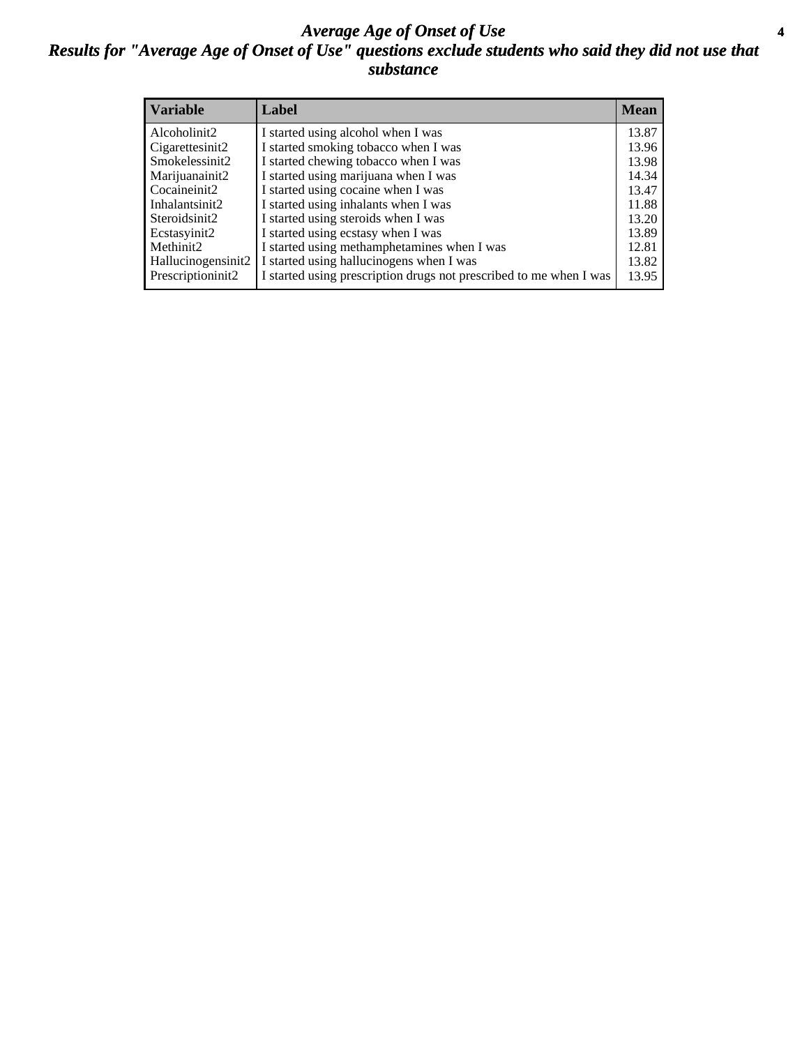# *Average Age of Onset of Use*

## *Results for "Average Age of Onset of Use" questions exclude students who said they did not use that substance*

| Variable | Label | Mean |
|---|---|---|
| Alcoholinit2 | I started using alcohol when I was | 13.87 |
| Cigarettesinit2 | I started smoking tobacco when I was | 13.96 |
| Smokelessinit2 | I started chewing tobacco when I was | 13.98 |
| Marijuanainit2 | I started using marijuana when I was | 14.34 |
| Cocaineinit2 | I started using cocaine when I was | 13.47 |
| Inhalantsinit2 | I started using inhalants when I was | 11.88 |
| Steroidsinit2 | I started using steroids when I was | 13.20 |
| Ecstasyinit2 | I started using ecstasy when I was | 13.89 |
| Methinit2 | I started using methamphetamines when I was | 12.81 |
| Hallucinogensinit2 | I started using hallucinogens when I was | 13.82 |
| Prescriptioninit2 | I started using prescription drugs not prescribed to me when I was | 13.95 |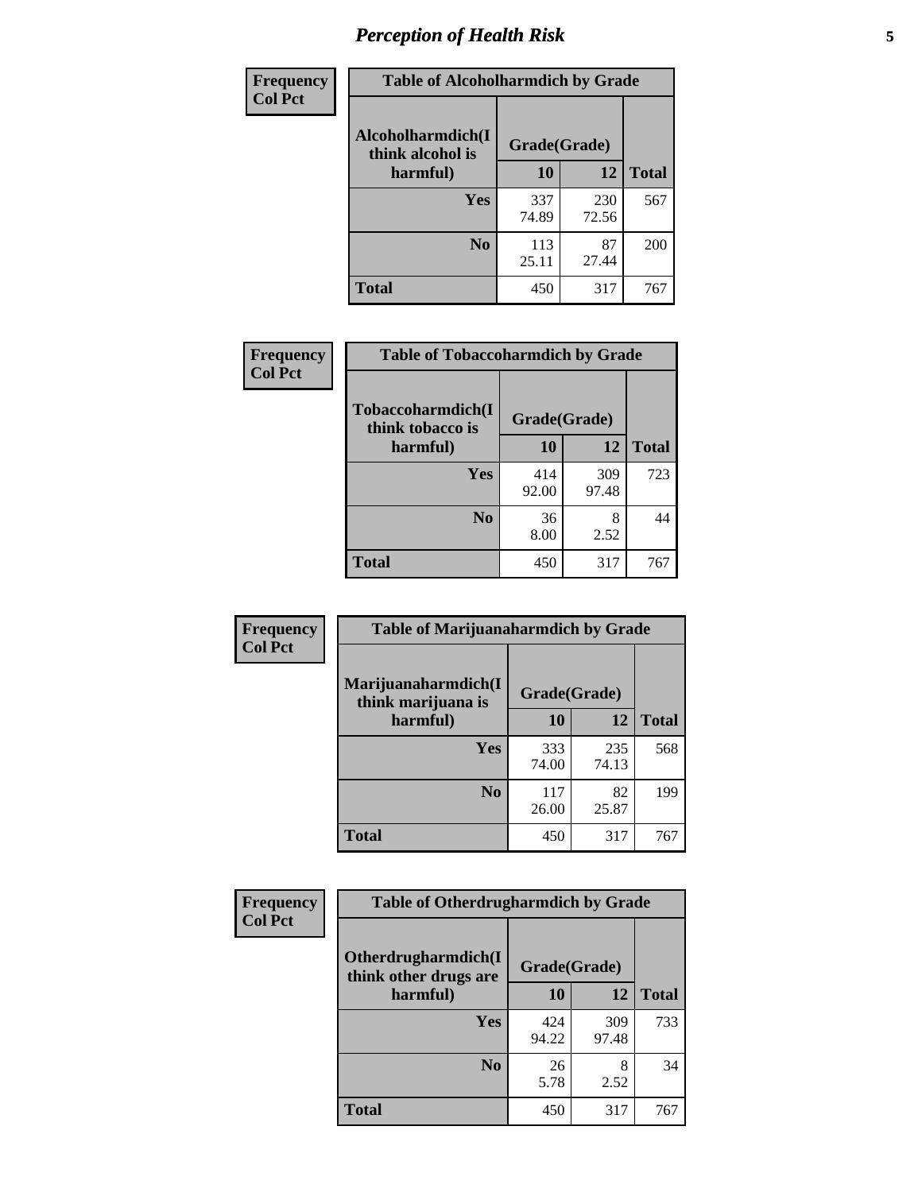| Frequency<br>Col Pct | | | |
|---|---|---|---|

**Table of Alcoholharmdich by Grade**

| Alcoholharmdich(I think alcohol is harmful) | Grade(Grade) | | Total |
|---|---|---|---|
| | 10 | 12 | |
| Yes | 337<br>74.89 | 230<br>72.56 | 567 |
| No | 113<br>25.11 | 87<br>27.44 | 200 |
| Total | 450 | 317 | 767 |

**Table of Tobaccoharmdich by Grade**

| Tobaccoharmdich(I think tobacco is harmful) | Grade(Grade) | | Total |
|---|---|---|---|
| | 10 | 12 | |
| Yes | 414<br>92.00 | 309<br>97.48 | 723 |
| No | 36<br>8.00 | 8<br>2.52 | 44 |
| Total | 450 | 317 | 767 |

**Table of Marijuanaharmdich by Grade**

| Marijuanaharmdich(I think marijuana is harmful) | Grade(Grade) | | Total |
|---|---|---|---|
| | 10 | 12 | |
| Yes | 333<br>74.00 | 235<br>74.13 | 568 |
| No | 117<br>26.00 | 82<br>25.87 | 199 |
| Total | 450 | 317 | 767 |

**Table of Otherdrugharmdich by Grade**

| Otherdrugharmdich(I think other drugs are harmful) | Grade(Grade) | | Total |
|---|---|---|---|
| | 10 | 12 | |
| Yes | 424<br>94.22 | 309<br>97.48 | 733 |
| No | 26<br>5.78 | 8<br>2.52 | 34 |
| Total | 450 | 317 | 767 |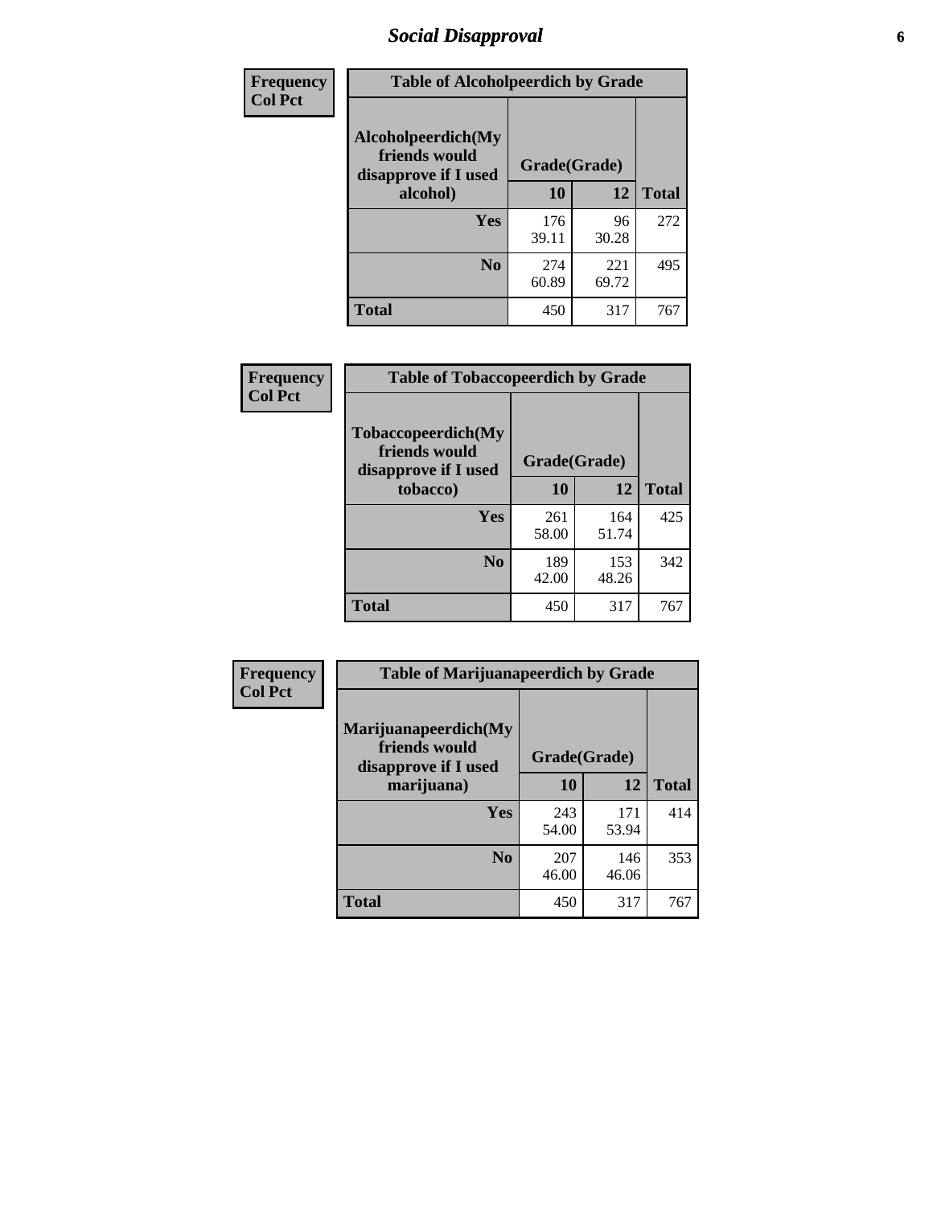# Social Disapproval

| Frequency Col Pct | | | |
|---|---|---|---|
| **Table of Alcoholpeerdich by Grade** | | | |
| **Alcoholpeerdich(My friends would disapprove if I used alcohol)** | **Grade(Grade)** | | |
| | **10** | **12** | **Total** |
| **Yes** | 176<br>39.11 | 96<br>30.28 | 272 |
| **No** | 274<br>60.89 | 221<br>69.72 | 495 |
| **Total** | 450 | 317 | 767 |

| Frequency Col Pct | | | |
|---|---|---|---|
| **Table of Tobaccopeerdich by Grade** | | | |
| **Tobaccopeerdich(My friends would disapprove if I used tobacco)** | **Grade(Grade)** | | |
| | **10** | **12** | **Total** |
| **Yes** | 261<br>58.00 | 164<br>51.74 | 425 |
| **No** | 189<br>42.00 | 153<br>48.26 | 342 |
| **Total** | 450 | 317 | 767 |

| Frequency Col Pct | | | |
|---|---|---|---|
| **Table of Marijuanapeerdich by Grade** | | | |
| **Marijuanapeerdich(My friends would disapprove if I used marijuana)** | **Grade(Grade)** | | |
| | **10** | **12** | **Total** |
| **Yes** | 243<br>54.00 | 171<br>53.94 | 414 |
| **No** | 207<br>46.00 | 146<br>46.06 | 353 |
| **Total** | 450 | 317 | 767 |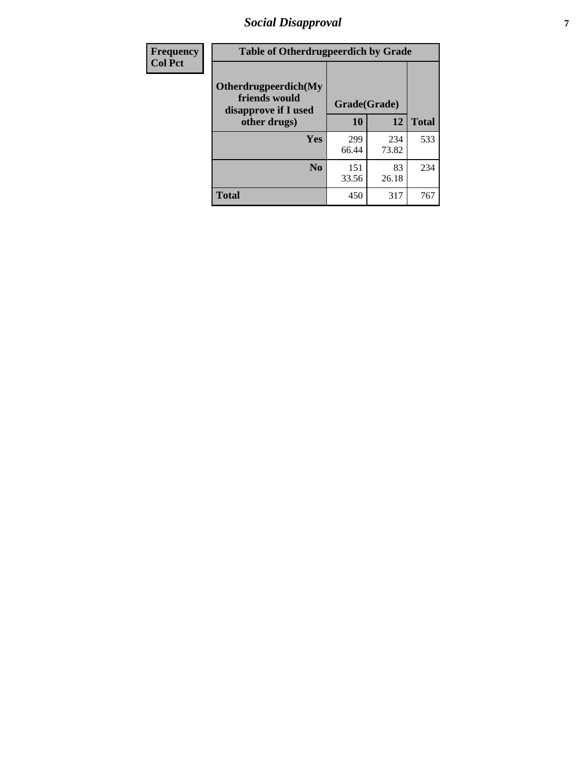| Frequency<br>Col Pct | Table of Otherdrugpeerdich by Grade | | | |
|---|---|---|---|---|
| | Otherdrugpeerdich(My friends would disapprove if I used other drugs) | Grade(Grade) | | |
| | | 10 | 12 | Total |
| | Yes | 299<br>66.44 | 234<br>73.82 | 533 |
| | No | 151<br>33.56 | 83<br>26.18 | 234 |
| | Total | 450 | 317 | 767 |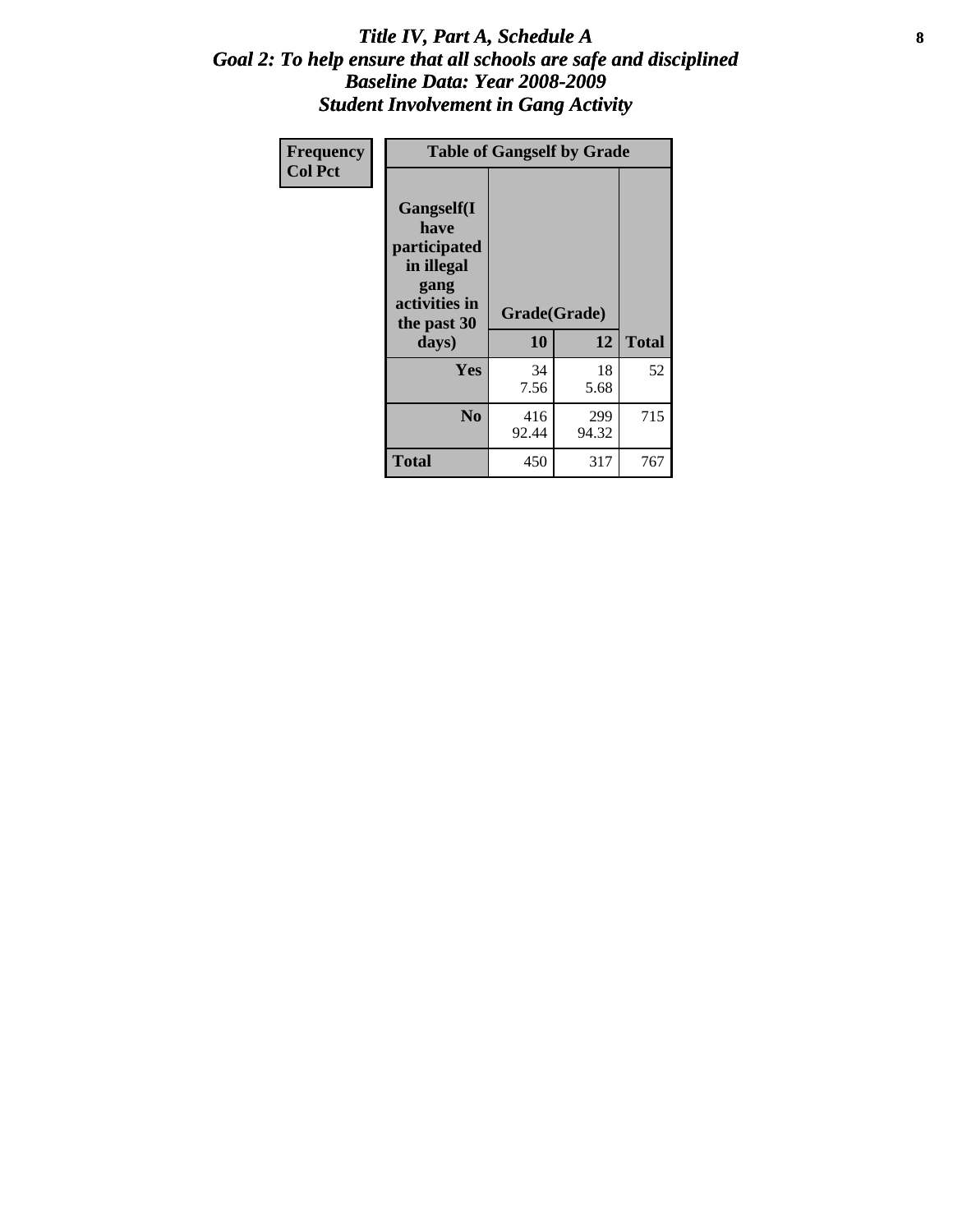# *Title IV, Part A, Schedule A*
## *Goal 2: To help ensure that all schools are safe and disciplined*
## *Baseline Data: Year 2008-2009*
## *Student Involvement in Gang Activity*

| Frequency<br>Col Pct | Table of Gangself by Grade | | |
|---|---|---|---|
| Gangself(I have participated in illegal gang activities in the past 30 days) | Grade(Grade) | | |
| | 10 | 12 | Total |
| Yes | 34<br>7.56 | 18<br>5.68 | 52 |
| No | 416<br>92.44 | 299<br>94.32 | 715 |
| Total | 450 | 317 | 767 |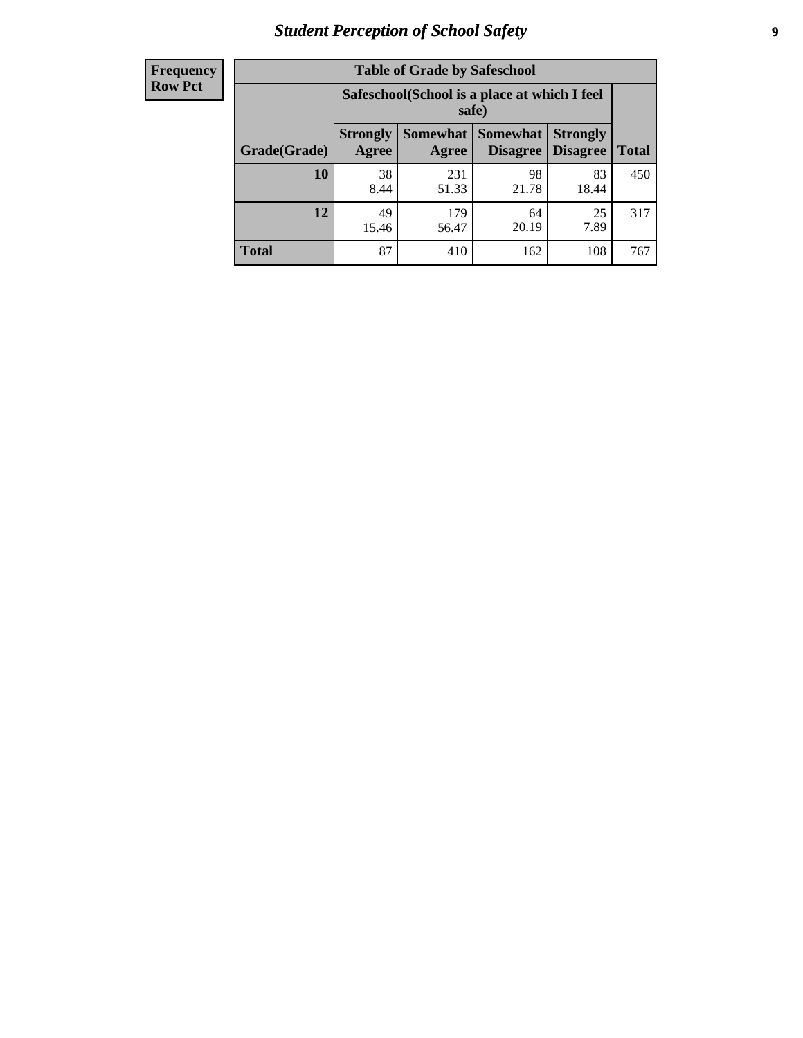# Student Perception of School Safety

| Frequency<br>Row Pct | | | | | |
|---|---|---|---|---|---|

| Table of Grade by Safeschool | | | | | |
|---|---|---|---|---|---|
| | Safeschool(School is a place at which I feel safe) | | | | |
| Grade(Grade) | Strongly Agree | Somewhat Agree | Somewhat Disagree | Strongly Disagree | Total |
| 10 | 38<br>8.44 | 231<br>51.33 | 98<br>21.78 | 83<br>18.44 | 450 |
| 12 | 49<br>15.46 | 179<br>56.47 | 64<br>20.19 | 25<br>7.89 | 317 |
| Total | 87 | 410 | 162 | 108 | 767 |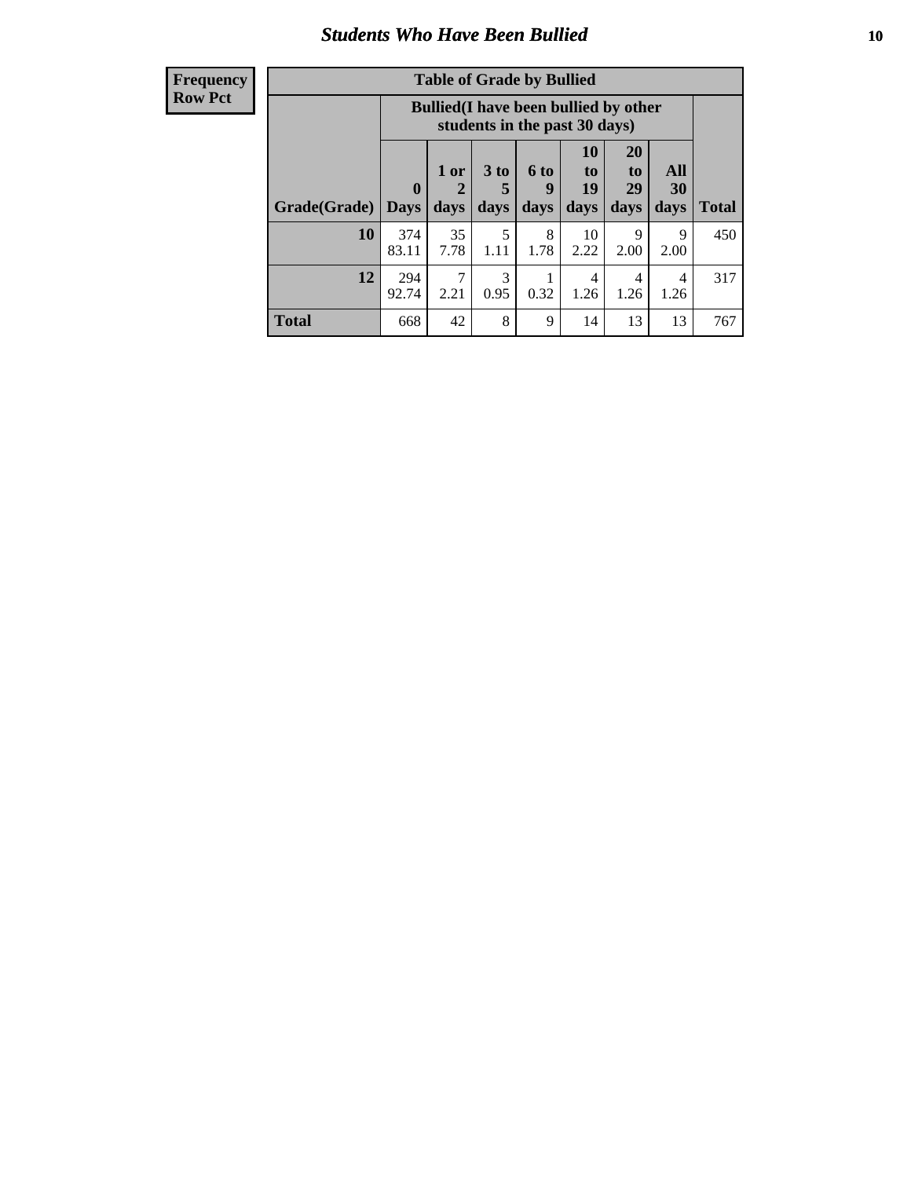## Students Who Have Been Bullied

| Frequency Row Pct |
|---|

**Table of Grade by Bullied**

| Grade(Grade) | Bullied(I have been bullied by other students in the past 30 days) | | | | | | | Total |
|---|---|---|---|---|---|---|---|---|
| | 0 Days | 1 or 2 days | 3 to 5 days | 6 to 9 days | 10 to 19 days | 20 to 29 days | All 30 days | |
| **10** | 374<br>83.11 | 35<br>7.78 | 5<br>1.11 | 8<br>1.78 | 10<br>2.22 | 9<br>2.00 | 9<br>2.00 | 450 |
| **12** | 294<br>92.74 | 7<br>2.21 | 3<br>0.95 | 1<br>0.32 | 4<br>1.26 | 4<br>1.26 | 4<br>1.26 | 317 |
| **Total** | 668 | 42 | 8 | 9 | 14 | 13 | 13 | 767 |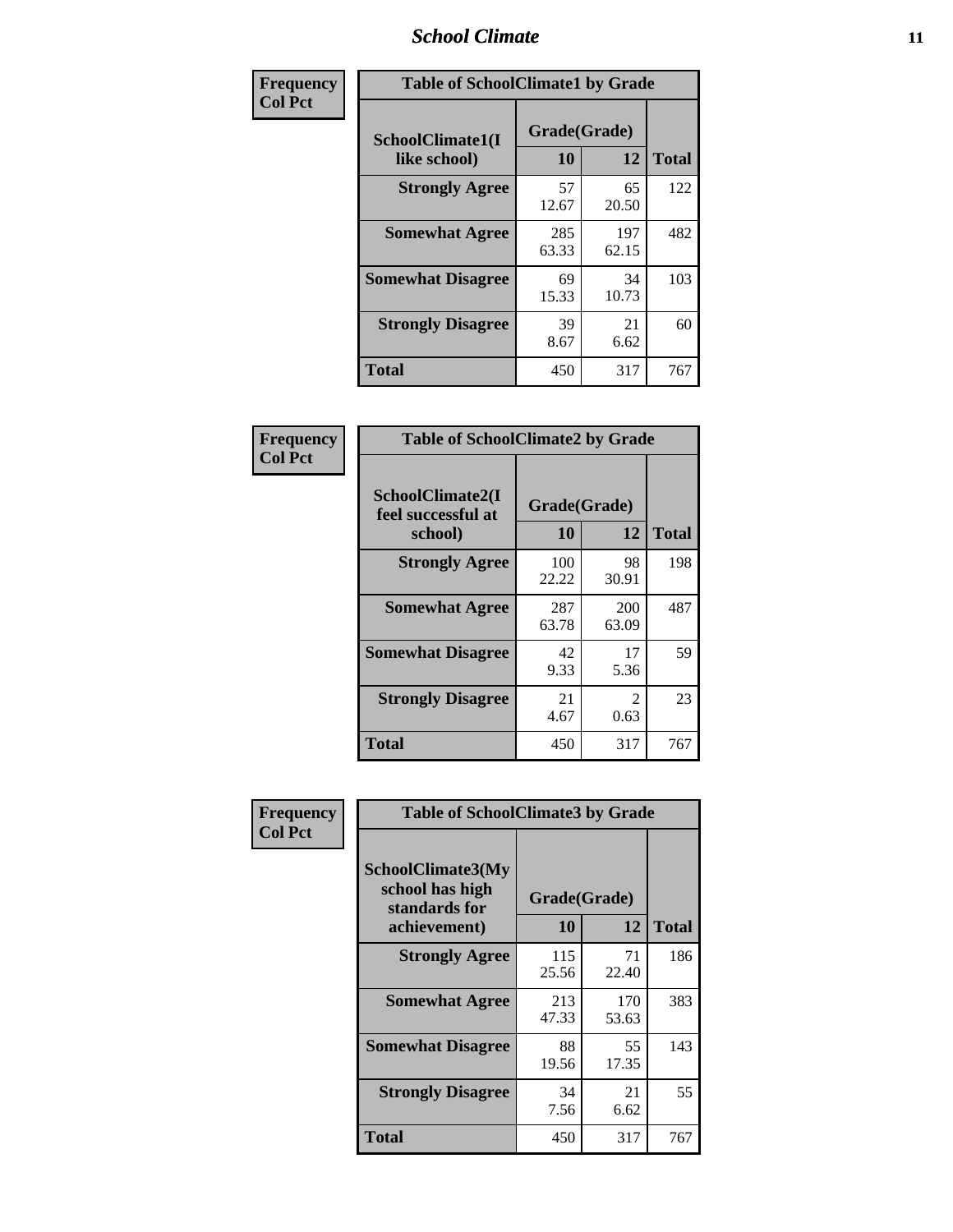| Frequency<br>Col Pct | Table of SchoolClimate1 by Grade | | |
|---|---|---|---|
| **SchoolClimate1(I like school)** | **Grade(Grade)** | | |
| | **10** | **12** | **Total** |
| **Strongly Agree** | 57<br>12.67 | 65<br>20.50 | 122 |
| **Somewhat Agree** | 285<br>63.33 | 197<br>62.15 | 482 |
| **Somewhat Disagree** | 69<br>15.33 | 34<br>10.73 | 103 |
| **Strongly Disagree** | 39<br>8.67 | 21<br>6.62 | 60 |
| **Total** | 450 | 317 | 767 |

| Frequency<br>Col Pct | Table of SchoolClimate2 by Grade | | |
|---|---|---|---|
| **SchoolClimate2(I feel successful at school)** | **Grade(Grade)** | | |
| | **10** | **12** | **Total** |
| **Strongly Agree** | 100<br>22.22 | 98<br>30.91 | 198 |
| **Somewhat Agree** | 287<br>63.78 | 200<br>63.09 | 487 |
| **Somewhat Disagree** | 42<br>9.33 | 17<br>5.36 | 59 |
| **Strongly Disagree** | 21<br>4.67 | 2<br>0.63 | 23 |
| **Total** | 450 | 317 | 767 |

| Frequency<br>Col Pct | Table of SchoolClimate3 by Grade | | |
|---|---|---|---|
| **SchoolClimate3(My school has high standards for achievement)** | **Grade(Grade)** | | |
| | **10** | **12** | **Total** |
| **Strongly Agree** | 115<br>25.56 | 71<br>22.40 | 186 |
| **Somewhat Agree** | 213<br>47.33 | 170<br>53.63 | 383 |
| **Somewhat Disagree** | 88<br>19.56 | 55<br>17.35 | 143 |
| **Strongly Disagree** | 34<br>7.56 | 21<br>6.62 | 55 |
| **Total** | 450 | 317 | 767 |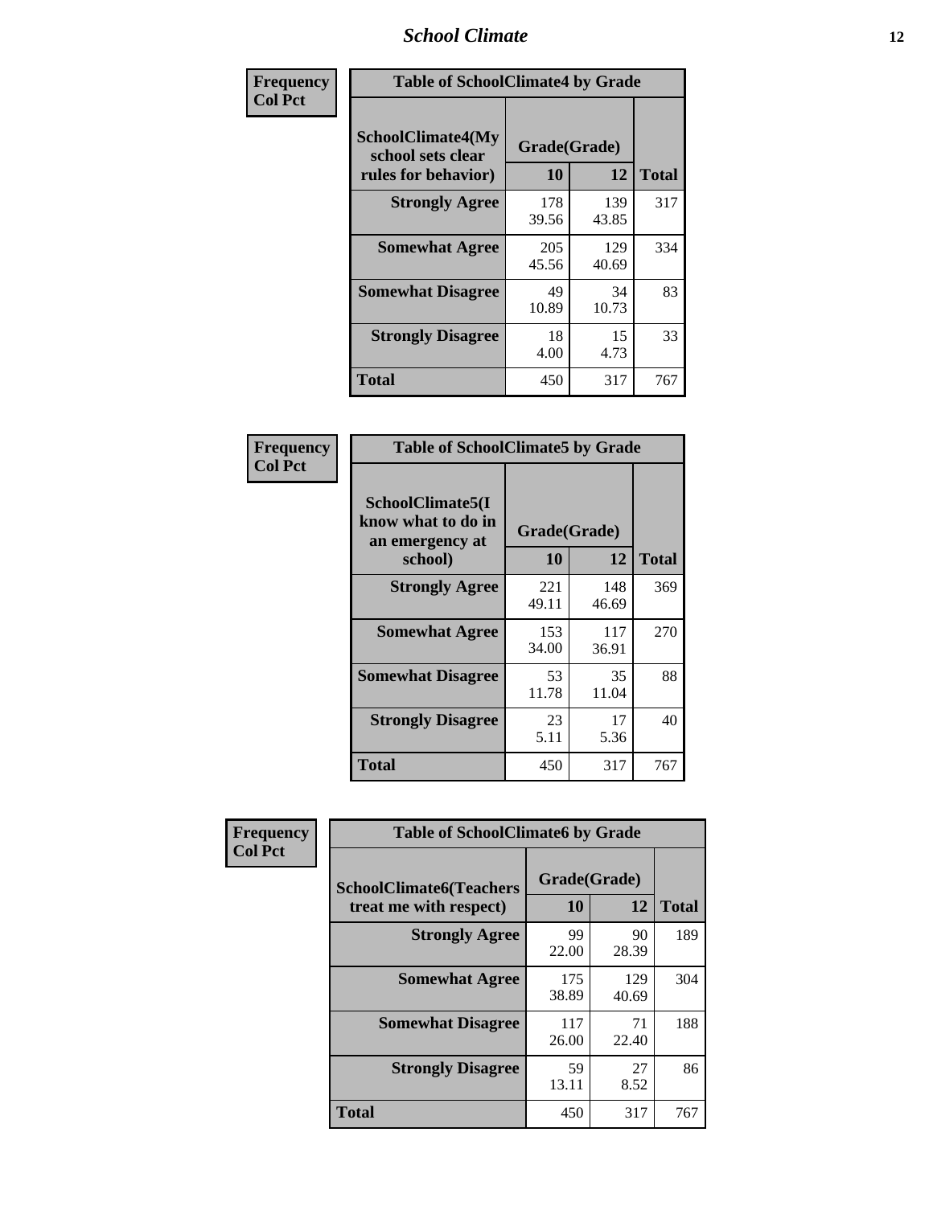| Frequency Col Pct | Table of SchoolClimate4 by Grade | | |
|---|---|---|---|
| SchoolClimate4(My school sets clear rules for behavior) | Grade(Grade) | | |
| | 10 | 12 | Total |
| Strongly Agree | 178 39.56 | 139 43.85 | 317 |
| Somewhat Agree | 205 45.56 | 129 40.69 | 334 |
| Somewhat Disagree | 49 10.89 | 34 10.73 | 83 |
| Strongly Disagree | 18 4.00 | 15 4.73 | 33 |
| Total | 450 | 317 | 767 |

| Frequency Col Pct | Table of SchoolClimate5 by Grade | | |
|---|---|---|---|
| SchoolClimate5(I know what to do in an emergency at school) | Grade(Grade) | | |
| | 10 | 12 | Total |
| Strongly Agree | 221 49.11 | 148 46.69 | 369 |
| Somewhat Agree | 153 34.00 | 117 36.91 | 270 |
| Somewhat Disagree | 53 11.78 | 35 11.04 | 88 |
| Strongly Disagree | 23 5.11 | 17 5.36 | 40 |
| Total | 450 | 317 | 767 |

| Frequency Col Pct | Table of SchoolClimate6 by Grade | | |
|---|---|---|---|
| SchoolClimate6(Teachers treat me with respect) | Grade(Grade) | | |
| | 10 | 12 | Total |
| Strongly Agree | 99 22.00 | 90 28.39 | 189 |
| Somewhat Agree | 175 38.89 | 129 40.69 | 304 |
| Somewhat Disagree | 117 26.00 | 71 22.40 | 188 |
| Strongly Disagree | 59 13.11 | 27 8.52 | 86 |
| Total | 450 | 317 | 767 |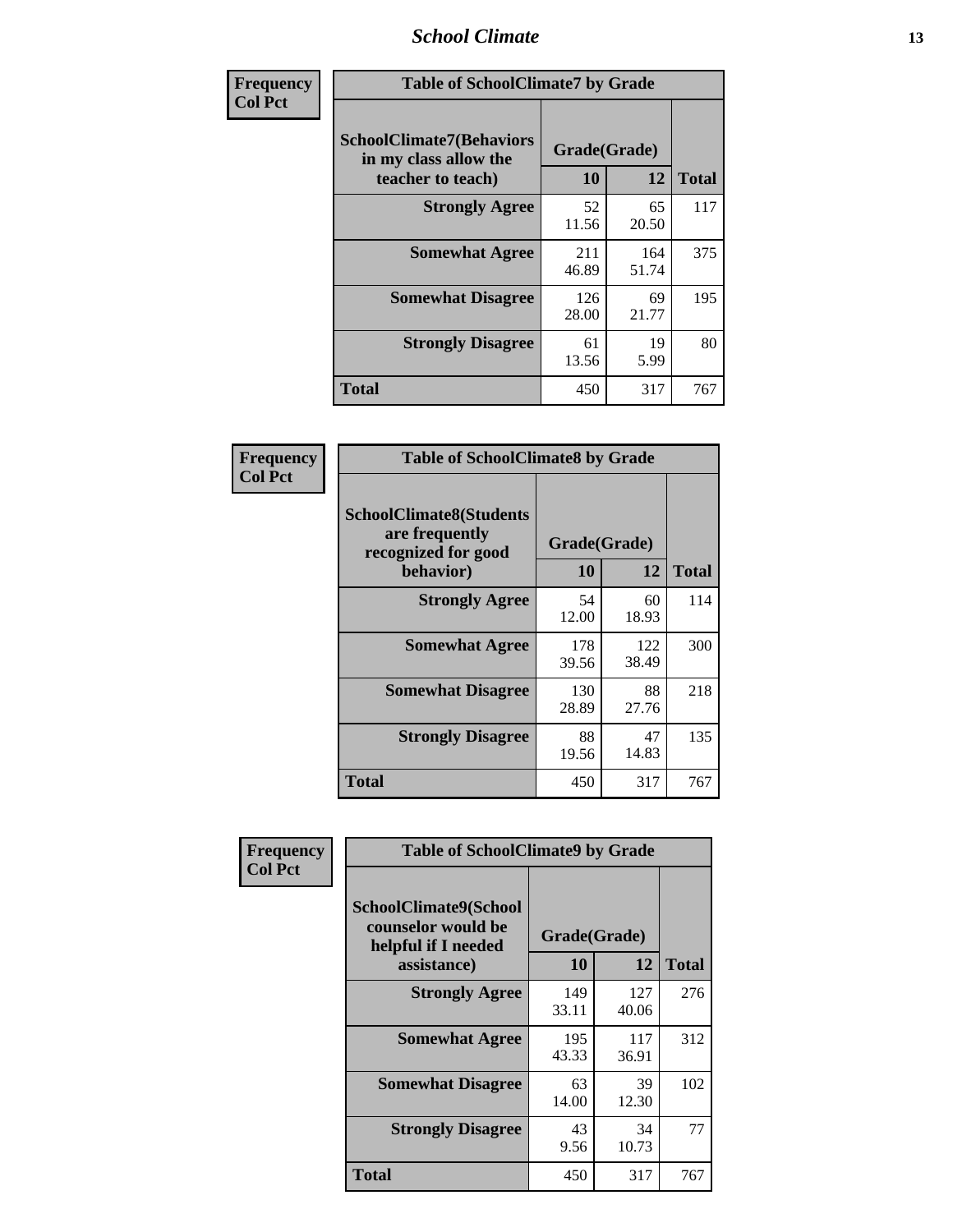| Frequency Col Pct | Table of SchoolClimate7 by Grade | | |
|---|---|---|---|
| SchoolClimate7(Behaviors in my class allow the teacher to teach) | Grade(Grade) | | Total |
| | 10 | 12 | |
| Strongly Agree | 52<br>11.56 | 65<br>20.50 | 117 |
| Somewhat Agree | 211<br>46.89 | 164<br>51.74 | 375 |
| Somewhat Disagree | 126<br>28.00 | 69<br>21.77 | 195 |
| Strongly Disagree | 61<br>13.56 | 19<br>5.99 | 80 |
| Total | 450 | 317 | 767 |

| Frequency Col Pct | Table of SchoolClimate8 by Grade | | |
|---|---|---|---|
| SchoolClimate8(Students are frequently recognized for good behavior) | Grade(Grade) | | Total |
| | 10 | 12 | |
| Strongly Agree | 54<br>12.00 | 60<br>18.93 | 114 |
| Somewhat Agree | 178<br>39.56 | 122<br>38.49 | 300 |
| Somewhat Disagree | 130<br>28.89 | 88<br>27.76 | 218 |
| Strongly Disagree | 88<br>19.56 | 47<br>14.83 | 135 |
| Total | 450 | 317 | 767 |

| Frequency Col Pct | Table of SchoolClimate9 by Grade | | |
|---|---|---|---|
| SchoolClimate9(School counselor would be helpful if I needed assistance) | Grade(Grade) | | Total |
| | 10 | 12 | |
| Strongly Agree | 149<br>33.11 | 127<br>40.06 | 276 |
| Somewhat Agree | 195<br>43.33 | 117<br>36.91 | 312 |
| Somewhat Disagree | 63<br>14.00 | 39<br>12.30 | 102 |
| Strongly Disagree | 43<br>9.56 | 34<br>10.73 | 77 |
| Total | 450 | 317 | 767 |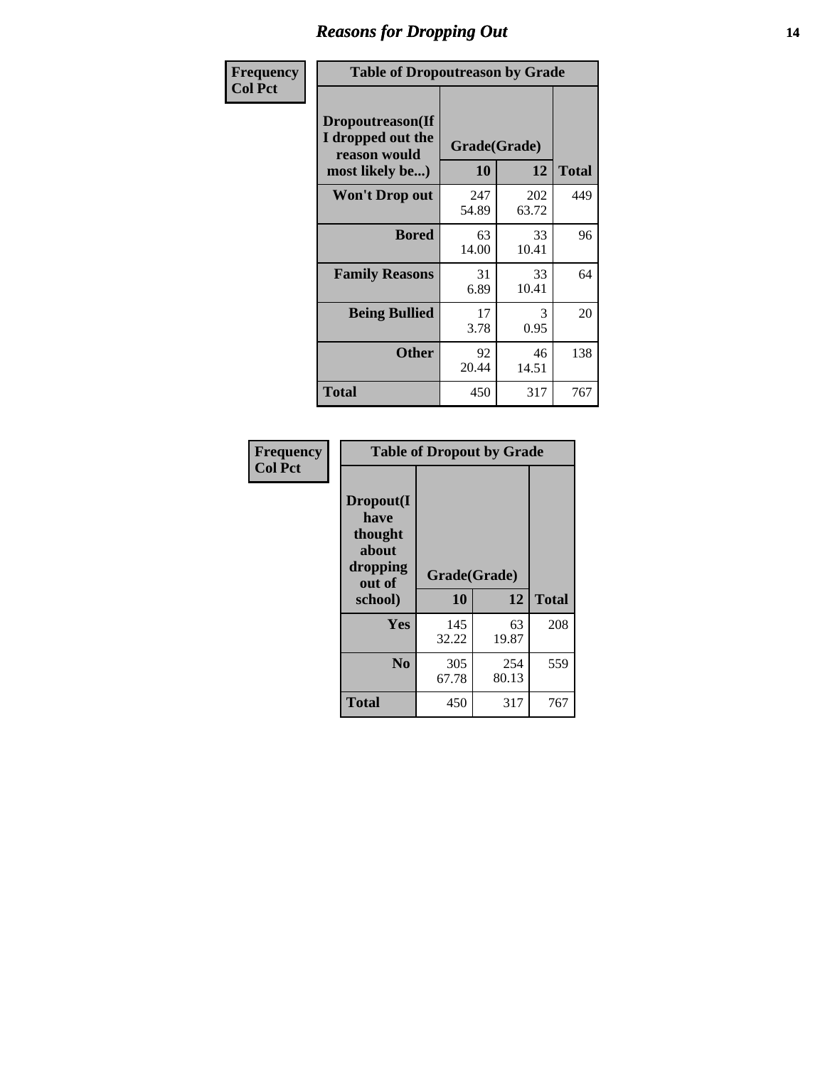## Reasons for Dropping Out

**Frequency**
**Col Pct**

**Table of Dropoutreason by Grade**

| Dropoutreason(If I dropped out the reason would most likely be...) | Grade(Grade) | | |
|---|---|---|---|
| | 10 | 12 | Total |
| Won't Drop out | 247<br>54.89 | 202<br>63.72 | 449 |
| Bored | 63<br>14.00 | 33<br>10.41 | 96 |
| Family Reasons | 31<br>6.89 | 33<br>10.41 | 64 |
| Being Bullied | 17<br>3.78 | 3<br>0.95 | 20 |
| Other | 92<br>20.44 | 46<br>14.51 | 138 |
| Total | 450 | 317 | 767 |

**Frequency**
**Col Pct**

**Table of Dropout by Grade**

| Dropout(I have thought about dropping out of school) | Grade(Grade) | | |
|---|---|---|---|
| | 10 | 12 | Total |
| Yes | 145<br>32.22 | 63<br>19.87 | 208 |
| No | 305<br>67.78 | 254<br>80.13 | 559 |
| Total | 450 | 317 | 767 |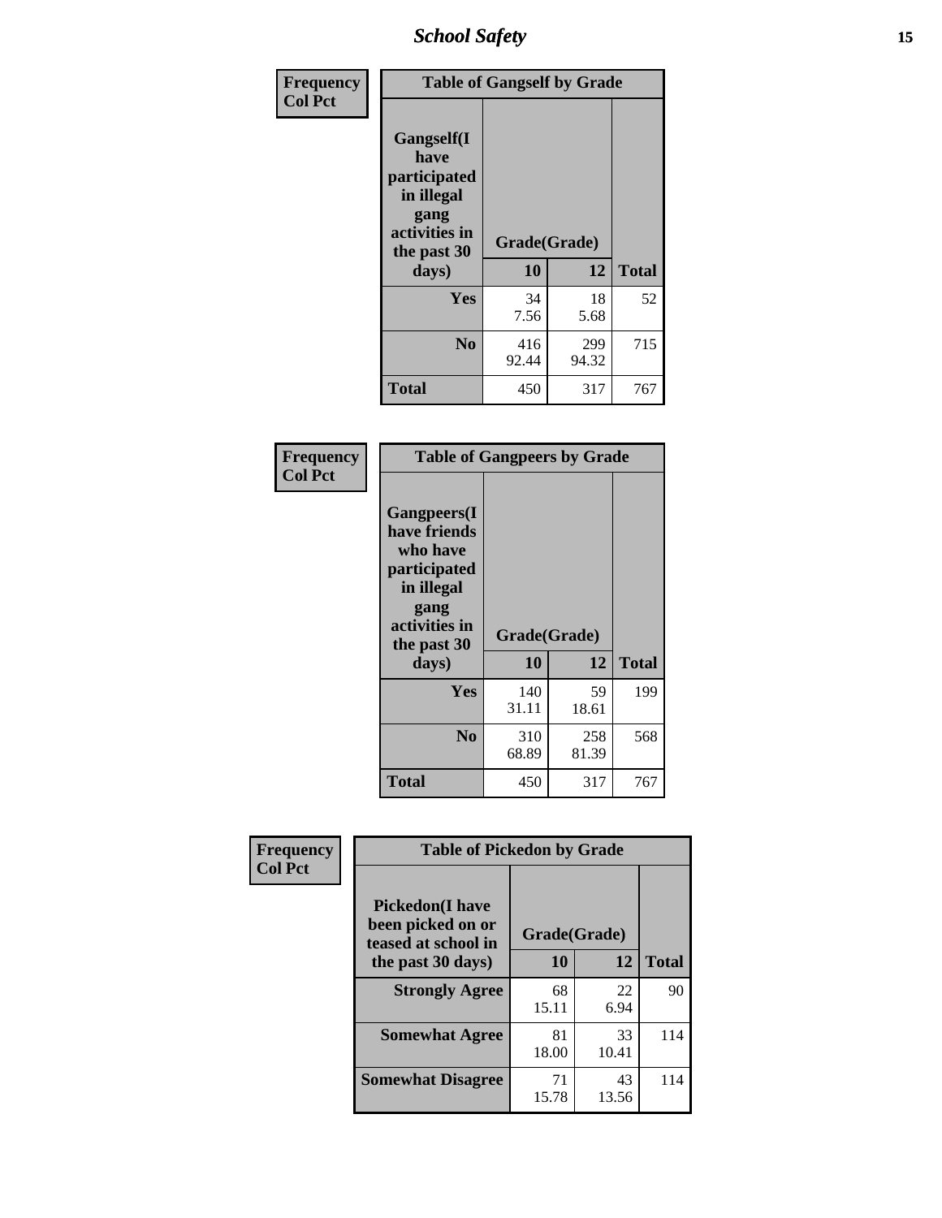| Frequency<br>Col Pct | Table of Gangself by Grade | | |
|---|---|---|---|
| Gangself(I have participated in illegal gang activities in the past 30 days) | Grade(Grade) | | |
| | 10 | 12 | Total |
| Yes | 34<br>7.56 | 18<br>5.68 | 52 |
| No | 416<br>92.44 | 299<br>94.32 | 715 |
| Total | 450 | 317 | 767 |

| Frequency<br>Col Pct | Table of Gangpeers by Grade | | |
|---|---|---|---|
| Gangpeers(I have friends who have participated in illegal gang activities in the past 30 days) | Grade(Grade) | | |
| | 10 | 12 | Total |
| Yes | 140<br>31.11 | 59<br>18.61 | 199 |
| No | 310<br>68.89 | 258<br>81.39 | 568 |
| Total | 450 | 317 | 767 |

| Frequency<br>Col Pct | Table of Pickedon by Grade | | |
|---|---|---|---|
| Pickedon(I have been picked on or teased at school in the past 30 days) | Grade(Grade) | | |
| | 10 | 12 | Total |
| Strongly Agree | 68<br>15.11 | 22<br>6.94 | 90 |
| Somewhat Agree | 81<br>18.00 | 33<br>10.41 | 114 |
| Somewhat Disagree | 71<br>15.78 | 43<br>13.56 | 114 |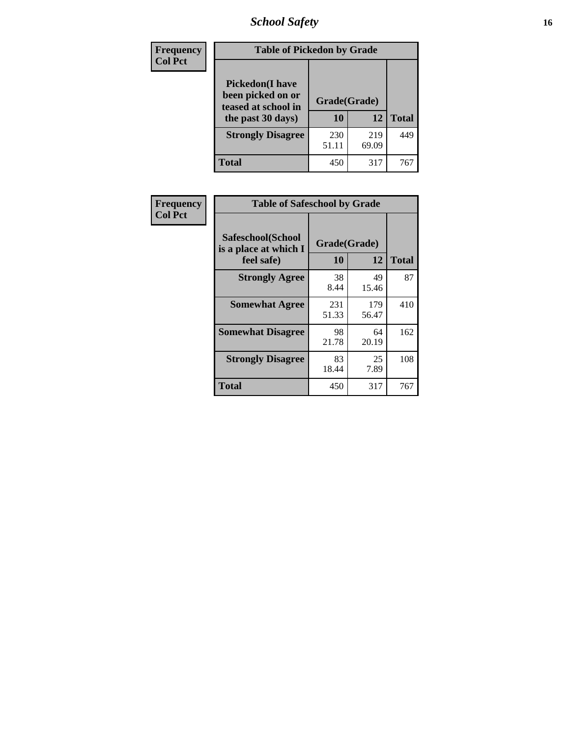| Frequency<br>Col Pct | Table of Pickedon by Grade | | |
|---|---|---|---|
| **Pickedon(I have been picked on or teased at school in the past 30 days)** | **Grade(Grade)** | | |
| | **10** | **12** | **Total** |
| **Strongly Disagree** | 230<br>51.11 | 219<br>69.09 | 449 |
| **Total** | 450 | 317 | 767 |

| Frequency<br>Col Pct | Table of Safeschool by Grade | | |
|---|---|---|---|
| **Safeschool(School is a place at which I feel safe)** | **Grade(Grade)** | | |
| | **10** | **12** | **Total** |
| **Strongly Agree** | 38<br>8.44 | 49<br>15.46 | 87 |
| **Somewhat Agree** | 231<br>51.33 | 179<br>56.47 | 410 |
| **Somewhat Disagree** | 98<br>21.78 | 64<br>20.19 | 162 |
| **Strongly Disagree** | 83<br>18.44 | 25<br>7.89 | 108 |
| **Total** | 450 | 317 | 767 |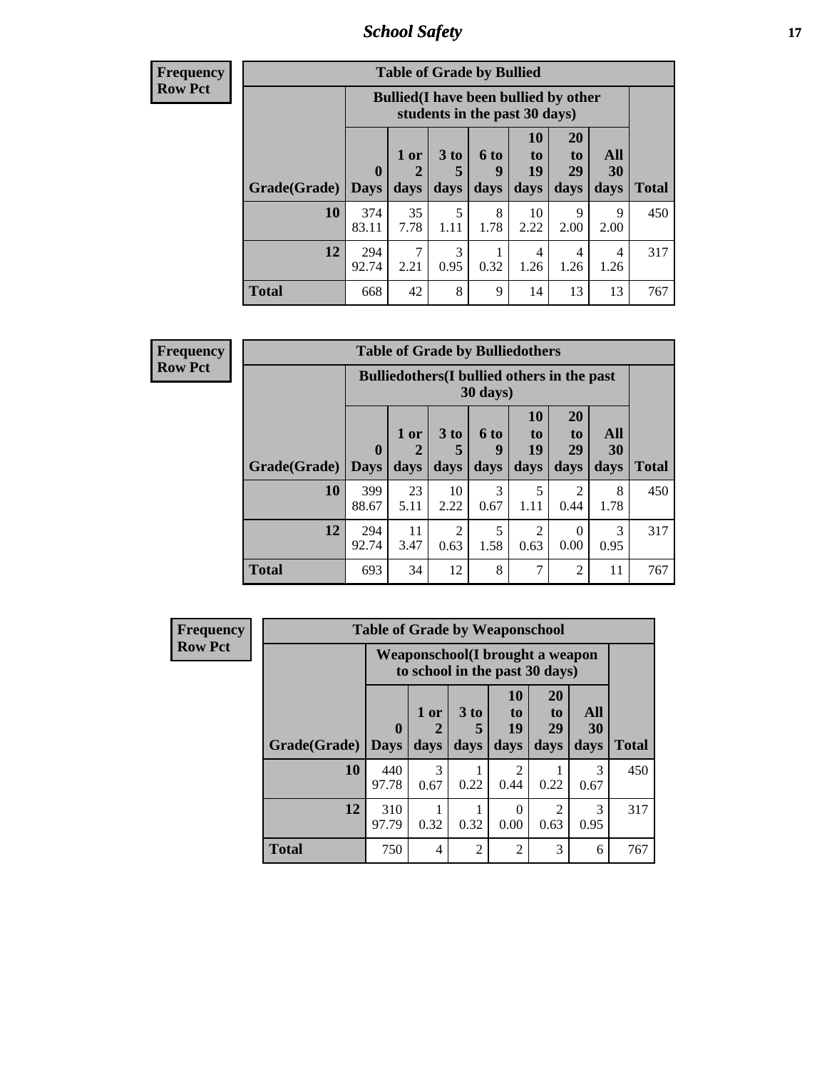| Frequency<br>Row Pct | | | | | | | | |
|---|---|---|---|---|---|---|---|---|

**Table of Grade by Bullied**

| | Bullied(I have been bullied by other students in the past 30 days) | | | | | | | |
|---|---|---|---|---|---|---|---|---|
| Grade(Grade) | 0 Days | 1 or 2 days | 3 to 5 days | 6 to 9 days | 10 to 19 days | 20 to 29 days | All 30 days | Total |
| 10 | 374<br>83.11 | 35<br>7.78 | 5<br>1.11 | 8<br>1.78 | 10<br>2.22 | 9<br>2.00 | 9<br>2.00 | 450 |
| 12 | 294<br>92.74 | 7<br>2.21 | 3<br>0.95 | 1<br>0.32 | 4<br>1.26 | 4<br>1.26 | 4<br>1.26 | 317 |
| Total | 668 | 42 | 8 | 9 | 14 | 13 | 13 | 767 |

| Frequency<br>Row Pct |
|---|

**Table of Grade by Bulliedothers**

| | Bulliedothers(I bullied others in the past 30 days) | | | | | | | |
|---|---|---|---|---|---|---|---|---|
| Grade(Grade) | 0 Days | 1 or 2 days | 3 to 5 days | 6 to 9 days | 10 to 19 days | 20 to 29 days | All 30 days | Total |
| 10 | 399<br>88.67 | 23<br>5.11 | 10<br>2.22 | 3<br>0.67 | 5<br>1.11 | 2<br>0.44 | 8<br>1.78 | 450 |
| 12 | 294<br>92.74 | 11<br>3.47 | 2<br>0.63 | 5<br>1.58 | 2<br>0.63 | 0<br>0.00 | 3<br>0.95 | 317 |
| Total | 693 | 34 | 12 | 8 | 7 | 2 | 11 | 767 |

| Frequency<br>Row Pct |
|---|

**Table of Grade by Weaponschool**

| | Weaponschool(I brought a weapon to school in the past 30 days) | | | | | | |
|---|---|---|---|---|---|---|---|
| Grade(Grade) | 0 Days | 1 or 2 days | 3 to 5 days | 10 to 19 days | 20 to 29 days | All 30 days | Total |
| 10 | 440<br>97.78 | 3<br>0.67 | 1<br>0.22 | 2<br>0.44 | 1<br>0.22 | 3<br>0.67 | 450 |
| 12 | 310<br>97.79 | 1<br>0.32 | 1<br>0.32 | 0<br>0.00 | 2<br>0.63 | 3<br>0.95 | 317 |
| Total | 750 | 4 | 2 | 2 | 3 | 6 | 767 |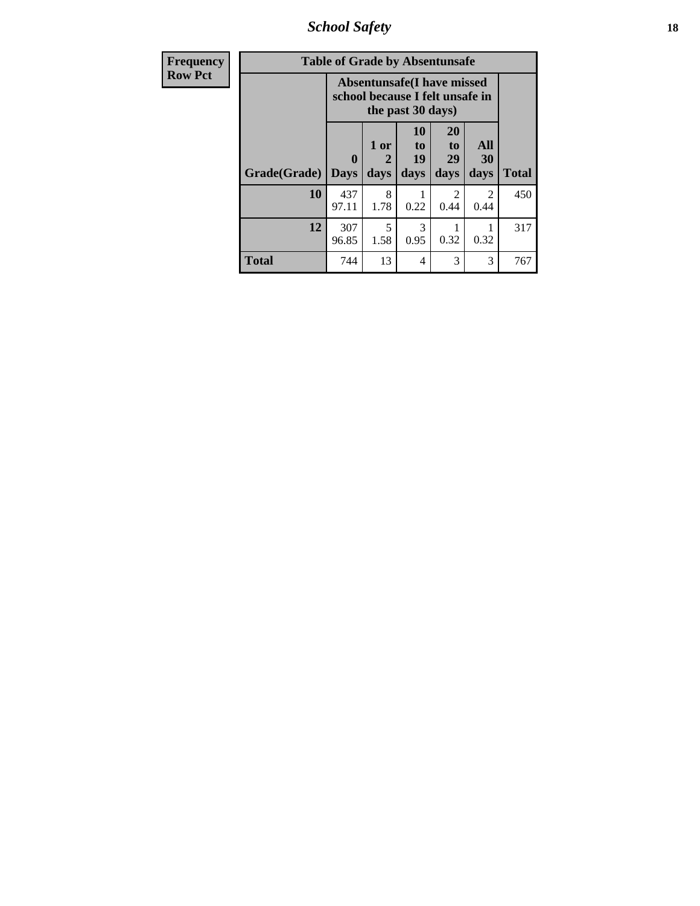| Frequency<br>Row Pct | Table of Grade by Absentunsafe | | | | | |
|---|---|---|---|---|---|---|
| | **Absentunsafe(I have missed school because I felt unsafe in the past 30 days)** | | | | | |
| **Grade(Grade)** | **0 Days** | **1 or 2 days** | **10 to 19 days** | **20 to 29 days** | **All 30 days** | **Total** |
| **10** | 437<br>97.11 | 8<br>1.78 | 1<br>0.22 | 2<br>0.44 | 2<br>0.44 | 450 |
| **12** | 307<br>96.85 | 5<br>1.58 | 3<br>0.95 | 1<br>0.32 | 1<br>0.32 | 317 |
| **Total** | 744 | 13 | 4 | 3 | 3 | 767 |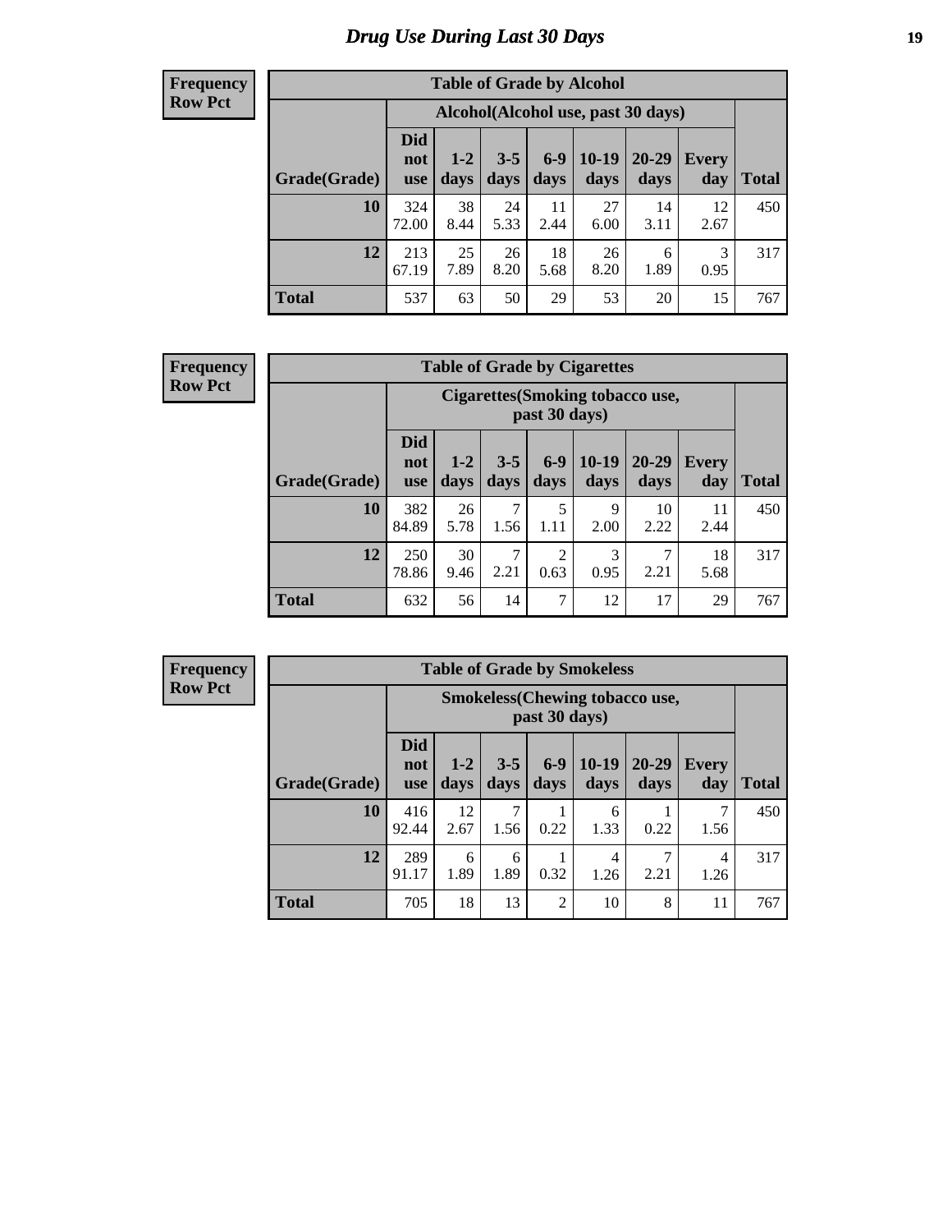# Drug Use During Last 30 Days

**Frequency**
**Row Pct**

| Table of Grade by Alcohol | | | | | | | | |
|---|---|---|---|---|---|---|---|---|
| | Alcohol(Alcohol use, past 30 days) | | | | | | | |
| Grade(Grade) | Did not use | 1-2 days | 3-5 days | 6-9 days | 10-19 days | 20-29 days | Every day | Total |
| 10 | 324 72.00 | 38 8.44 | 24 5.33 | 11 2.44 | 27 6.00 | 14 3.11 | 12 2.67 | 450 |
| 12 | 213 67.19 | 25 7.89 | 26 8.20 | 18 5.68 | 26 8.20 | 6 1.89 | 3 0.95 | 317 |
| Total | 537 | 63 | 50 | 29 | 53 | 20 | 15 | 767 |

**Frequency**
**Row Pct**

| Table of Grade by Cigarettes | | | | | | | | |
|---|---|---|---|---|---|---|---|---|
| | Cigarettes(Smoking tobacco use, past 30 days) | | | | | | | |
| Grade(Grade) | Did not use | 1-2 days | 3-5 days | 6-9 days | 10-19 days | 20-29 days | Every day | Total |
| 10 | 382 84.89 | 26 5.78 | 7 1.56 | 5 1.11 | 9 2.00 | 10 2.22 | 11 2.44 | 450 |
| 12 | 250 78.86 | 30 9.46 | 7 2.21 | 2 0.63 | 3 0.95 | 7 2.21 | 18 5.68 | 317 |
| Total | 632 | 56 | 14 | 7 | 12 | 17 | 29 | 767 |

**Frequency**
**Row Pct**

| Table of Grade by Smokeless | | | | | | | | |
|---|---|---|---|---|---|---|---|---|
| | Smokeless(Chewing tobacco use, past 30 days) | | | | | | | |
| Grade(Grade) | Did not use | 1-2 days | 3-5 days | 6-9 days | 10-19 days | 20-29 days | Every day | Total |
| 10 | 416 92.44 | 12 2.67 | 7 1.56 | 1 0.22 | 6 1.33 | 1 0.22 | 7 1.56 | 450 |
| 12 | 289 91.17 | 6 1.89 | 6 1.89 | 1 0.32 | 4 1.26 | 7 2.21 | 4 1.26 | 317 |
| Total | 705 | 18 | 13 | 2 | 10 | 8 | 11 | 767 |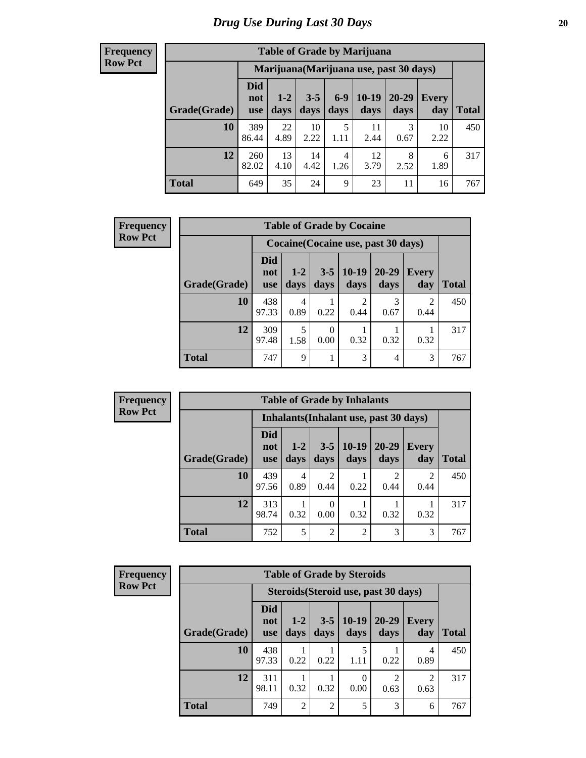# Drug Use During Last 30 Days

Frequency
Row Pct

| Table of Grade by Marijuana | | | | | | | | |
|---|---|---|---|---|---|---|---|---|
| | Marijuana(Marijuana use, past 30 days) | | | | | | | |
| Grade(Grade) | Did not use | 1-2 days | 3-5 days | 6-9 days | 10-19 days | 20-29 days | Every day | Total |
| 10 | 389<br>86.44 | 22<br>4.89 | 10<br>2.22 | 5<br>1.11 | 11<br>2.44 | 3<br>0.67 | 10<br>2.22 | 450 |
| 12 | 260<br>82.02 | 13<br>4.10 | 14<br>4.42 | 4<br>1.26 | 12<br>3.79 | 8<br>2.52 | 6<br>1.89 | 317 |
| Total | 649 | 35 | 24 | 9 | 23 | 11 | 16 | 767 |

Frequency
Row Pct

| Table of Grade by Cocaine | | | | | | | |
|---|---|---|---|---|---|---|---|
| | Cocaine(Cocaine use, past 30 days) | | | | | | |
| Grade(Grade) | Did not use | 1-2 days | 3-5 days | 10-19 days | 20-29 days | Every day | Total |
| 10 | 438<br>97.33 | 4<br>0.89 | 1<br>0.22 | 2<br>0.44 | 3<br>0.67 | 2<br>0.44 | 450 |
| 12 | 309<br>97.48 | 5<br>1.58 | 0<br>0.00 | 1<br>0.32 | 1<br>0.32 | 1<br>0.32 | 317 |
| Total | 747 | 9 | 1 | 3 | 4 | 3 | 767 |

Frequency
Row Pct

| Table of Grade by Inhalants | | | | | | | |
|---|---|---|---|---|---|---|---|
| | Inhalants(Inhalant use, past 30 days) | | | | | | |
| Grade(Grade) | Did not use | 1-2 days | 3-5 days | 10-19 days | 20-29 days | Every day | Total |
| 10 | 439<br>97.56 | 4<br>0.89 | 2<br>0.44 | 1<br>0.22 | 2<br>0.44 | 2<br>0.44 | 450 |
| 12 | 313<br>98.74 | 1<br>0.32 | 0<br>0.00 | 1<br>0.32 | 1<br>0.32 | 1<br>0.32 | 317 |
| Total | 752 | 5 | 2 | 2 | 3 | 3 | 767 |

Frequency
Row Pct

| Table of Grade by Steroids | | | | | | | |
|---|---|---|---|---|---|---|---|
| | Steroids(Steroid use, past 30 days) | | | | | | |
| Grade(Grade) | Did not use | 1-2 days | 3-5 days | 10-19 days | 20-29 days | Every day | Total |
| 10 | 438<br>97.33 | 1<br>0.22 | 1<br>0.22 | 5<br>1.11 | 1<br>0.22 | 4<br>0.89 | 450 |
| 12 | 311<br>98.11 | 1<br>0.32 | 1<br>0.32 | 0<br>0.00 | 2<br>0.63 | 2<br>0.63 | 317 |
| Total | 749 | 2 | 2 | 5 | 3 | 6 | 767 |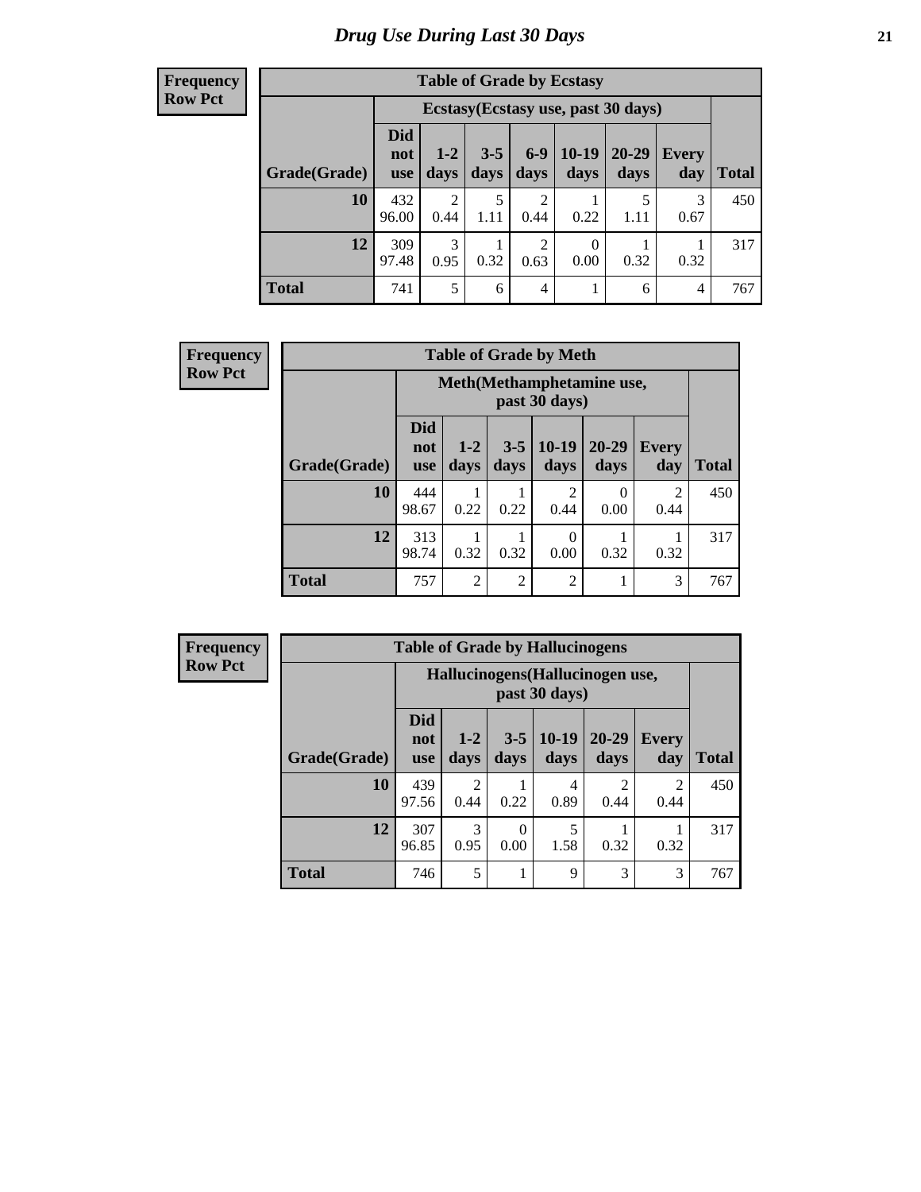# Drug Use During Last 30 Days

**Frequency**
**Row Pct**

| Table of Grade by Ecstasy | | | | | | | | |
|---|---|---|---|---|---|---|---|---|
| | Ecstasy(Ecstasy use, past 30 days) | | | | | | | |
| Grade(Grade) | Did not use | 1-2 days | 3-5 days | 6-9 days | 10-19 days | 20-29 days | Every day | Total |
| 10 | 432<br>96.00 | 2<br>0.44 | 5<br>1.11 | 2<br>0.44 | 1<br>0.22 | 5<br>1.11 | 3<br>0.67 | 450 |
| 12 | 309<br>97.48 | 3<br>0.95 | 1<br>0.32 | 2<br>0.63 | 0<br>0.00 | 1<br>0.32 | 1<br>0.32 | 317 |
| Total | 741 | 5 | 6 | 4 | 1 | 6 | 4 | 767 |

**Frequency**
**Row Pct**

| Table of Grade by Meth | | | | | | | |
|---|---|---|---|---|---|---|---|
| | Meth(Methamphetamine use, past 30 days) | | | | | | |
| Grade(Grade) | Did not use | 1-2 days | 3-5 days | 10-19 days | 20-29 days | Every day | Total |
| 10 | 444<br>98.67 | 1<br>0.22 | 1<br>0.22 | 2<br>0.44 | 0<br>0.00 | 2<br>0.44 | 450 |
| 12 | 313<br>98.74 | 1<br>0.32 | 1<br>0.32 | 0<br>0.00 | 1<br>0.32 | 1<br>0.32 | 317 |
| Total | 757 | 2 | 2 | 2 | 1 | 3 | 767 |

**Frequency**
**Row Pct**

| Table of Grade by Hallucinogens | | | | | | | |
|---|---|---|---|---|---|---|---|
| | Hallucinogens(Hallucinogen use, past 30 days) | | | | | | |
| Grade(Grade) | Did not use | 1-2 days | 3-5 days | 10-19 days | 20-29 days | Every day | Total |
| 10 | 439<br>97.56 | 2<br>0.44 | 1<br>0.22 | 4<br>0.89 | 2<br>0.44 | 2<br>0.44 | 450 |
| 12 | 307<br>96.85 | 3<br>0.95 | 0<br>0.00 | 5<br>1.58 | 1<br>0.32 | 1<br>0.32 | 317 |
| Total | 746 | 5 | 1 | 9 | 3 | 3 | 767 |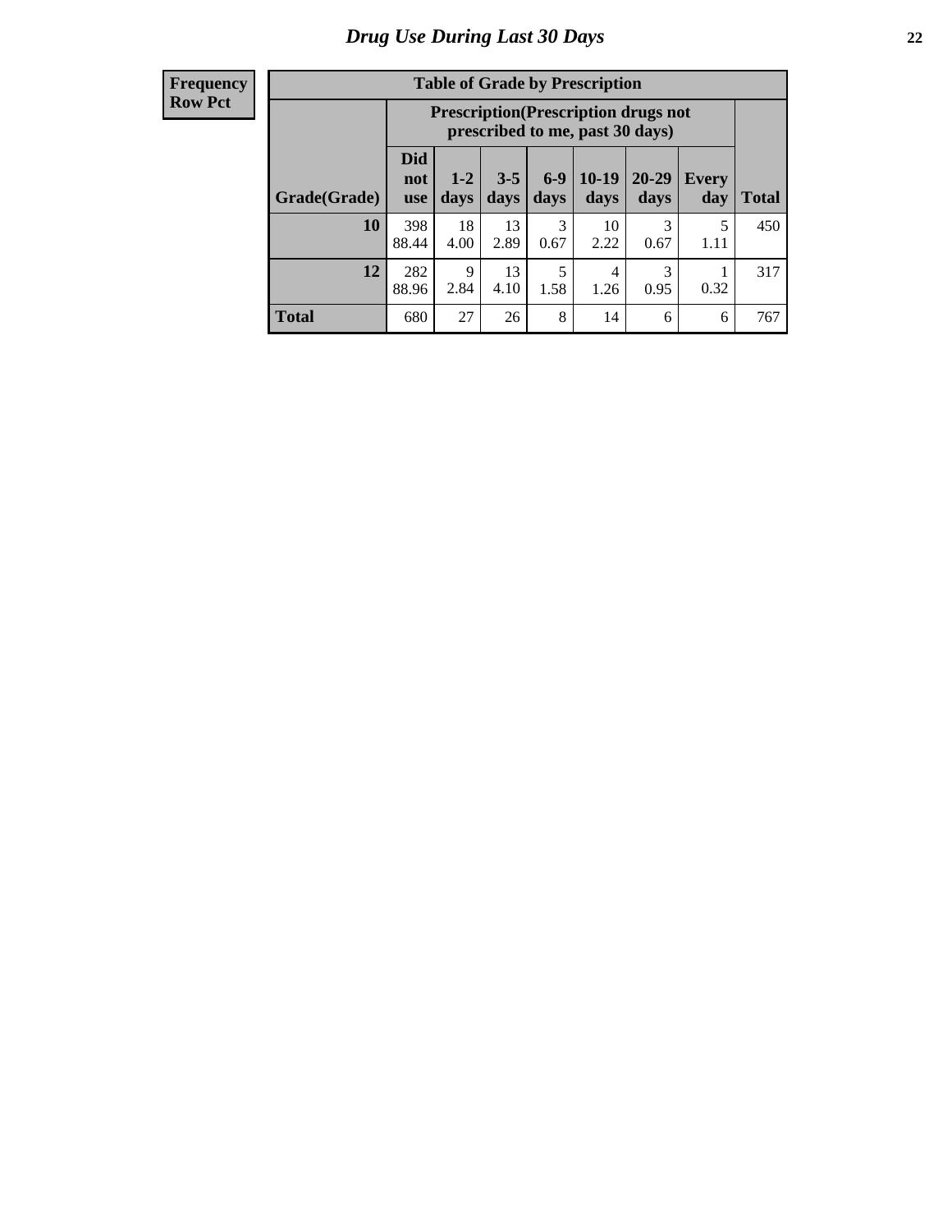# Drug Use During Last 30 Days

| Frequency Row Pct |
|---|

**Table of Grade by Prescription**

| Grade(Grade) | Prescription(Prescription drugs not prescribed to me, past 30 days) | | | | | | | Total |
|---|---|---|---|---|---|---|---|---|
| | Did not use | 1-2 days | 3-5 days | 6-9 days | 10-19 days | 20-29 days | Every day | |
| **10** | 398<br>88.44 | 18<br>4.00 | 13<br>2.89 | 3<br>0.67 | 10<br>2.22 | 3<br>0.67 | 5<br>1.11 | 450 |
| **12** | 282<br>88.96 | 9<br>2.84 | 13<br>4.10 | 5<br>1.58 | 4<br>1.26 | 3<br>0.95 | 1<br>0.32 | 317 |
| **Total** | 680 | 27 | 26 | 8 | 14 | 6 | 6 | 767 |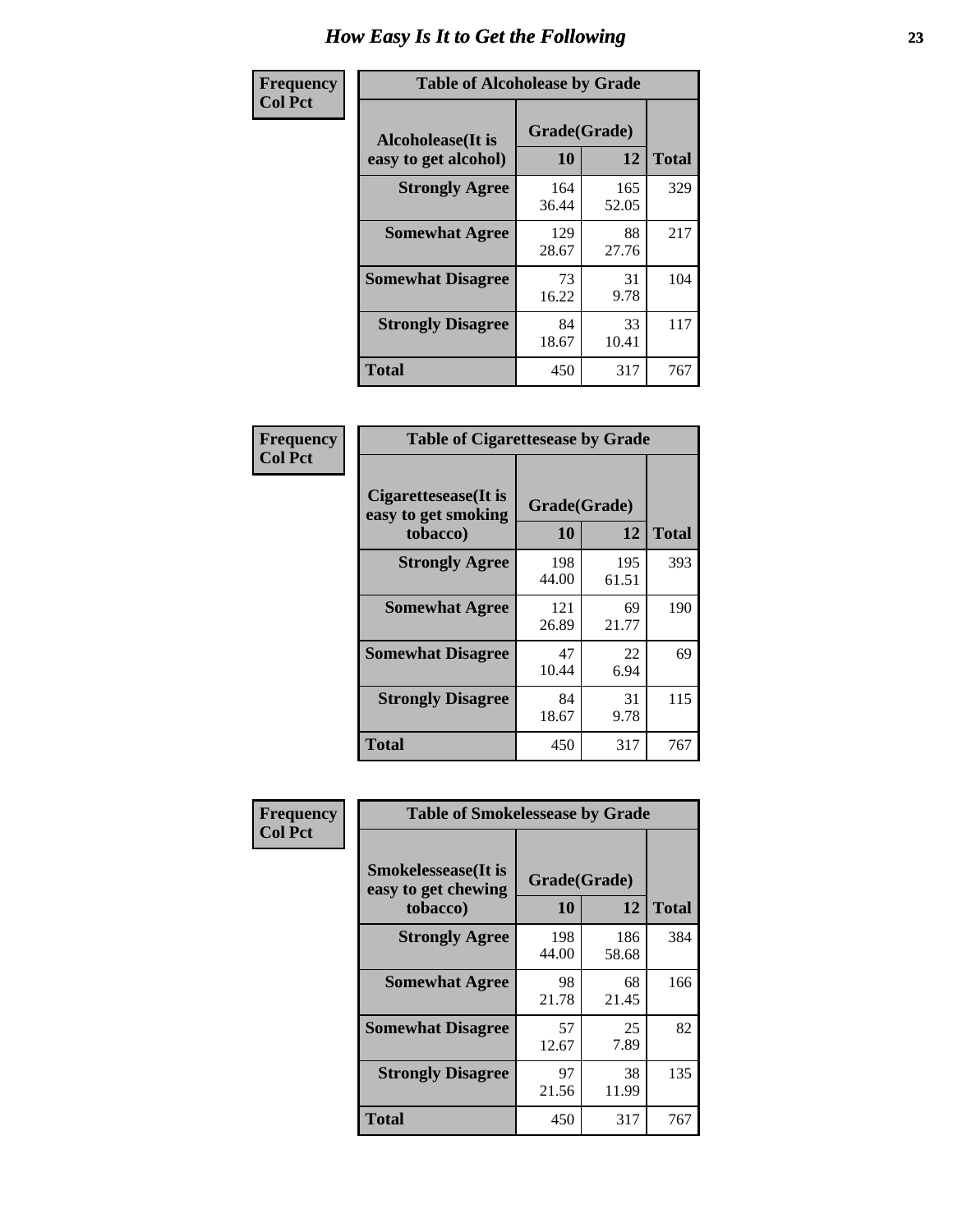# How Easy Is It to Get the Following

**Frequency**
**Col Pct**

| Table of Alcoholease by Grade | | | |
|---|---|---|---|
| Alcoholease(It is easy to get alcohol) | Grade(Grade) | | Total |
| | 10 | 12 | |
| **Strongly Agree** | 164<br>36.44 | 165<br>52.05 | 329 |
| **Somewhat Agree** | 129<br>28.67 | 88<br>27.76 | 217 |
| **Somewhat Disagree** | 73<br>16.22 | 31<br>9.78 | 104 |
| **Strongly Disagree** | 84<br>18.67 | 33<br>10.41 | 117 |
| **Total** | 450 | 317 | 767 |

**Frequency**
**Col Pct**

| Table of Cigarettesease by Grade | | | |
|---|---|---|---|
| Cigarettesease(It is easy to get smoking tobacco) | Grade(Grade) | | Total |
| | 10 | 12 | |
| **Strongly Agree** | 198<br>44.00 | 195<br>61.51 | 393 |
| **Somewhat Agree** | 121<br>26.89 | 69<br>21.77 | 190 |
| **Somewhat Disagree** | 47<br>10.44 | 22<br>6.94 | 69 |
| **Strongly Disagree** | 84<br>18.67 | 31<br>9.78 | 115 |
| **Total** | 450 | 317 | 767 |

**Frequency**
**Col Pct**

| Table of Smokelessease by Grade | | | |
|---|---|---|---|
| Smokelessease(It is easy to get chewing tobacco) | Grade(Grade) | | Total |
| | 10 | 12 | |
| **Strongly Agree** | 198<br>44.00 | 186<br>58.68 | 384 |
| **Somewhat Agree** | 98<br>21.78 | 68<br>21.45 | 166 |
| **Somewhat Disagree** | 57<br>12.67 | 25<br>7.89 | 82 |
| **Strongly Disagree** | 97<br>21.56 | 38<br>11.99 | 135 |
| **Total** | 450 | 317 | 767 |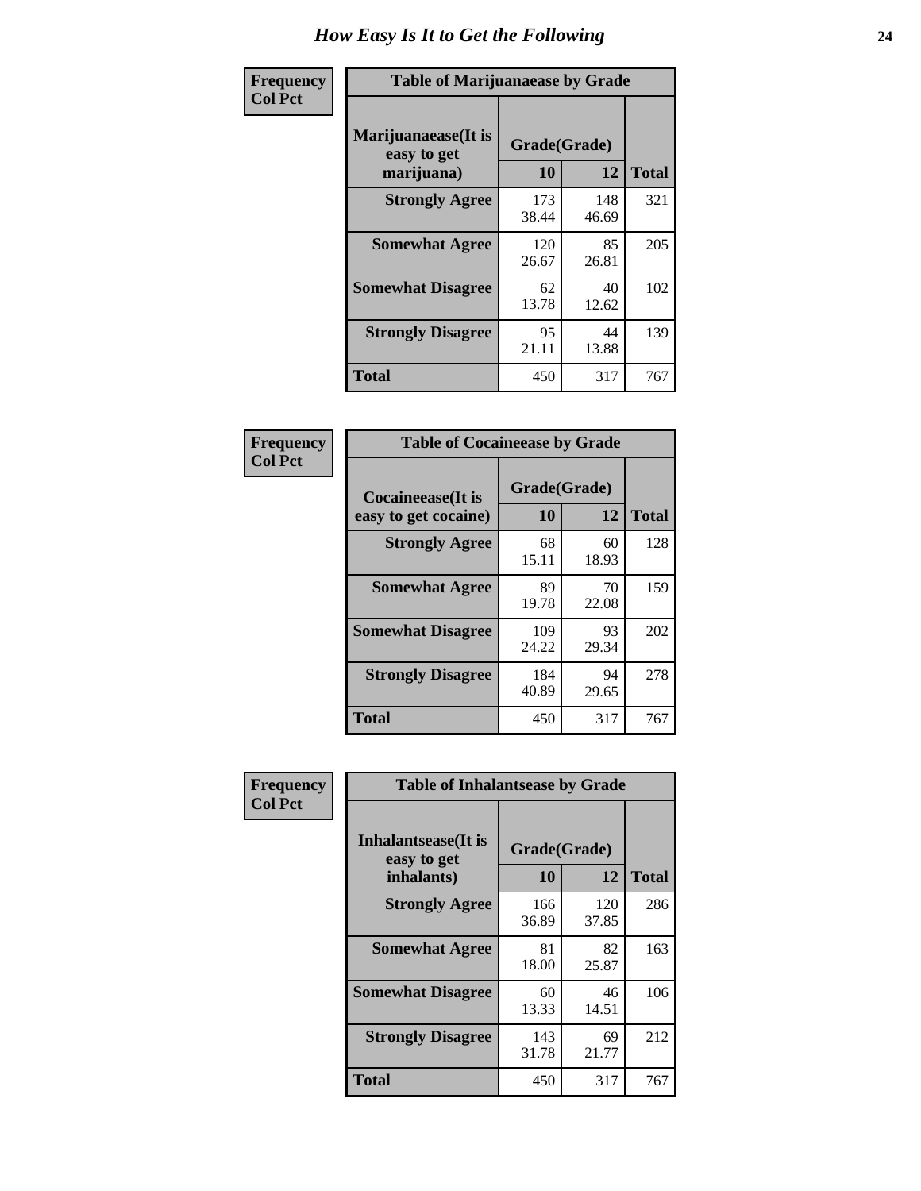# How Easy Is It to Get the Following

**Frequency Col Pct**

| Table of Marijuanaease by Grade | | | |
|---|---|---|---|
| **Marijuanaease(It is easy to get marijuana)** | **Grade(Grade)** | | **Total** |
| | **10** | **12** | |
| **Strongly Agree** | 173<br>38.44 | 148<br>46.69 | 321 |
| **Somewhat Agree** | 120<br>26.67 | 85<br>26.81 | 205 |
| **Somewhat Disagree** | 62<br>13.78 | 40<br>12.62 | 102 |
| **Strongly Disagree** | 95<br>21.11 | 44<br>13.88 | 139 |
| **Total** | 450 | 317 | 767 |

**Frequency Col Pct**

| Table of Cocaineease by Grade | | | |
|---|---|---|---|
| **Cocaineease(It is easy to get cocaine)** | **Grade(Grade)** | | **Total** |
| | **10** | **12** | |
| **Strongly Agree** | 68<br>15.11 | 60<br>18.93 | 128 |
| **Somewhat Agree** | 89<br>19.78 | 70<br>22.08 | 159 |
| **Somewhat Disagree** | 109<br>24.22 | 93<br>29.34 | 202 |
| **Strongly Disagree** | 184<br>40.89 | 94<br>29.65 | 278 |
| **Total** | 450 | 317 | 767 |

**Frequency Col Pct**

| Table of Inhalantsease by Grade | | | |
|---|---|---|---|
| **Inhalantsease(It is easy to get inhalants)** | **Grade(Grade)** | | **Total** |
| | **10** | **12** | |
| **Strongly Agree** | 166<br>36.89 | 120<br>37.85 | 286 |
| **Somewhat Agree** | 81<br>18.00 | 82<br>25.87 | 163 |
| **Somewhat Disagree** | 60<br>13.33 | 46<br>14.51 | 106 |
| **Strongly Disagree** | 143<br>31.78 | 69<br>21.77 | 212 |
| **Total** | 450 | 317 | 767 |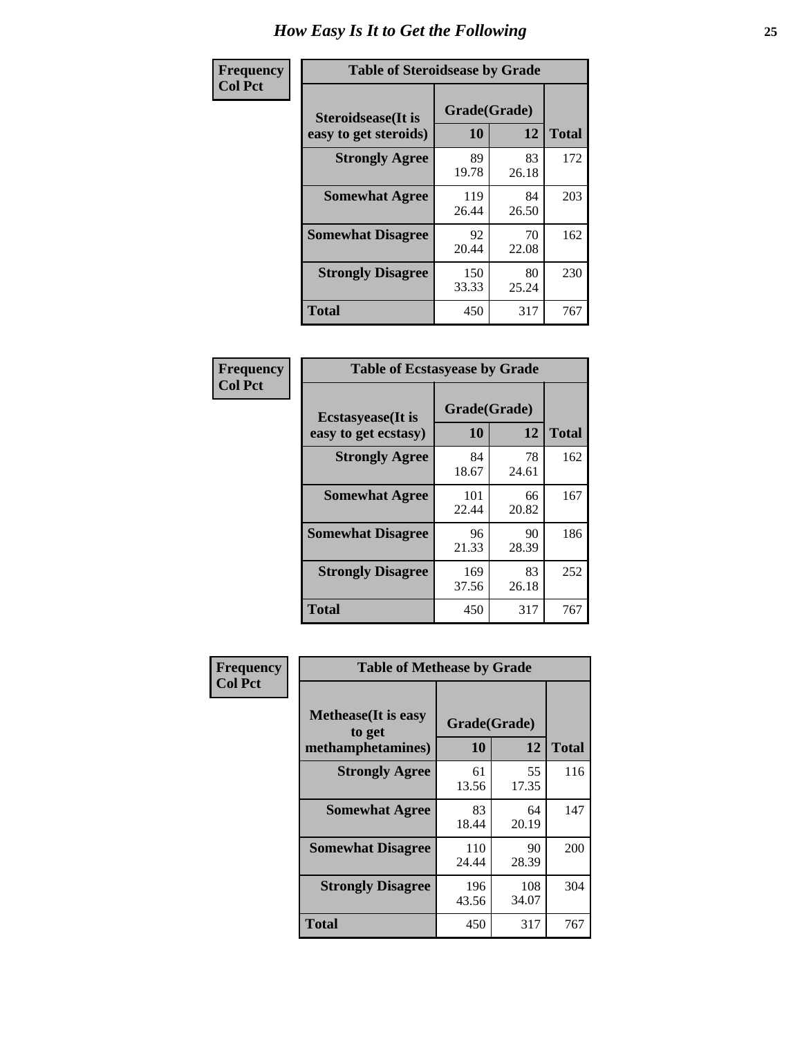# How Easy Is It to Get the Following

**Frequency**
**Col Pct**

**Table of Steroidsease by Grade**

| Steroidsease(It is easy to get steroids) | Grade(Grade) | | Total |
|---|---|---|---|
| | 10 | 12 | |
| **Strongly Agree** | 89<br>19.78 | 83<br>26.18 | 172 |
| **Somewhat Agree** | 119<br>26.44 | 84<br>26.50 | 203 |
| **Somewhat Disagree** | 92<br>20.44 | 70<br>22.08 | 162 |
| **Strongly Disagree** | 150<br>33.33 | 80<br>25.24 | 230 |
| **Total** | 450 | 317 | 767 |

**Frequency**
**Col Pct**

**Table of Ecstasyease by Grade**

| Ecstasyease(It is easy to get ecstasy) | Grade(Grade) | | Total |
|---|---|---|---|
| | 10 | 12 | |
| **Strongly Agree** | 84<br>18.67 | 78<br>24.61 | 162 |
| **Somewhat Agree** | 101<br>22.44 | 66<br>20.82 | 167 |
| **Somewhat Disagree** | 96<br>21.33 | 90<br>28.39 | 186 |
| **Strongly Disagree** | 169<br>37.56 | 83<br>26.18 | 252 |
| **Total** | 450 | 317 | 767 |

**Frequency**
**Col Pct**

**Table of Methease by Grade**

| Methease(It is easy to get methamphetamines) | Grade(Grade) | | Total |
|---|---|---|---|
| | 10 | 12 | |
| **Strongly Agree** | 61<br>13.56 | 55<br>17.35 | 116 |
| **Somewhat Agree** | 83<br>18.44 | 64<br>20.19 | 147 |
| **Somewhat Disagree** | 110<br>24.44 | 90<br>28.39 | 200 |
| **Strongly Disagree** | 196<br>43.56 | 108<br>34.07 | 304 |
| **Total** | 450 | 317 | 767 |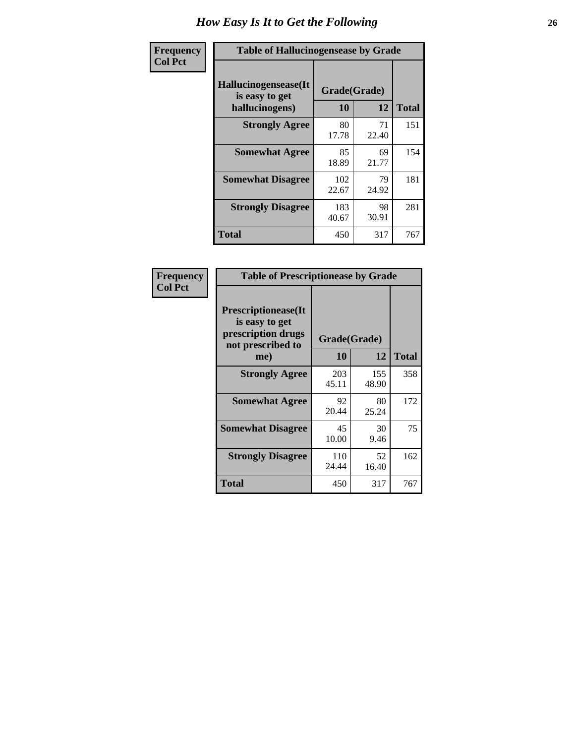# How Easy Is It to Get the Following

**Frequency**
**Col Pct**

| Table of Hallucinogensease by Grade | | | |
|---|---|---|---|
| **Hallucinogensease(It is easy to get hallucinogens)** | **Grade(Grade)** | | **Total** |
| | **10** | **12** | |
| **Strongly Agree** | 80<br>17.78 | 71<br>22.40 | 151 |
| **Somewhat Agree** | 85<br>18.89 | 69<br>21.77 | 154 |
| **Somewhat Disagree** | 102<br>22.67 | 79<br>24.92 | 181 |
| **Strongly Disagree** | 183<br>40.67 | 98<br>30.91 | 281 |
| **Total** | 450 | 317 | 767 |

**Frequency**
**Col Pct**

| Table of Prescriptionease by Grade | | | |
|---|---|---|---|
| **Prescriptionease(It is easy to get prescription drugs not prescribed to me)** | **Grade(Grade)** | | **Total** |
| | **10** | **12** | |
| **Strongly Agree** | 203<br>45.11 | 155<br>48.90 | 358 |
| **Somewhat Agree** | 92<br>20.44 | 80<br>25.24 | 172 |
| **Somewhat Disagree** | 45<br>10.00 | 30<br>9.46 | 75 |
| **Strongly Disagree** | 110<br>24.44 | 52<br>16.40 | 162 |
| **Total** | 450 | 317 | 767 |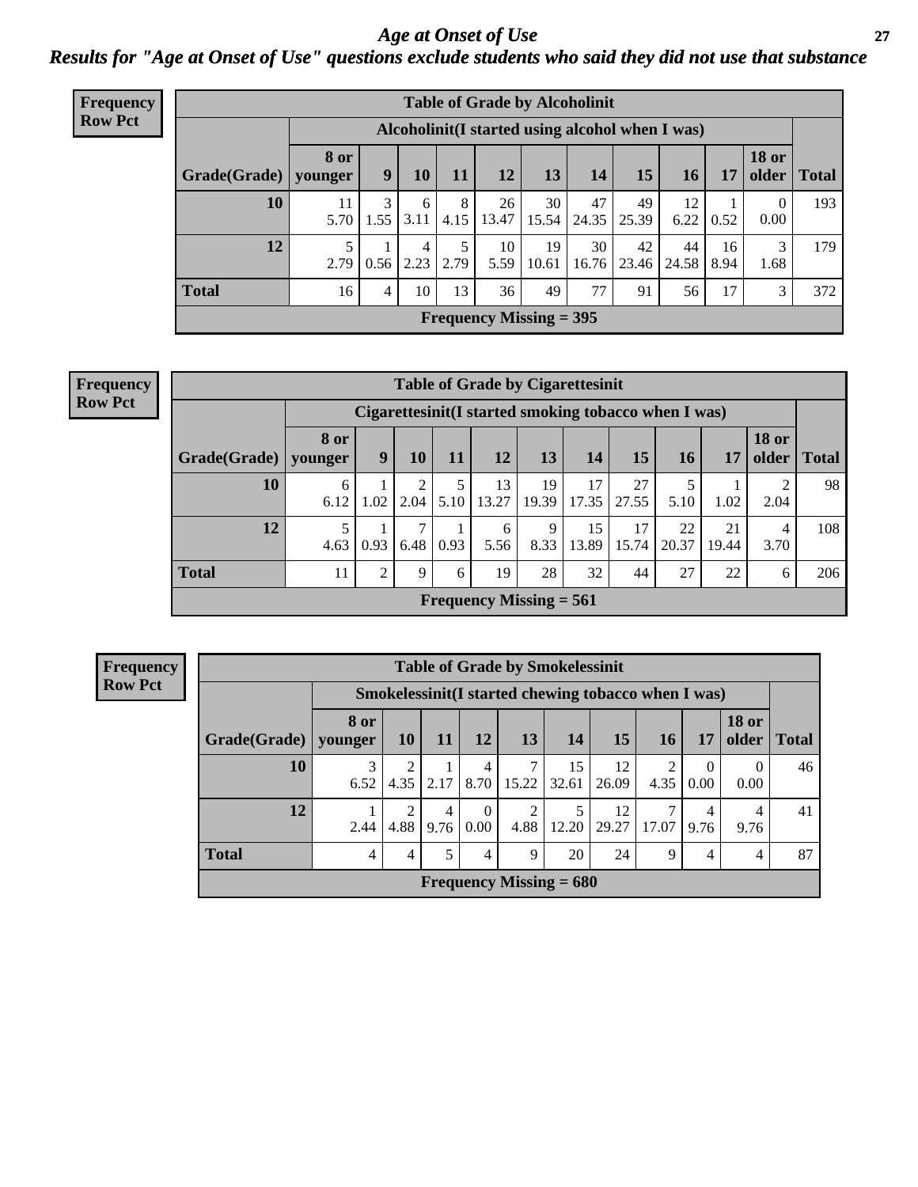# Age at Onset of Use

## Results for "Age at Onset of Use" questions exclude students who said they did not use that substance

**Frequency**
**Row Pct**

| Table of Grade by Alcoholinit | | | | | | | | | | | | |
|---|---|---|---|---|---|---|---|---|---|---|---|---|
| | Alcoholinit(I started using alcohol when I was) | | | | | | | | | | | |
| Grade(Grade) | 8 or younger | 9 | 10 | 11 | 12 | 13 | 14 | 15 | 16 | 17 | 18 or older | Total |
| 10 | 11<br>5.70 | 3<br>1.55 | 6<br>3.11 | 8<br>4.15 | 26<br>13.47 | 30<br>15.54 | 47<br>24.35 | 49<br>25.39 | 12<br>6.22 | 1<br>0.52 | 0<br>0.00 | 193 |
| 12 | 5<br>2.79 | 1<br>0.56 | 4<br>2.23 | 5<br>2.79 | 10<br>5.59 | 19<br>10.61 | 30<br>16.76 | 42<br>23.46 | 44<br>24.58 | 16<br>8.94 | 3<br>1.68 | 179 |
| Total | 16 | 4 | 10 | 13 | 36 | 49 | 77 | 91 | 56 | 17 | 3 | 372 |
| Frequency Missing = 395 | | | | | | | | | | | | |

**Frequency**
**Row Pct**

| Table of Grade by Cigarettesinit | | | | | | | | | | | | |
|---|---|---|---|---|---|---|---|---|---|---|---|---|
| | Cigarettesinit(I started smoking tobacco when I was) | | | | | | | | | | | |
| Grade(Grade) | 8 or younger | 9 | 10 | 11 | 12 | 13 | 14 | 15 | 16 | 17 | 18 or older | Total |
| 10 | 6<br>6.12 | 1<br>1.02 | 2<br>2.04 | 5<br>5.10 | 13<br>13.27 | 19<br>19.39 | 17<br>17.35 | 27<br>27.55 | 5<br>5.10 | 1<br>1.02 | 2<br>2.04 | 98 |
| 12 | 5<br>4.63 | 1<br>0.93 | 7<br>6.48 | 1<br>0.93 | 6<br>5.56 | 9<br>8.33 | 15<br>13.89 | 17<br>15.74 | 22<br>20.37 | 21<br>19.44 | 4<br>3.70 | 108 |
| Total | 11 | 2 | 9 | 6 | 19 | 28 | 32 | 44 | 27 | 22 | 6 | 206 |
| Frequency Missing = 561 | | | | | | | | | | | | |

**Frequency**
**Row Pct**

| Table of Grade by Smokelessinit | | | | | | | | | | | |
|---|---|---|---|---|---|---|---|---|---|---|---|
| | Smokelessinit(I started chewing tobacco when I was) | | | | | | | | | | |
| Grade(Grade) | 8 or younger | 10 | 11 | 12 | 13 | 14 | 15 | 16 | 17 | 18 or older | Total |
| 10 | 3<br>6.52 | 2<br>4.35 | 1<br>2.17 | 4<br>8.70 | 7<br>15.22 | 15<br>32.61 | 12<br>26.09 | 2<br>4.35 | 0<br>0.00 | 0<br>0.00 | 46 |
| 12 | 1<br>2.44 | 2<br>4.88 | 4<br>9.76 | 0<br>0.00 | 2<br>4.88 | 5<br>12.20 | 12<br>29.27 | 7<br>17.07 | 4<br>9.76 | 4<br>9.76 | 41 |
| Total | 4 | 4 | 5 | 4 | 9 | 20 | 24 | 9 | 4 | 4 | 87 |
| Frequency Missing = 680 | | | | | | | | | | | |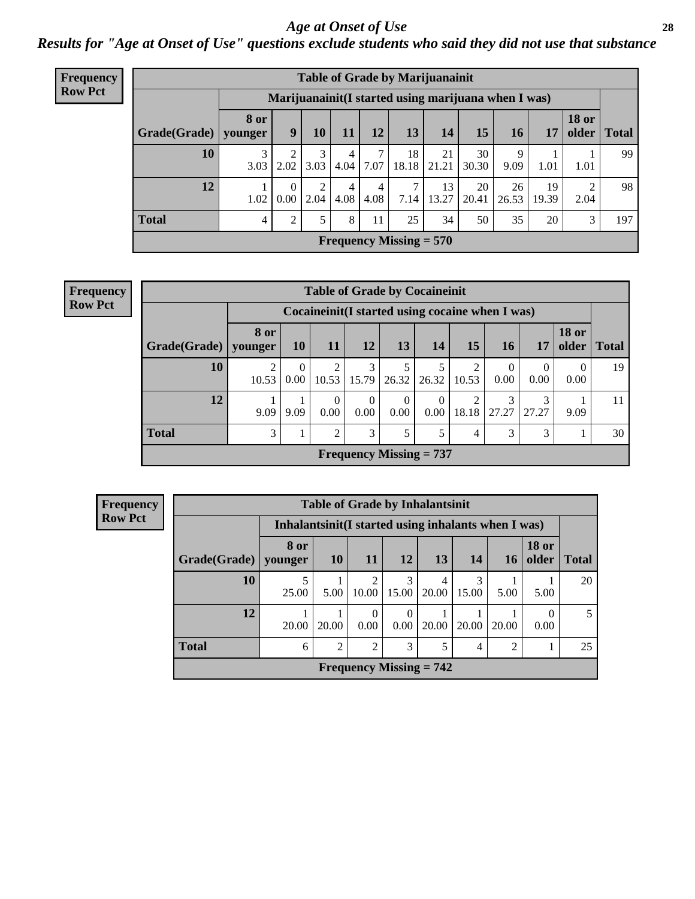# *Age at Onset of Use*

## *Results for "Age at Onset of Use" questions exclude students who said they did not use that substance*

**Frequency**
**Row Pct**

| Table of Grade by Marijuanainit | | | | | | | | | | | | |
|---|---|---|---|---|---|---|---|---|---|---|---|---|
| | Marijuanainit(I started using marijuana when I was) | | | | | | | | | | | |
| Grade(Grade) | 8 or younger | 9 | 10 | 11 | 12 | 13 | 14 | 15 | 16 | 17 | 18 or older | Total |
| 10 | 3<br>3.03 | 2<br>2.02 | 3<br>3.03 | 4<br>4.04 | 7<br>7.07 | 18<br>18.18 | 21<br>21.21 | 30<br>30.30 | 9<br>9.09 | 1<br>1.01 | 1<br>1.01 | 99 |
| 12 | 1<br>1.02 | 0<br>0.00 | 2<br>2.04 | 4<br>4.08 | 4<br>4.08 | 7<br>7.14 | 13<br>13.27 | 20<br>20.41 | 26<br>26.53 | 19<br>19.39 | 2<br>2.04 | 98 |
| Total | 4 | 2 | 5 | 8 | 11 | 25 | 34 | 50 | 35 | 20 | 3 | 197 |
| Frequency Missing = 570 | | | | | | | | | | | | |

**Frequency**
**Row Pct**

| Table of Grade by Cocaineinit | | | | | | | | | | | |
|---|---|---|---|---|---|---|---|---|---|---|---|
| | Cocaineinit(I started using cocaine when I was) | | | | | | | | | | |
| Grade(Grade) | 8 or younger | 10 | 11 | 12 | 13 | 14 | 15 | 16 | 17 | 18 or older | Total |
| 10 | 2<br>10.53 | 0<br>0.00 | 2<br>10.53 | 3<br>15.79 | 5<br>26.32 | 5<br>26.32 | 2<br>10.53 | 0<br>0.00 | 0<br>0.00 | 0<br>0.00 | 19 |
| 12 | 1<br>9.09 | 1<br>9.09 | 0<br>0.00 | 0<br>0.00 | 0<br>0.00 | 0<br>0.00 | 2<br>18.18 | 3<br>27.27 | 3<br>27.27 | 1<br>9.09 | 11 |
| Total | 3 | 1 | 2 | 3 | 5 | 5 | 4 | 3 | 3 | 1 | 30 |
| Frequency Missing = 737 | | | | | | | | | | | |

**Frequency**
**Row Pct**

| Table of Grade by Inhalantsinit | | | | | | | | | |
|---|---|---|---|---|---|---|---|---|---|
| | Inhalantsinit(I started using inhalants when I was) | | | | | | | | |
| Grade(Grade) | 8 or younger | 10 | 11 | 12 | 13 | 14 | 16 | 18 or older | Total |
| 10 | 5<br>25.00 | 1<br>5.00 | 2<br>10.00 | 3<br>15.00 | 4<br>20.00 | 3<br>15.00 | 1<br>5.00 | 1<br>5.00 | 20 |
| 12 | 1<br>20.00 | 1<br>20.00 | 0<br>0.00 | 0<br>0.00 | 1<br>20.00 | 1<br>20.00 | 1<br>20.00 | 0<br>0.00 | 5 |
| Total | 6 | 2 | 2 | 3 | 5 | 4 | 2 | 1 | 25 |
| Frequency Missing = 742 | | | | | | | | | |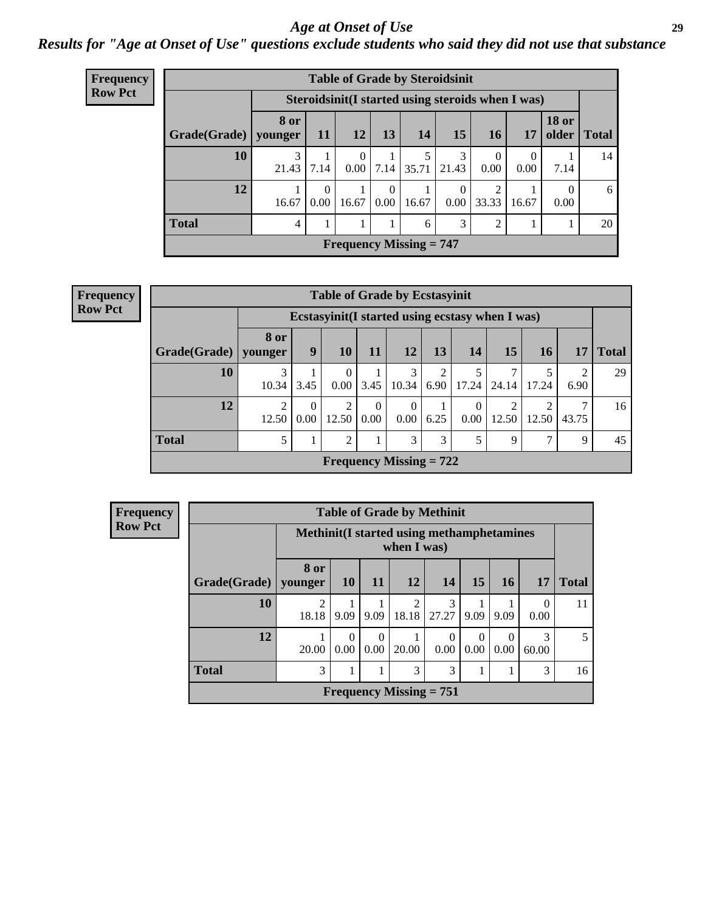# *Age at Onset of Use*

***Results for "Age at Onset of Use" questions exclude students who said they did not use that substance***

**Frequency**
**Row Pct**

| Table of Grade by Steroidsinit | | | | | | | | | | |
|---|---|---|---|---|---|---|---|---|---|---|
| | Steroidsinit(I started using steroids when I was) | | | | | | | | | |
| Grade(Grade) | 8 or younger | 11 | 12 | 13 | 14 | 15 | 16 | 17 | 18 or older | Total |
| 10 | 3<br>21.43 | 1<br>7.14 | 0<br>0.00 | 1<br>7.14 | 5<br>35.71 | 3<br>21.43 | 0<br>0.00 | 0<br>0.00 | 1<br>7.14 | 14 |
| 12 | 1<br>16.67 | 0<br>0.00 | 1<br>16.67 | 0<br>0.00 | 1<br>16.67 | 0<br>0.00 | 2<br>33.33 | 1<br>16.67 | 0<br>0.00 | 6 |
| Total | 4 | 1 | 1 | 1 | 6 | 3 | 2 | 1 | 1 | 20 |
| Frequency Missing = 747 | | | | | | | | | | |

**Frequency**
**Row Pct**

| Table of Grade by Ecstasyinit | | | | | | | | | | | |
|---|---|---|---|---|---|---|---|---|---|---|---|
| | Ecstasyinit(I started using ecstasy when I was) | | | | | | | | | | |
| Grade(Grade) | 8 or younger | 9 | 10 | 11 | 12 | 13 | 14 | 15 | 16 | 17 | Total |
| 10 | 3<br>10.34 | 1<br>3.45 | 0<br>0.00 | 1<br>3.45 | 3<br>10.34 | 2<br>6.90 | 5<br>17.24 | 7<br>24.14 | 5<br>17.24 | 2<br>6.90 | 29 |
| 12 | 2<br>12.50 | 0<br>0.00 | 2<br>12.50 | 0<br>0.00 | 0<br>0.00 | 1<br>6.25 | 0<br>0.00 | 2<br>12.50 | 2<br>12.50 | 7<br>43.75 | 16 |
| Total | 5 | 1 | 2 | 1 | 3 | 3 | 5 | 9 | 7 | 9 | 45 |
| Frequency Missing = 722 | | | | | | | | | | | |

**Frequency**
**Row Pct**

| Table of Grade by Methinit | | | | | | | | | |
|---|---|---|---|---|---|---|---|---|---|
| | Methinit(I started using methamphetamines when I was) | | | | | | | | |
| Grade(Grade) | 8 or younger | 10 | 11 | 12 | 14 | 15 | 16 | 17 | Total |
| 10 | 2<br>18.18 | 1<br>9.09 | 1<br>9.09 | 2<br>18.18 | 3<br>27.27 | 1<br>9.09 | 1<br>9.09 | 0<br>0.00 | 11 |
| 12 | 1<br>20.00 | 0<br>0.00 | 0<br>0.00 | 1<br>20.00 | 0<br>0.00 | 0<br>0.00 | 0<br>0.00 | 3<br>60.00 | 5 |
| Total | 3 | 1 | 1 | 3 | 3 | 1 | 1 | 3 | 16 |
| Frequency Missing = 751 | | | | | | | | | |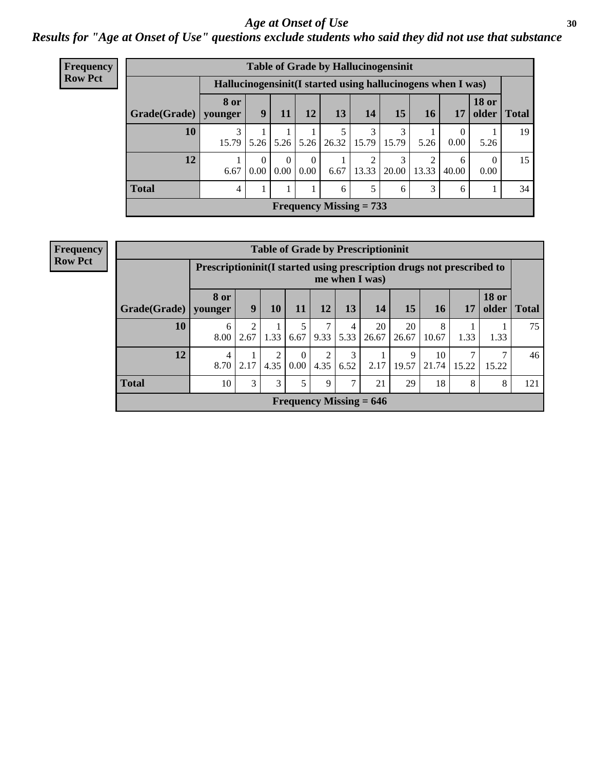# *Age at Onset of Use*

***Results for "Age at Onset of Use" questions exclude students who said they did not use that substance***

**Frequency**
**Row Pct**

| Table of Grade by Hallucinogensinit | | | | | | | | | | | |
|---|---|---|---|---|---|---|---|---|---|---|---|
| | Hallucinogensinit(I started using hallucinogens when I was) | | | | | | | | | | |
| Grade(Grade) | 8 or younger | 9 | 11 | 12 | 13 | 14 | 15 | 16 | 17 | 18 or older | Total |
| 10 | 3<br>15.79 | 1<br>5.26 | 1<br>5.26 | 1<br>5.26 | 5<br>26.32 | 3<br>15.79 | 3<br>15.79 | 1<br>5.26 | 0<br>0.00 | 1<br>5.26 | 19 |
| 12 | 1<br>6.67 | 0<br>0.00 | 0<br>0.00 | 0<br>0.00 | 1<br>6.67 | 2<br>13.33 | 3<br>20.00 | 2<br>13.33 | 6<br>40.00 | 0<br>0.00 | 15 |
| Total | 4 | 1 | 1 | 1 | 6 | 5 | 6 | 3 | 6 | 1 | 34 |
| Frequency Missing = 733 | | | | | | | | | | | |

**Frequency**
**Row Pct**

| Table of Grade by Prescriptioninit | | | | | | | | | | | | |
|---|---|---|---|---|---|---|---|---|---|---|---|---|
| | Prescriptioninit(I started using prescription drugs not prescribed to me when I was) | | | | | | | | | | | |
| Grade(Grade) | 8 or younger | 9 | 10 | 11 | 12 | 13 | 14 | 15 | 16 | 17 | 18 or older | Total |
| 10 | 6<br>8.00 | 2<br>2.67 | 1<br>1.33 | 5<br>6.67 | 7<br>9.33 | 4<br>5.33 | 20<br>26.67 | 20<br>26.67 | 8<br>10.67 | 1<br>1.33 | 1<br>1.33 | 75 |
| 12 | 4<br>8.70 | 1<br>2.17 | 2<br>4.35 | 0<br>0.00 | 2<br>4.35 | 3<br>6.52 | 1<br>2.17 | 9<br>19.57 | 10<br>21.74 | 7<br>15.22 | 7<br>15.22 | 46 |
| Total | 10 | 3 | 3 | 5 | 9 | 7 | 21 | 29 | 18 | 8 | 8 | 121 |
| Frequency Missing = 646 | | | | | | | | | | | | |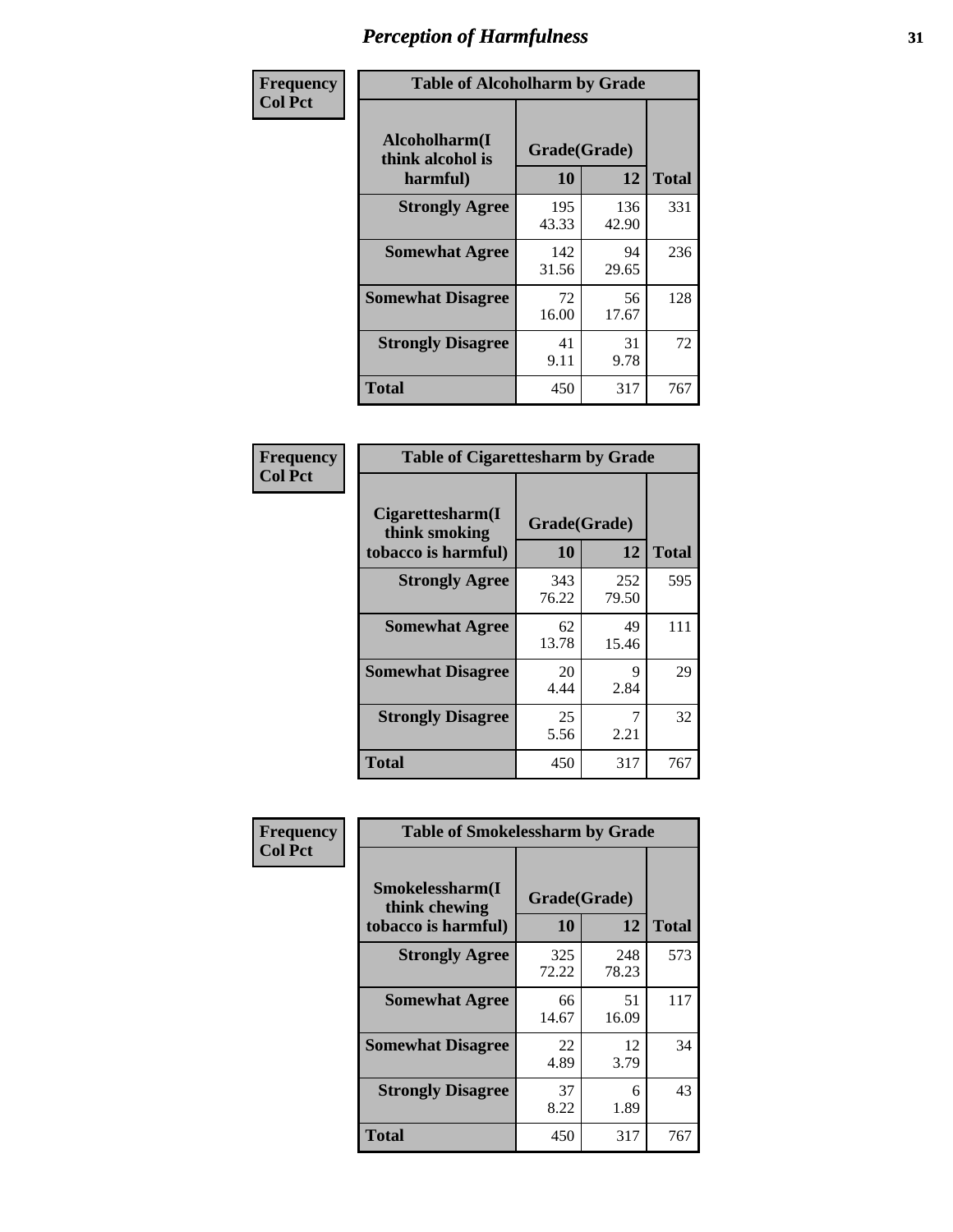# Perception of Harmfulness

Frequency
Col Pct

**Table of Alcoholharm by Grade**

| Alcoholharm(I think alcohol is harmful) | Grade(Grade) | | Total |
|---|---|---|---|
| | 10 | 12 | |
| **Strongly Agree** | 195<br>43.33 | 136<br>42.90 | 331 |
| **Somewhat Agree** | 142<br>31.56 | 94<br>29.65 | 236 |
| **Somewhat Disagree** | 72<br>16.00 | 56<br>17.67 | 128 |
| **Strongly Disagree** | 41<br>9.11 | 31<br>9.78 | 72 |
| **Total** | 450 | 317 | 767 |

Frequency
Col Pct

**Table of Cigarettesharm by Grade**

| Cigarettesharm(I think smoking tobacco is harmful) | Grade(Grade) | | Total |
|---|---|---|---|
| | 10 | 12 | |
| **Strongly Agree** | 343<br>76.22 | 252<br>79.50 | 595 |
| **Somewhat Agree** | 62<br>13.78 | 49<br>15.46 | 111 |
| **Somewhat Disagree** | 20<br>4.44 | 9<br>2.84 | 29 |
| **Strongly Disagree** | 25<br>5.56 | 7<br>2.21 | 32 |
| **Total** | 450 | 317 | 767 |

Frequency
Col Pct

**Table of Smokelessharm by Grade**

| Smokelessharm(I think chewing tobacco is harmful) | Grade(Grade) | | Total |
|---|---|---|---|
| | 10 | 12 | |
| **Strongly Agree** | 325<br>72.22 | 248<br>78.23 | 573 |
| **Somewhat Agree** | 66<br>14.67 | 51<br>16.09 | 117 |
| **Somewhat Disagree** | 22<br>4.89 | 12<br>3.79 | 34 |
| **Strongly Disagree** | 37<br>8.22 | 6<br>1.89 | 43 |
| **Total** | 450 | 317 | 767 |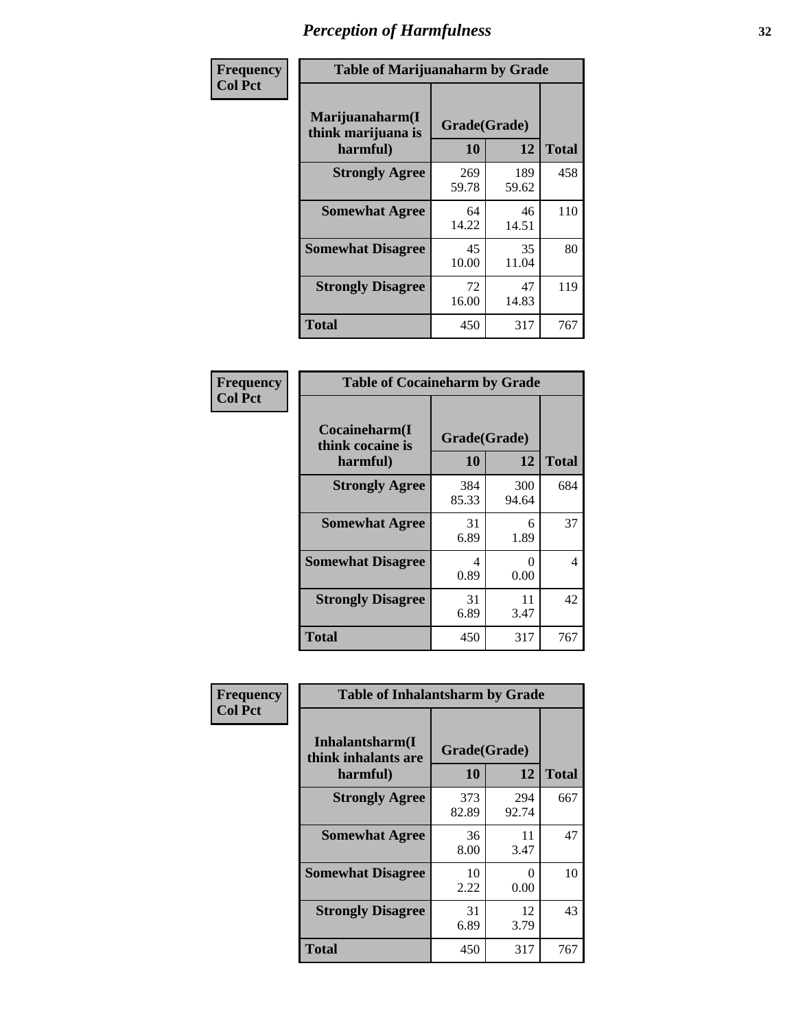# Perception of Harmfulness

| Frequency<br>Col Pct | Table of Marijuanaharm by Grade | | |
|---|---|---|---|
| Marijuanaharm(I think marijuana is harmful) | Grade(Grade) | | |
| | 10 | 12 | Total |
| Strongly Agree | 269<br>59.78 | 189<br>59.62 | 458 |
| Somewhat Agree | 64<br>14.22 | 46<br>14.51 | 110 |
| Somewhat Disagree | 45<br>10.00 | 35<br>11.04 | 80 |
| Strongly Disagree | 72<br>16.00 | 47<br>14.83 | 119 |
| Total | 450 | 317 | 767 |

| Frequency<br>Col Pct | Table of Cocaineharm by Grade | | |
|---|---|---|---|
| Cocaineharm(I think cocaine is harmful) | Grade(Grade) | | |
| | 10 | 12 | Total |
| Strongly Agree | 384<br>85.33 | 300<br>94.64 | 684 |
| Somewhat Agree | 31<br>6.89 | 6<br>1.89 | 37 |
| Somewhat Disagree | 4<br>0.89 | 0<br>0.00 | 4 |
| Strongly Disagree | 31<br>6.89 | 11<br>3.47 | 42 |
| Total | 450 | 317 | 767 |

| Frequency<br>Col Pct | Table of Inhalantsharm by Grade | | |
|---|---|---|---|
| Inhalantsharm(I think inhalants are harmful) | Grade(Grade) | | |
| | 10 | 12 | Total |
| Strongly Agree | 373<br>82.89 | 294<br>92.74 | 667 |
| Somewhat Agree | 36<br>8.00 | 11<br>3.47 | 47 |
| Somewhat Disagree | 10<br>2.22 | 0<br>0.00 | 10 |
| Strongly Disagree | 31<br>6.89 | 12<br>3.79 | 43 |
| Total | 450 | 317 | 767 |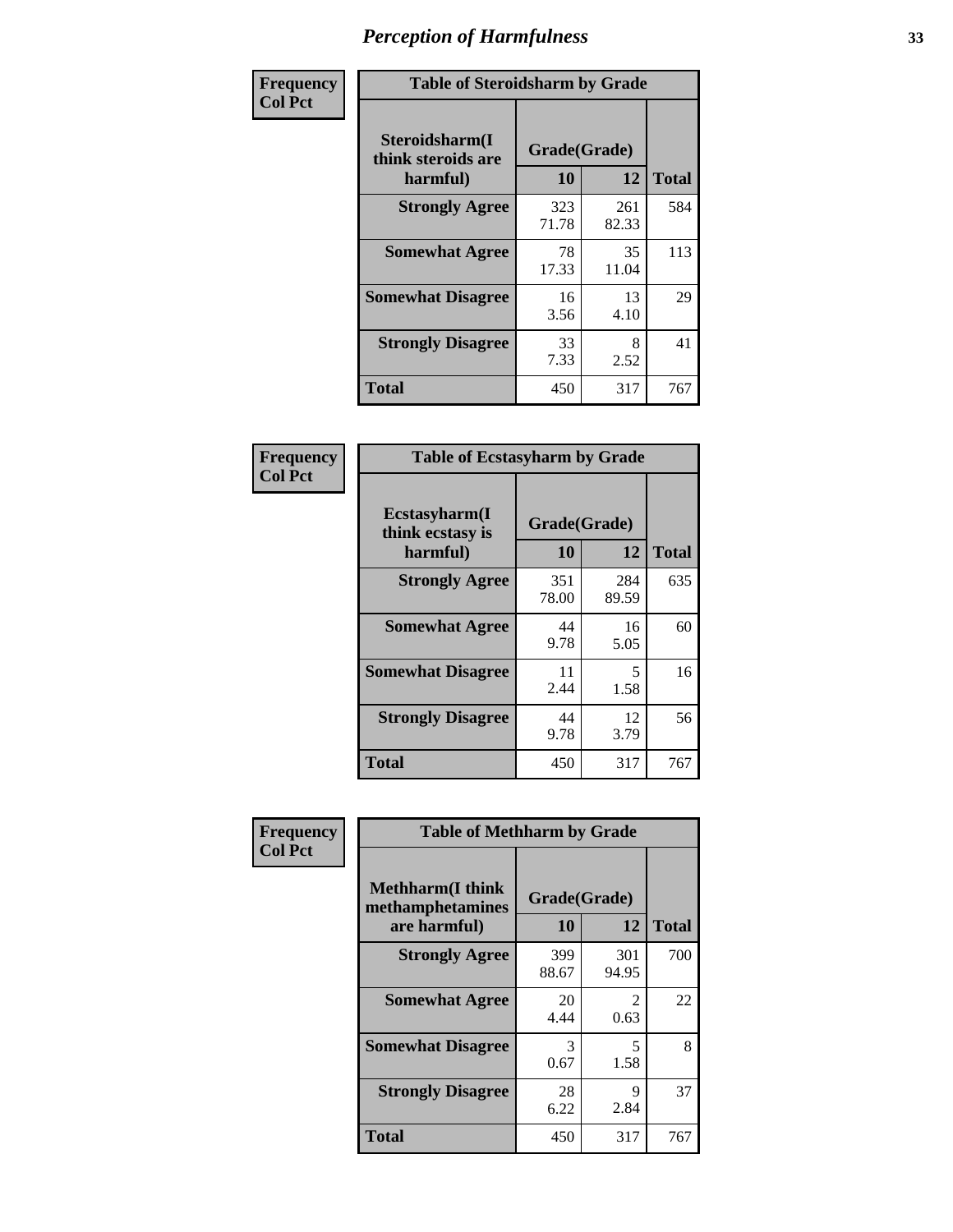# Perception of Harmfulness

| Frequency<br>Col Pct | Table of Steroidsharm by Grade | | |
|---|---|---|---|
| **Steroidsharm(I think steroids are harmful)** | **Grade(Grade)** | | |
| | **10** | **12** | **Total** |
| **Strongly Agree** | 323<br>71.78 | 261<br>82.33 | 584 |
| **Somewhat Agree** | 78<br>17.33 | 35<br>11.04 | 113 |
| **Somewhat Disagree** | 16<br>3.56 | 13<br>4.10 | 29 |
| **Strongly Disagree** | 33<br>7.33 | 8<br>2.52 | 41 |
| **Total** | 450 | 317 | 767 |

| Frequency<br>Col Pct | Table of Ecstasyharm by Grade | | |
|---|---|---|---|
| **Ecstasyharm(I think ecstasy is harmful)** | **Grade(Grade)** | | |
| | **10** | **12** | **Total** |
| **Strongly Agree** | 351<br>78.00 | 284<br>89.59 | 635 |
| **Somewhat Agree** | 44<br>9.78 | 16<br>5.05 | 60 |
| **Somewhat Disagree** | 11<br>2.44 | 5<br>1.58 | 16 |
| **Strongly Disagree** | 44<br>9.78 | 12<br>3.79 | 56 |
| **Total** | 450 | 317 | 767 |

| Frequency<br>Col Pct | Table of Methharm by Grade | | |
|---|---|---|---|
| **Methharm(I think methamphetamines are harmful)** | **Grade(Grade)** | | |
| | **10** | **12** | **Total** |
| **Strongly Agree** | 399<br>88.67 | 301<br>94.95 | 700 |
| **Somewhat Agree** | 20<br>4.44 | 2<br>0.63 | 22 |
| **Somewhat Disagree** | 3<br>0.67 | 5<br>1.58 | 8 |
| **Strongly Disagree** | 28<br>6.22 | 9<br>2.84 | 37 |
| **Total** | 450 | 317 | 767 |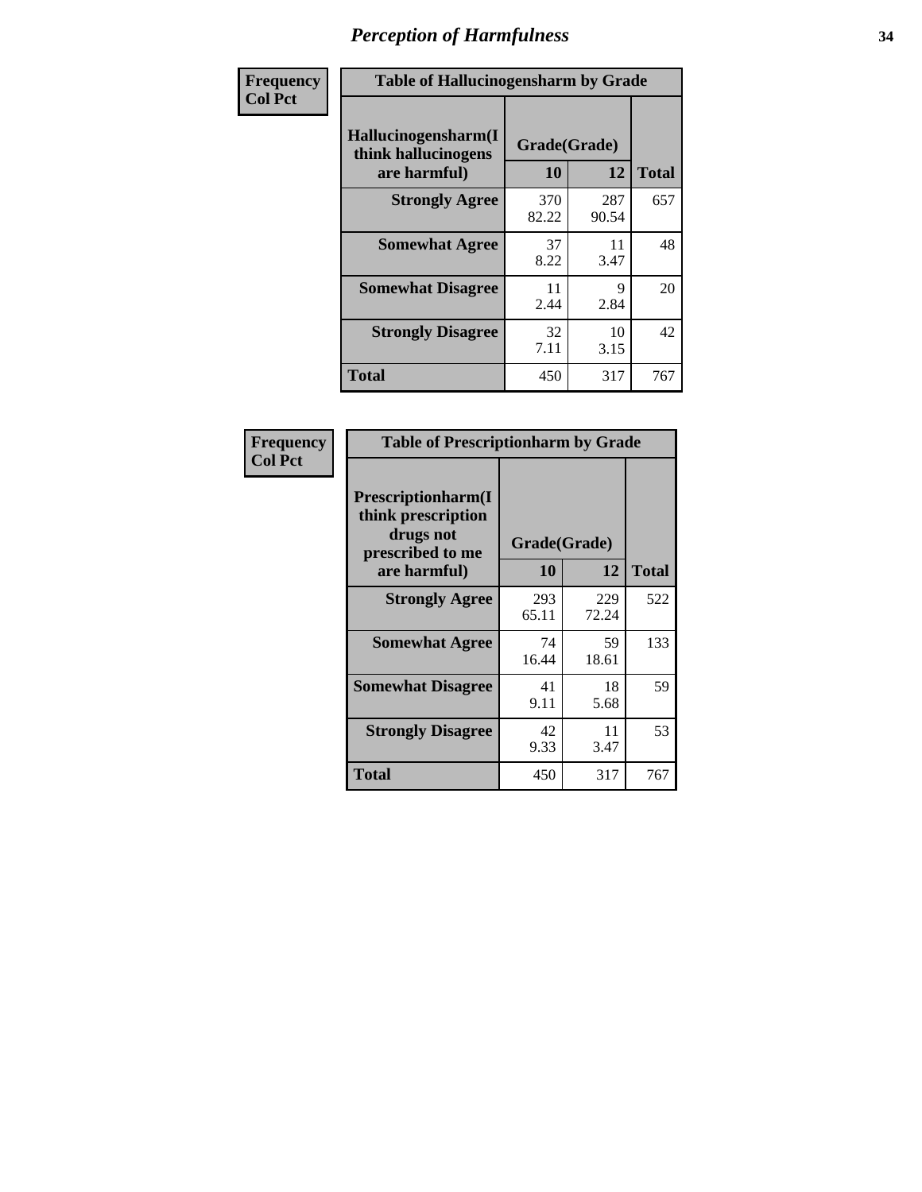# Perception of Harmfulness

Frequency
Col Pct

| Table of Hallucinogensharm by Grade | | | |
|---|---|---|---|
| Hallucinogensharm(I think hallucinogens are harmful) | Grade(Grade) | | Total |
| | 10 | 12 | |
| Strongly Agree | 370<br>82.22 | 287<br>90.54 | 657 |
| Somewhat Agree | 37<br>8.22 | 11<br>3.47 | 48 |
| Somewhat Disagree | 11<br>2.44 | 9<br>2.84 | 20 |
| Strongly Disagree | 32<br>7.11 | 10<br>3.15 | 42 |
| Total | 450 | 317 | 767 |

Frequency
Col Pct

| Table of Prescriptionharm by Grade | | | |
|---|---|---|---|
| Prescriptionharm(I think prescription drugs not prescribed to me are harmful) | Grade(Grade) | | Total |
| | 10 | 12 | |
| Strongly Agree | 293<br>65.11 | 229<br>72.24 | 522 |
| Somewhat Agree | 74<br>16.44 | 59<br>18.61 | 133 |
| Somewhat Disagree | 41<br>9.11 | 18<br>5.68 | 59 |
| Strongly Disagree | 42<br>9.33 | 11<br>3.47 | 53 |
| Total | 450 | 317 | 767 |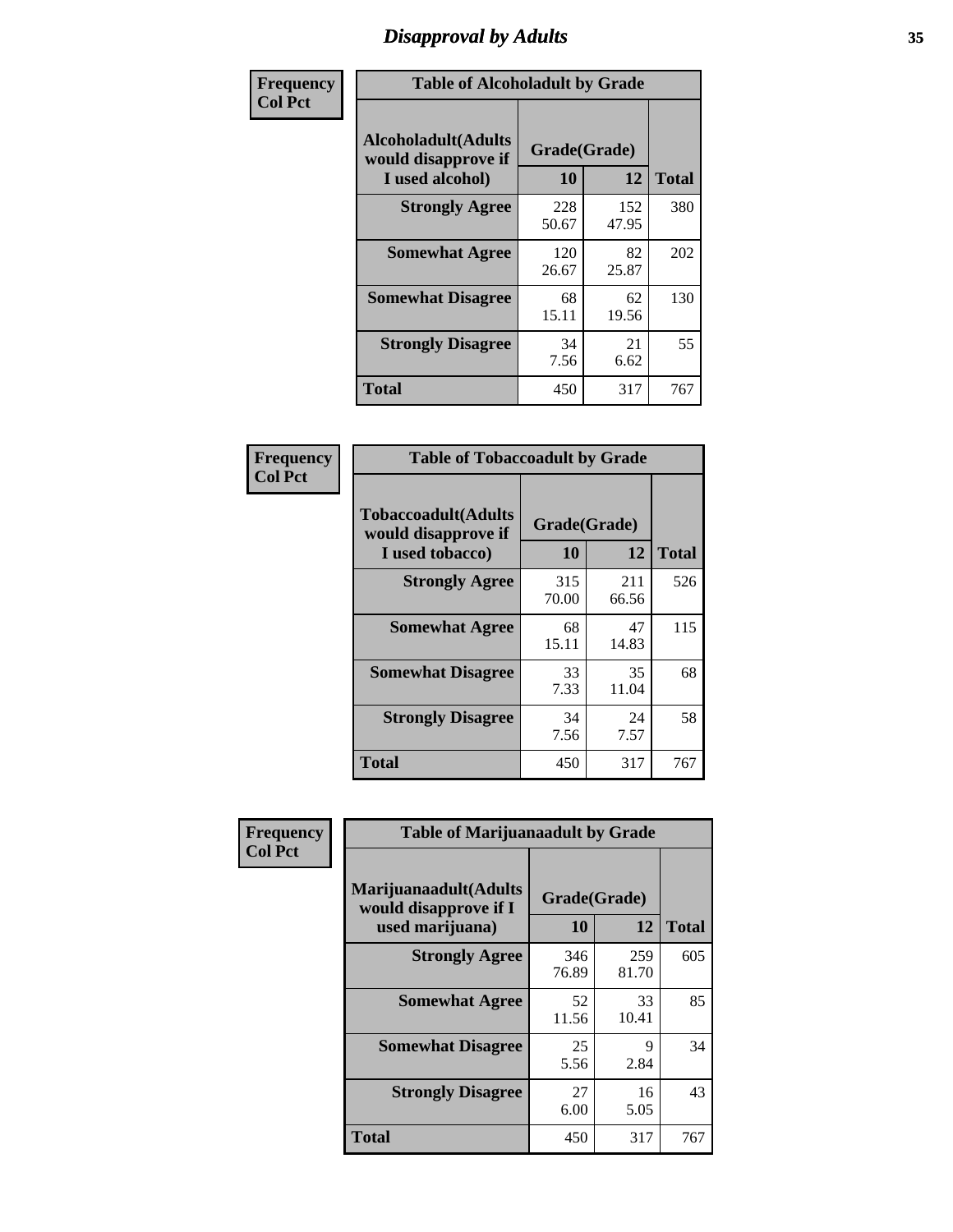# Disapproval by Adults

**Frequency / Col Pct**

**Table of Alcoholadult by Grade**

| Alcoholadult(Adults would disapprove if I used alcohol) | Grade(Grade) | | Total |
|---|---|---|---|
| | 10 | 12 | |
| Strongly Agree | 228<br>50.67 | 152<br>47.95 | 380 |
| Somewhat Agree | 120<br>26.67 | 82<br>25.87 | 202 |
| Somewhat Disagree | 68<br>15.11 | 62<br>19.56 | 130 |
| Strongly Disagree | 34<br>7.56 | 21<br>6.62 | 55 |
| Total | 450 | 317 | 767 |

**Frequency / Col Pct**

**Table of Tobaccoadult by Grade**

| Tobaccoadult(Adults would disapprove if I used tobacco) | Grade(Grade) | | Total |
|---|---|---|---|
| | 10 | 12 | |
| Strongly Agree | 315<br>70.00 | 211<br>66.56 | 526 |
| Somewhat Agree | 68<br>15.11 | 47<br>14.83 | 115 |
| Somewhat Disagree | 33<br>7.33 | 35<br>11.04 | 68 |
| Strongly Disagree | 34<br>7.56 | 24<br>7.57 | 58 |
| Total | 450 | 317 | 767 |

**Frequency / Col Pct**

**Table of Marijuanaadult by Grade**

| Marijuanaadult(Adults would disapprove if I used marijuana) | Grade(Grade) | | Total |
|---|---|---|---|
| | 10 | 12 | |
| Strongly Agree | 346<br>76.89 | 259<br>81.70 | 605 |
| Somewhat Agree | 52<br>11.56 | 33<br>10.41 | 85 |
| Somewhat Disagree | 25<br>5.56 | 9<br>2.84 | 34 |
| Strongly Disagree | 27<br>6.00 | 16<br>5.05 | 43 |
| Total | 450 | 317 | 767 |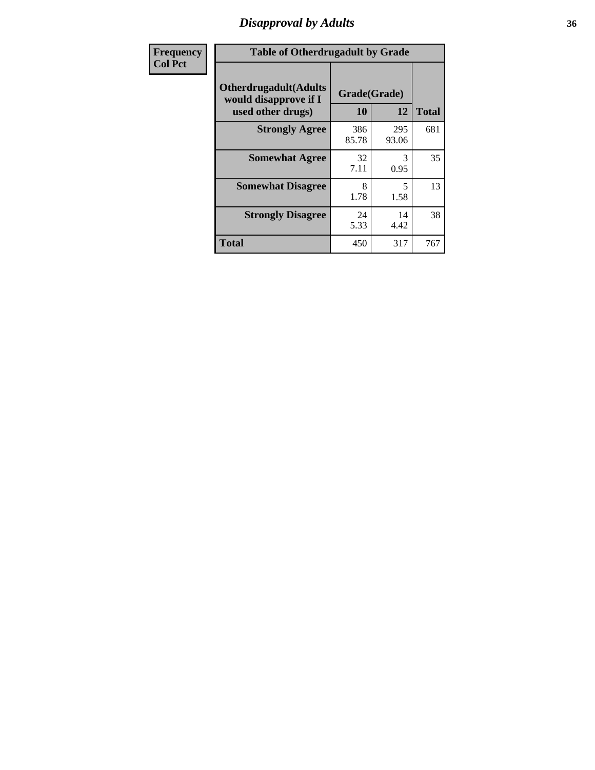| Frequency<br>Col Pct |
|---|

**Table of Otherdrugadult by Grade**

| Otherdrugadult(Adults would disapprove if I used other drugs) | Grade(Grade) | | Total |
|---|---|---|---|
| | 10 | 12 | |
| Strongly Agree | 386<br>85.78 | 295<br>93.06 | 681 |
| Somewhat Agree | 32<br>7.11 | 3<br>0.95 | 35 |
| Somewhat Disagree | 8<br>1.78 | 5<br>1.58 | 13 |
| Strongly Disagree | 24<br>5.33 | 14<br>4.42 | 38 |
| Total | 450 | 317 | 767 |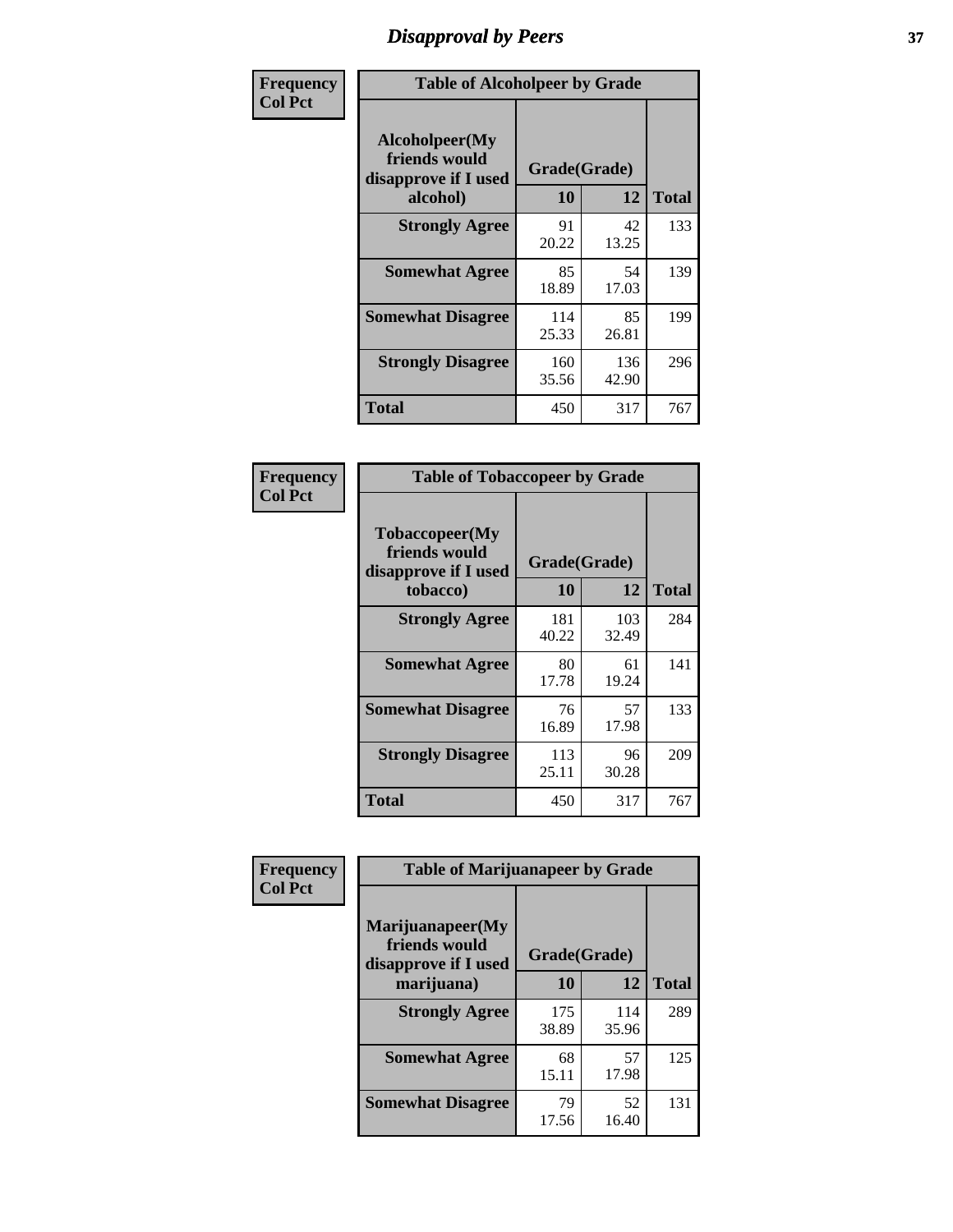# Disapproval by Peers

Frequency
Col Pct

| Table of Alcoholpeer by Grade | | | |
|---|---|---|---|
| Alcoholpeer(My friends would disapprove if I used alcohol) | Grade(Grade) | | Total |
| | 10 | 12 | |
| **Strongly Agree** | 91<br>20.22 | 42<br>13.25 | 133 |
| **Somewhat Agree** | 85<br>18.89 | 54<br>17.03 | 139 |
| **Somewhat Disagree** | 114<br>25.33 | 85<br>26.81 | 199 |
| **Strongly Disagree** | 160<br>35.56 | 136<br>42.90 | 296 |
| **Total** | 450 | 317 | 767 |

Frequency
Col Pct

| Table of Tobaccopeer by Grade | | | |
|---|---|---|---|
| Tobaccopeer(My friends would disapprove if I used tobacco) | Grade(Grade) | | Total |
| | 10 | 12 | |
| **Strongly Agree** | 181<br>40.22 | 103<br>32.49 | 284 |
| **Somewhat Agree** | 80<br>17.78 | 61<br>19.24 | 141 |
| **Somewhat Disagree** | 76<br>16.89 | 57<br>17.98 | 133 |
| **Strongly Disagree** | 113<br>25.11 | 96<br>30.28 | 209 |
| **Total** | 450 | 317 | 767 |

Frequency
Col Pct

| Table of Marijuanapeer by Grade | | | |
|---|---|---|---|
| Marijuanapeer(My friends would disapprove if I used marijuana) | Grade(Grade) | | Total |
| | 10 | 12 | |
| **Strongly Agree** | 175<br>38.89 | 114<br>35.96 | 289 |
| **Somewhat Agree** | 68<br>15.11 | 57<br>17.98 | 125 |
| **Somewhat Disagree** | 79<br>17.56 | 52<br>16.40 | 131 |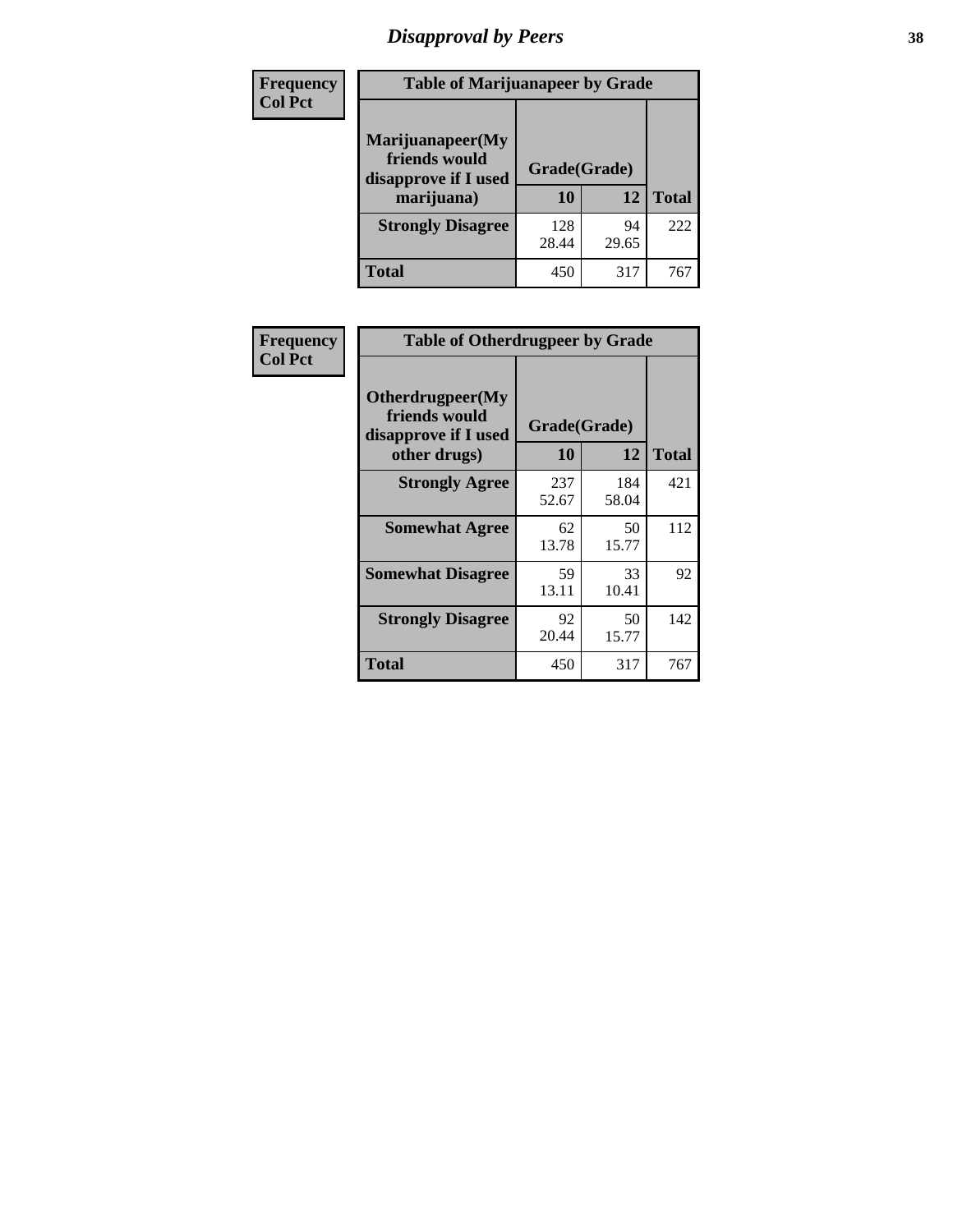# Disapproval by Peers

| Frequency Col Pct | Table of Marijuanapeer by Grade | | |
|---|---|---|---|
| **Marijuanapeer(My friends would disapprove if I used marijuana)** | **Grade(Grade)** | | |
| | **10** | **12** | **Total** |
| **Strongly Disagree** | 128<br>28.44 | 94<br>29.65 | 222 |
| **Total** | 450 | 317 | 767 |

| Frequency Col Pct | Table of Otherdrugpeer by Grade | | |
|---|---|---|---|
| **Otherdrugpeer(My friends would disapprove if I used other drugs)** | **Grade(Grade)** | | |
| | **10** | **12** | **Total** |
| **Strongly Agree** | 237<br>52.67 | 184<br>58.04 | 421 |
| **Somewhat Agree** | 62<br>13.78 | 50<br>15.77 | 112 |
| **Somewhat Disagree** | 59<br>13.11 | 33<br>10.41 | 92 |
| **Strongly Disagree** | 92<br>20.44 | 50<br>15.77 | 142 |
| **Total** | 450 | 317 | 767 |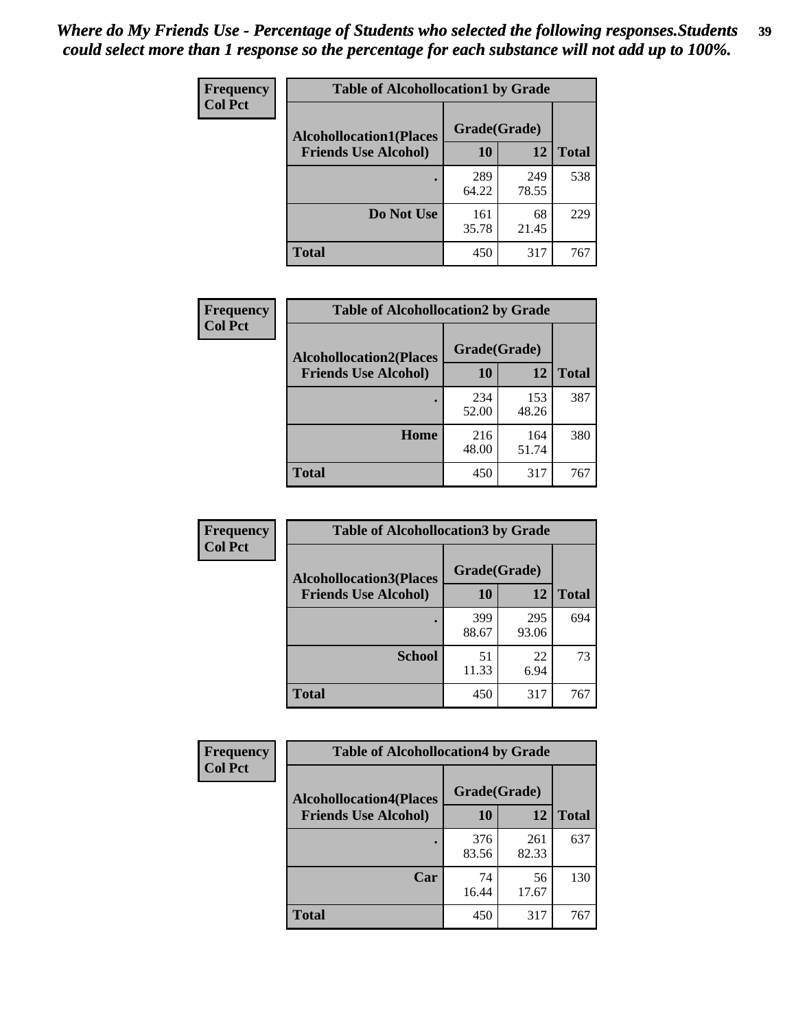*Where do My Friends Use - Percentage of Students who selected the following responses.Students could select more than 1 response so the percentage for each substance will not add up to 100%.*

| Frequency Col Pct | Table of Alcohollocation1 by Grade | | |
|---|---|---|---|
| Alcohollocation1(Places Friends Use Alcohol) | Grade(Grade) | | |
| | 10 | 12 | Total |
| . | 289<br>64.22 | 249<br>78.55 | 538 |
| Do Not Use | 161<br>35.78 | 68<br>21.45 | 229 |
| Total | 450 | 317 | 767 |

| Frequency Col Pct | Table of Alcohollocation2 by Grade | | |
|---|---|---|---|
| Alcohollocation2(Places Friends Use Alcohol) | Grade(Grade) | | |
| | 10 | 12 | Total |
| . | 234<br>52.00 | 153<br>48.26 | 387 |
| Home | 216<br>48.00 | 164<br>51.74 | 380 |
| Total | 450 | 317 | 767 |

| Frequency Col Pct | Table of Alcohollocation3 by Grade | | |
|---|---|---|---|
| Alcohollocation3(Places Friends Use Alcohol) | Grade(Grade) | | |
| | 10 | 12 | Total |
| . | 399<br>88.67 | 295<br>93.06 | 694 |
| School | 51<br>11.33 | 22<br>6.94 | 73 |
| Total | 450 | 317 | 767 |

| Frequency Col Pct | Table of Alcohollocation4 by Grade | | |
|---|---|---|---|
| Alcohollocation4(Places Friends Use Alcohol) | Grade(Grade) | | |
| | 10 | 12 | Total |
| . | 376<br>83.56 | 261<br>82.33 | 637 |
| Car | 74<br>16.44 | 56<br>17.67 | 130 |
| Total | 450 | 317 | 767 |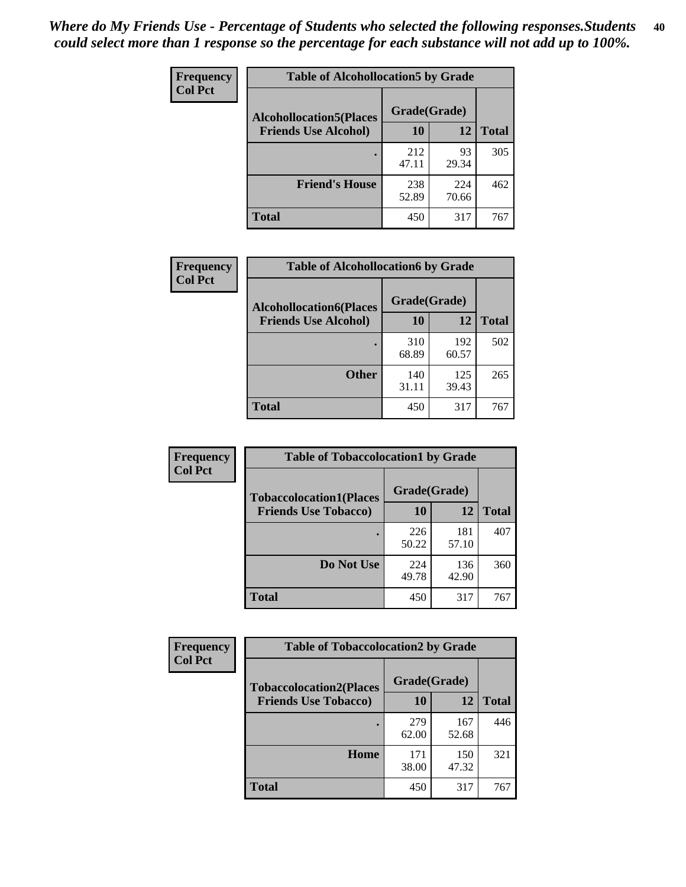*Where do My Friends Use - Percentage of Students who selected the following responses.Students could select more than 1 response so the percentage for each substance will not add up to 100%.*

**Frequency**
**Col Pct**

| Table of Alcohollocation5 by Grade | | | |
|---|---|---|---|
| **Alcohollocation5(Places Friends Use Alcohol)** | **Grade(Grade)** | | **Total** |
| | **10** | **12** | |
| **.** | 212<br>47.11 | 93<br>29.34 | 305 |
| **Friend's House** | 238<br>52.89 | 224<br>70.66 | 462 |
| **Total** | 450 | 317 | 767 |

**Frequency**
**Col Pct**

| Table of Alcohollocation6 by Grade | | | |
|---|---|---|---|
| **Alcohollocation6(Places Friends Use Alcohol)** | **Grade(Grade)** | | **Total** |
| | **10** | **12** | |
| **.** | 310<br>68.89 | 192<br>60.57 | 502 |
| **Other** | 140<br>31.11 | 125<br>39.43 | 265 |
| **Total** | 450 | 317 | 767 |

**Frequency**
**Col Pct**

| Table of Tobaccolocation1 by Grade | | | |
|---|---|---|---|
| **Tobaccolocation1(Places Friends Use Tobacco)** | **Grade(Grade)** | | **Total** |
| | **10** | **12** | |
| **.** | 226<br>50.22 | 181<br>57.10 | 407 |
| **Do Not Use** | 224<br>49.78 | 136<br>42.90 | 360 |
| **Total** | 450 | 317 | 767 |

**Frequency**
**Col Pct**

| Table of Tobaccolocation2 by Grade | | | |
|---|---|---|---|
| **Tobaccolocation2(Places Friends Use Tobacco)** | **Grade(Grade)** | | **Total** |
| | **10** | **12** | |
| **.** | 279<br>62.00 | 167<br>52.68 | 446 |
| **Home** | 171<br>38.00 | 150<br>47.32 | 321 |
| **Total** | 450 | 317 | 767 |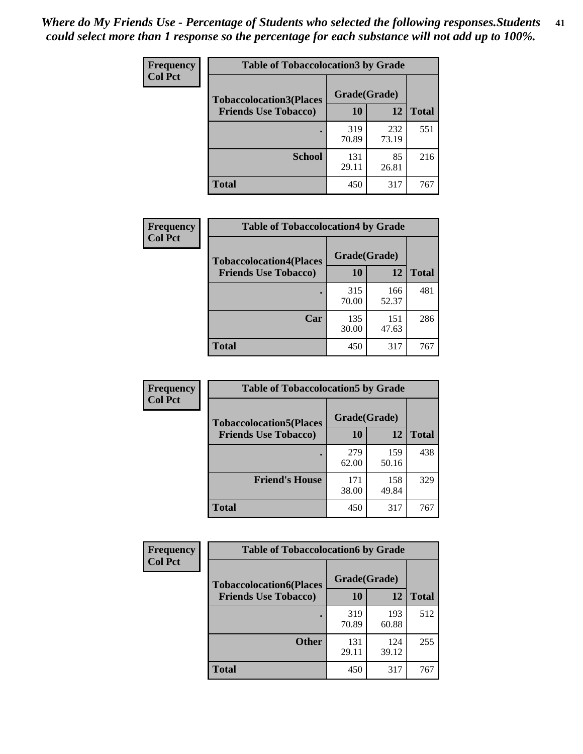*Where do My Friends Use - Percentage of Students who selected the following responses.Students could select more than 1 response so the percentage for each substance will not add up to 100%.*

**Frequency**
**Col Pct**

| Table of Tobaccolocation3 by Grade | | | |
|---|---|---|---|
| **Tobaccolocation3(Places Friends Use Tobacco)** | **Grade(Grade)** | | |
| | **10** | **12** | **Total** |
| **.** | 319<br>70.89 | 232<br>73.19 | 551 |
| **School** | 131<br>29.11 | 85<br>26.81 | 216 |
| **Total** | 450 | 317 | 767 |

**Frequency**
**Col Pct**

| Table of Tobaccolocation4 by Grade | | | |
|---|---|---|---|
| **Tobaccolocation4(Places Friends Use Tobacco)** | **Grade(Grade)** | | |
| | **10** | **12** | **Total** |
| **.** | 315<br>70.00 | 166<br>52.37 | 481 |
| **Car** | 135<br>30.00 | 151<br>47.63 | 286 |
| **Total** | 450 | 317 | 767 |

**Frequency**
**Col Pct**

| Table of Tobaccolocation5 by Grade | | | |
|---|---|---|---|
| **Tobaccolocation5(Places Friends Use Tobacco)** | **Grade(Grade)** | | |
| | **10** | **12** | **Total** |
| **.** | 279<br>62.00 | 159<br>50.16 | 438 |
| **Friend's House** | 171<br>38.00 | 158<br>49.84 | 329 |
| **Total** | 450 | 317 | 767 |

**Frequency**
**Col Pct**

| Table of Tobaccolocation6 by Grade | | | |
|---|---|---|---|
| **Tobaccolocation6(Places Friends Use Tobacco)** | **Grade(Grade)** | | |
| | **10** | **12** | **Total** |
| **.** | 319<br>70.89 | 193<br>60.88 | 512 |
| **Other** | 131<br>29.11 | 124<br>39.12 | 255 |
| **Total** | 450 | 317 | 767 |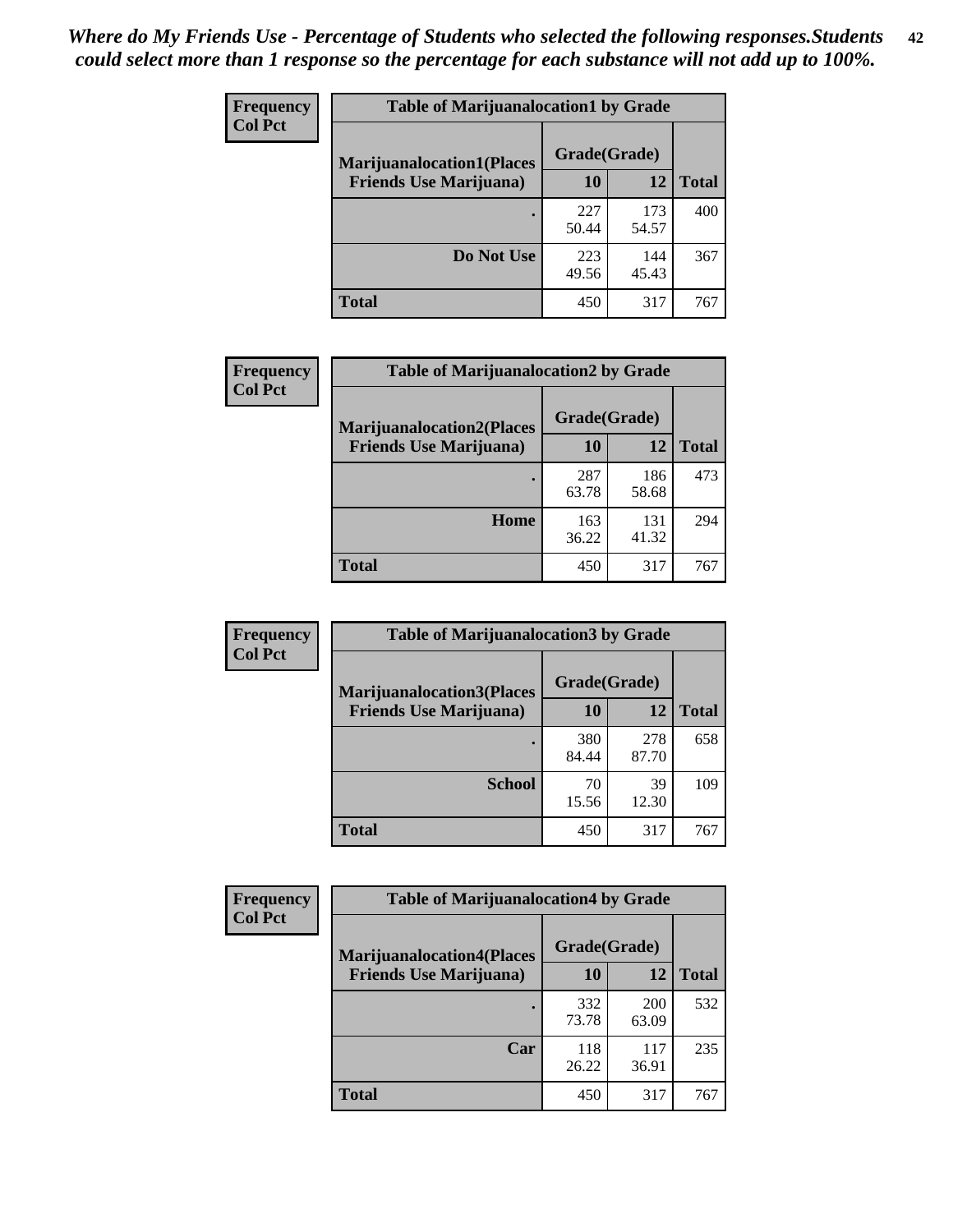*Where do My Friends Use - Percentage of Students who selected the following responses.Students could select more than 1 response so the percentage for each substance will not add up to 100%.*

| Frequency Col Pct | Table of Marijuanalocation1 by Grade | | |
|---|---|---|---|
| **Marijuanalocation1(Places Friends Use Marijuana)** | **Grade(Grade)** | | |
| | **10** | **12** | **Total** |
| **.** | 227 50.44 | 173 54.57 | 400 |
| **Do Not Use** | 223 49.56 | 144 45.43 | 367 |
| **Total** | 450 | 317 | 767 |

| Frequency Col Pct | Table of Marijuanalocation2 by Grade | | |
|---|---|---|---|
| **Marijuanalocation2(Places Friends Use Marijuana)** | **Grade(Grade)** | | |
| | **10** | **12** | **Total** |
| **.** | 287 63.78 | 186 58.68 | 473 |
| **Home** | 163 36.22 | 131 41.32 | 294 |
| **Total** | 450 | 317 | 767 |

| Frequency Col Pct | Table of Marijuanalocation3 by Grade | | |
|---|---|---|---|
| **Marijuanalocation3(Places Friends Use Marijuana)** | **Grade(Grade)** | | |
| | **10** | **12** | **Total** |
| **.** | 380 84.44 | 278 87.70 | 658 |
| **School** | 70 15.56 | 39 12.30 | 109 |
| **Total** | 450 | 317 | 767 |

| Frequency Col Pct | Table of Marijuanalocation4 by Grade | | |
|---|---|---|---|
| **Marijuanalocation4(Places Friends Use Marijuana)** | **Grade(Grade)** | | |
| | **10** | **12** | **Total** |
| **.** | 332 73.78 | 200 63.09 | 532 |
| **Car** | 118 26.22 | 117 36.91 | 235 |
| **Total** | 450 | 317 | 767 |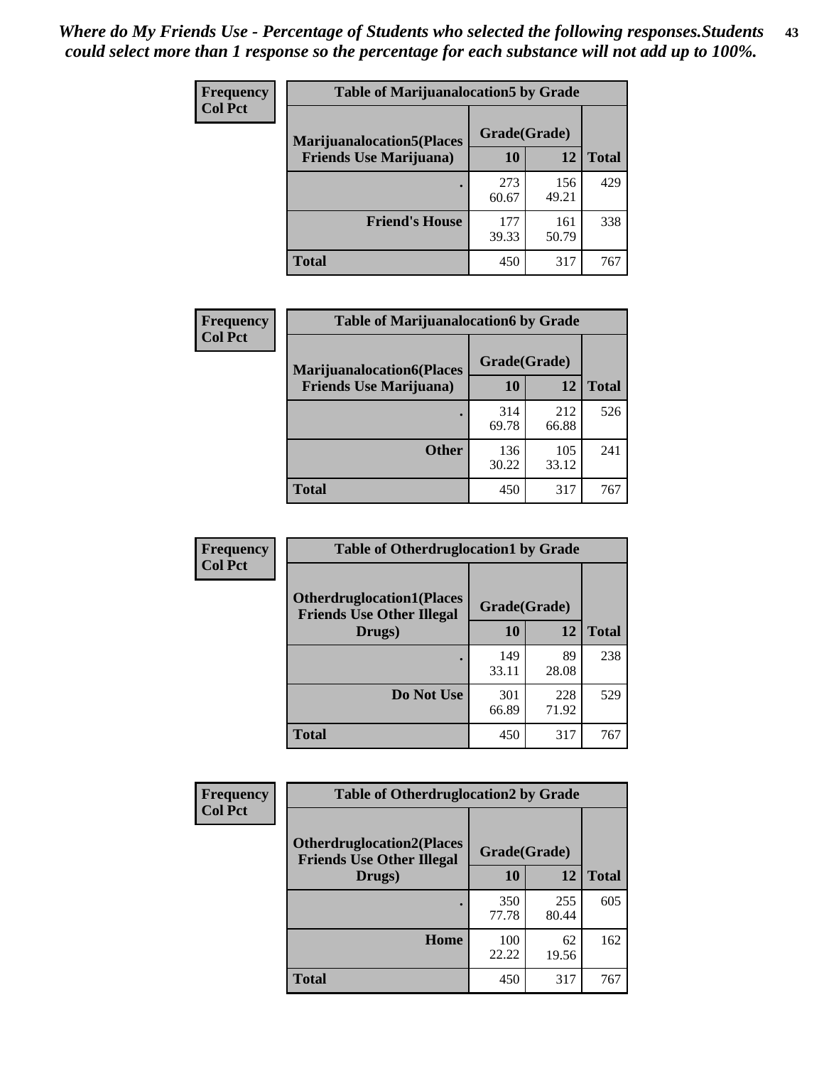*Where do My Friends Use - Percentage of Students who selected the following responses.Students could select more than 1 response so the percentage for each substance will not add up to 100%.*

| Frequency Col Pct | Table of Marijuanalocation5 by Grade | | |
|---|---|---|---|
| Marijuanalocation5(Places Friends Use Marijuana) | Grade(Grade) | | |
| | 10 | 12 | Total |
| . | 273<br>60.67 | 156<br>49.21 | 429 |
| Friend's House | 177<br>39.33 | 161<br>50.79 | 338 |
| Total | 450 | 317 | 767 |

| Frequency Col Pct | Table of Marijuanalocation6 by Grade | | |
|---|---|---|---|
| Marijuanalocation6(Places Friends Use Marijuana) | Grade(Grade) | | |
| | 10 | 12 | Total |
| . | 314<br>69.78 | 212<br>66.88 | 526 |
| Other | 136<br>30.22 | 105<br>33.12 | 241 |
| Total | 450 | 317 | 767 |

| Frequency Col Pct | Table of Otherdruglocation1 by Grade | | |
|---|---|---|---|
| Otherdruglocation1(Places Friends Use Other Illegal Drugs) | Grade(Grade) | | |
| | 10 | 12 | Total |
| . | 149<br>33.11 | 89<br>28.08 | 238 |
| Do Not Use | 301<br>66.89 | 228<br>71.92 | 529 |
| Total | 450 | 317 | 767 |

| Frequency Col Pct | Table of Otherdruglocation2 by Grade | | |
|---|---|---|---|
| Otherdruglocation2(Places Friends Use Other Illegal Drugs) | Grade(Grade) | | |
| | 10 | 12 | Total |
| . | 350<br>77.78 | 255<br>80.44 | 605 |
| Home | 100<br>22.22 | 62<br>19.56 | 162 |
| Total | 450 | 317 | 767 |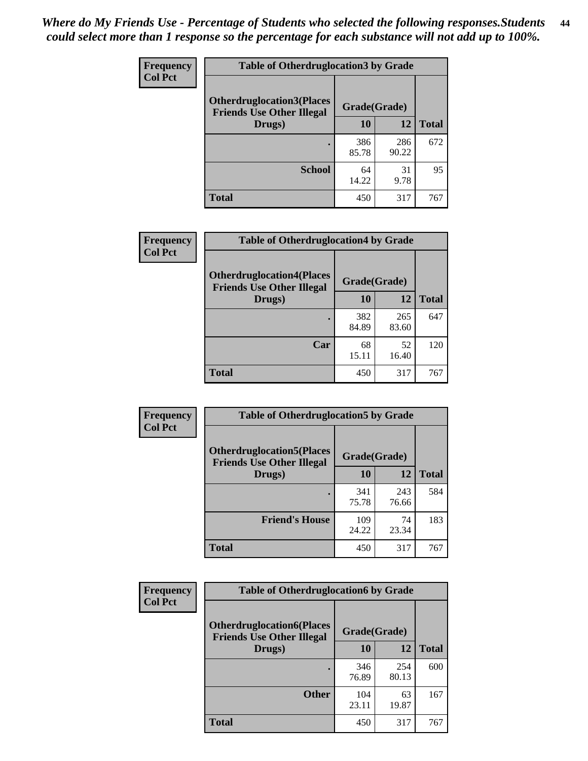*Where do My Friends Use - Percentage of Students who selected the following responses.Students could select more than 1 response so the percentage for each substance will not add up to 100%.*

| Frequency<br>Col Pct | Table of Otherdruglocation3 by Grade | | |
|---|---|---|---|
| Otherdruglocation3(Places Friends Use Other Illegal Drugs) | Grade(Grade) | | |
| | 10 | 12 | Total |
| . | 386<br>85.78 | 286<br>90.22 | 672 |
| School | 64<br>14.22 | 31<br>9.78 | 95 |
| Total | 450 | 317 | 767 |

| Frequency<br>Col Pct | Table of Otherdruglocation4 by Grade | | |
|---|---|---|---|
| Otherdruglocation4(Places Friends Use Other Illegal Drugs) | Grade(Grade) | | |
| | 10 | 12 | Total |
| . | 382<br>84.89 | 265<br>83.60 | 647 |
| Car | 68<br>15.11 | 52<br>16.40 | 120 |
| Total | 450 | 317 | 767 |

| Frequency<br>Col Pct | Table of Otherdruglocation5 by Grade | | |
|---|---|---|---|
| Otherdruglocation5(Places Friends Use Other Illegal Drugs) | Grade(Grade) | | |
| | 10 | 12 | Total |
| . | 341<br>75.78 | 243<br>76.66 | 584 |
| Friend's House | 109<br>24.22 | 74<br>23.34 | 183 |
| Total | 450 | 317 | 767 |

| Frequency<br>Col Pct | Table of Otherdruglocation6 by Grade | | |
|---|---|---|---|
| Otherdruglocation6(Places Friends Use Other Illegal Drugs) | Grade(Grade) | | |
| | 10 | 12 | Total |
| . | 346<br>76.89 | 254<br>80.13 | 600 |
| Other | 104<br>23.11 | 63<br>19.87 | 167 |
| Total | 450 | 317 | 767 |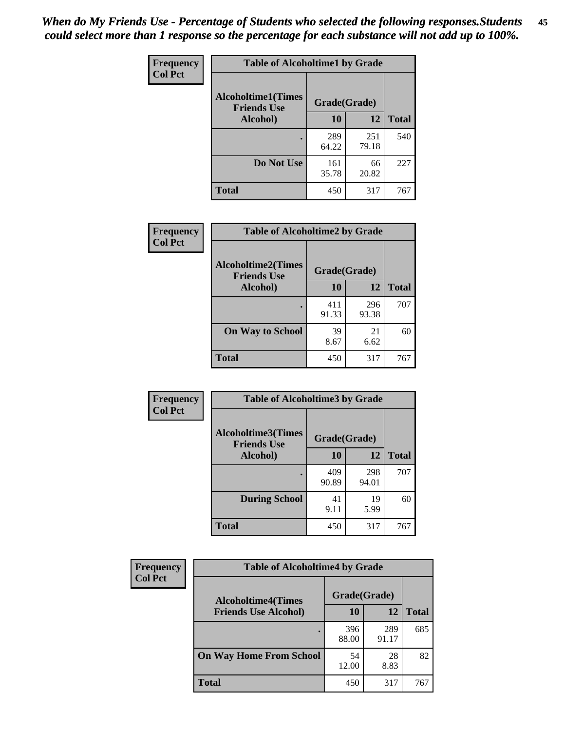*When do My Friends Use - Percentage of Students who selected the following responses.Students could select more than 1 response so the percentage for each substance will not add up to 100%.*

**Frequency**
**Col Pct**

| Table of Alcoholtime1 by Grade | | | |
|---|---|---|---|
| Alcoholtime1(Times Friends Use Alcohol) | Grade(Grade) | | Total |
| | 10 | 12 | |
| . | 289<br>64.22 | 251<br>79.18 | 540 |
| Do Not Use | 161<br>35.78 | 66<br>20.82 | 227 |
| Total | 450 | 317 | 767 |

**Frequency**
**Col Pct**

| Table of Alcoholtime2 by Grade | | | |
|---|---|---|---|
| Alcoholtime2(Times Friends Use Alcohol) | Grade(Grade) | | Total |
| | 10 | 12 | |
| . | 411<br>91.33 | 296<br>93.38 | 707 |
| On Way to School | 39<br>8.67 | 21<br>6.62 | 60 |
| Total | 450 | 317 | 767 |

**Frequency**
**Col Pct**

| Table of Alcoholtime3 by Grade | | | |
|---|---|---|---|
| Alcoholtime3(Times Friends Use Alcohol) | Grade(Grade) | | Total |
| | 10 | 12 | |
| . | 409<br>90.89 | 298<br>94.01 | 707 |
| During School | 41<br>9.11 | 19<br>5.99 | 60 |
| Total | 450 | 317 | 767 |

**Frequency**
**Col Pct**

| Table of Alcoholtime4 by Grade | | | |
|---|---|---|---|
| Alcoholtime4(Times Friends Use Alcohol) | Grade(Grade) | | Total |
| | 10 | 12 | |
| . | 396<br>88.00 | 289<br>91.17 | 685 |
| On Way Home From School | 54<br>12.00 | 28<br>8.83 | 82 |
| Total | 450 | 317 | 767 |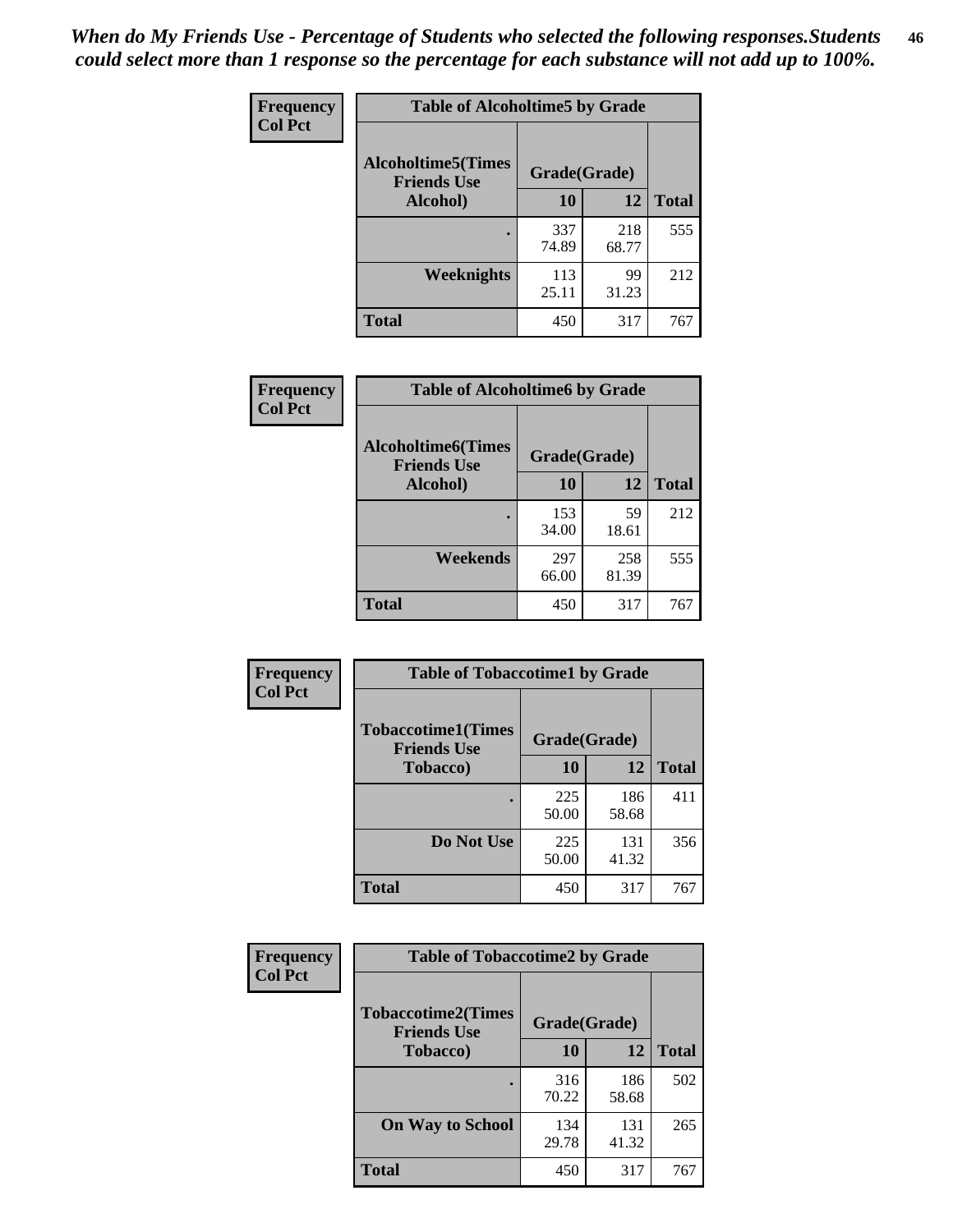*When do My Friends Use - Percentage of Students who selected the following responses.Students could select more than 1 response so the percentage for each substance will not add up to 100%.*

| Frequency Col Pct | Table of Alcoholtime5 by Grade | | |
|---|---|---|---|
| Alcoholtime5(Times Friends Use Alcohol) | Grade(Grade) | | |
| | 10 | 12 | Total |
| . | 337 74.89 | 218 68.77 | 555 |
| Weeknights | 113 25.11 | 99 31.23 | 212 |
| Total | 450 | 317 | 767 |

| Frequency Col Pct | Table of Alcoholtime6 by Grade | | |
|---|---|---|---|
| Alcoholtime6(Times Friends Use Alcohol) | Grade(Grade) | | |
| | 10 | 12 | Total |
| . | 153 34.00 | 59 18.61 | 212 |
| Weekends | 297 66.00 | 258 81.39 | 555 |
| Total | 450 | 317 | 767 |

| Frequency Col Pct | Table of Tobaccotime1 by Grade | | |
|---|---|---|---|
| Tobaccotime1(Times Friends Use Tobacco) | Grade(Grade) | | |
| | 10 | 12 | Total |
| . | 225 50.00 | 186 58.68 | 411 |
| Do Not Use | 225 50.00 | 131 41.32 | 356 |
| Total | 450 | 317 | 767 |

| Frequency Col Pct | Table of Tobaccotime2 by Grade | | |
|---|---|---|---|
| Tobaccotime2(Times Friends Use Tobacco) | Grade(Grade) | | |
| | 10 | 12 | Total |
| . | 316 70.22 | 186 58.68 | 502 |
| On Way to School | 134 29.78 | 131 41.32 | 265 |
| Total | 450 | 317 | 767 |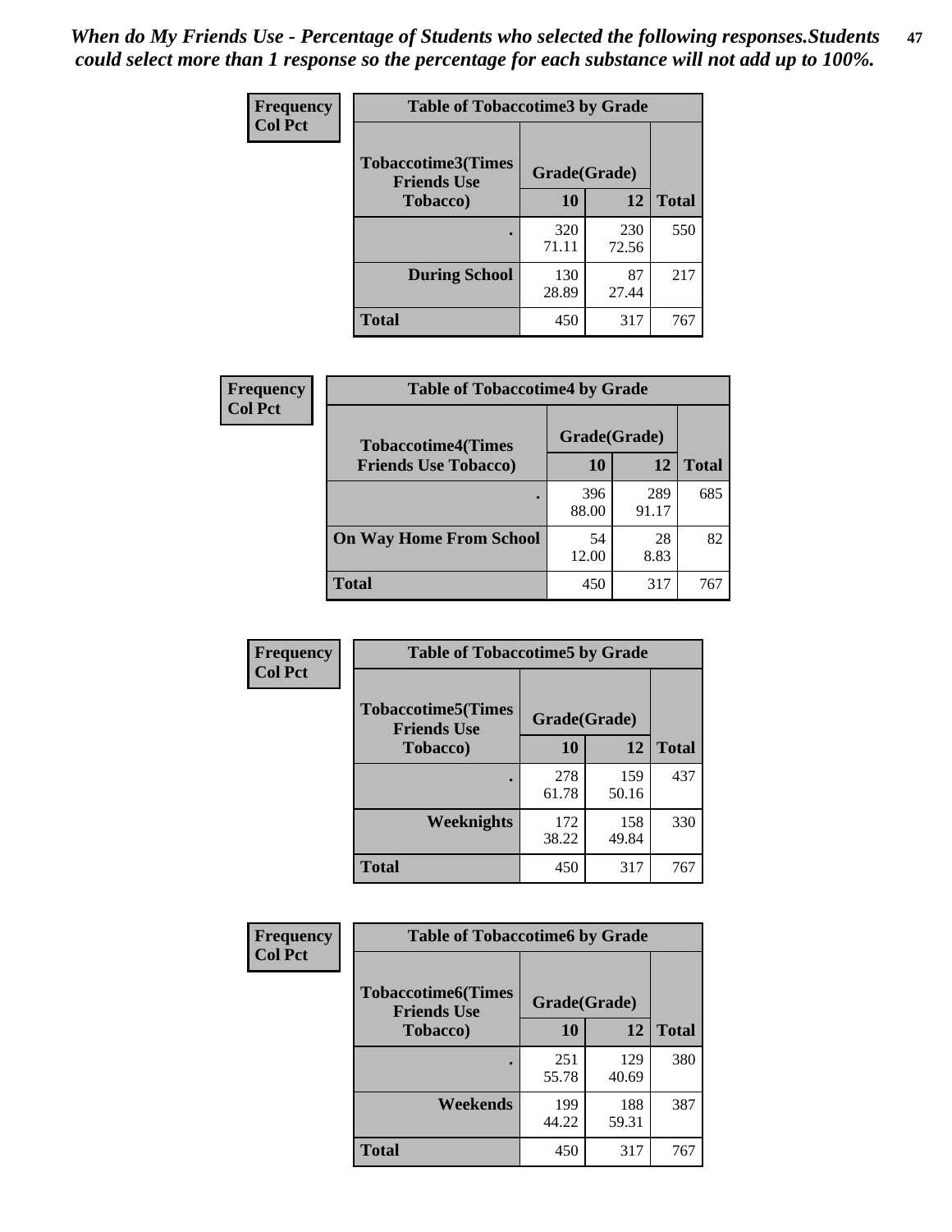*When do My Friends Use - Percentage of Students who selected the following responses.Students could select more than 1 response so the percentage for each substance will not add up to 100%.*

**Frequency / Col Pct**

| Table of Tobaccotime3 by Grade | | | |
|---|---|---|---|
| Tobaccotime3(Times Friends Use Tobacco) | Grade(Grade) | | |
| | 10 | 12 | Total |
| . | 320<br>71.11 | 230<br>72.56 | 550 |
| During School | 130<br>28.89 | 87<br>27.44 | 217 |
| Total | 450 | 317 | 767 |

**Frequency / Col Pct**

| Table of Tobaccotime4 by Grade | | | |
|---|---|---|---|
| Tobaccotime4(Times Friends Use Tobacco) | Grade(Grade) | | |
| | 10 | 12 | Total |
| . | 396<br>88.00 | 289<br>91.17 | 685 |
| On Way Home From School | 54<br>12.00 | 28<br>8.83 | 82 |
| Total | 450 | 317 | 767 |

**Frequency / Col Pct**

| Table of Tobaccotime5 by Grade | | | |
|---|---|---|---|
| Tobaccotime5(Times Friends Use Tobacco) | Grade(Grade) | | |
| | 10 | 12 | Total |
| . | 278<br>61.78 | 159<br>50.16 | 437 |
| Weeknights | 172<br>38.22 | 158<br>49.84 | 330 |
| Total | 450 | 317 | 767 |

**Frequency / Col Pct**

| Table of Tobaccotime6 by Grade | | | |
|---|---|---|---|
| Tobaccotime6(Times Friends Use Tobacco) | Grade(Grade) | | |
| | 10 | 12 | Total |
| . | 251<br>55.78 | 129<br>40.69 | 380 |
| Weekends | 199<br>44.22 | 188<br>59.31 | 387 |
| Total | 450 | 317 | 767 |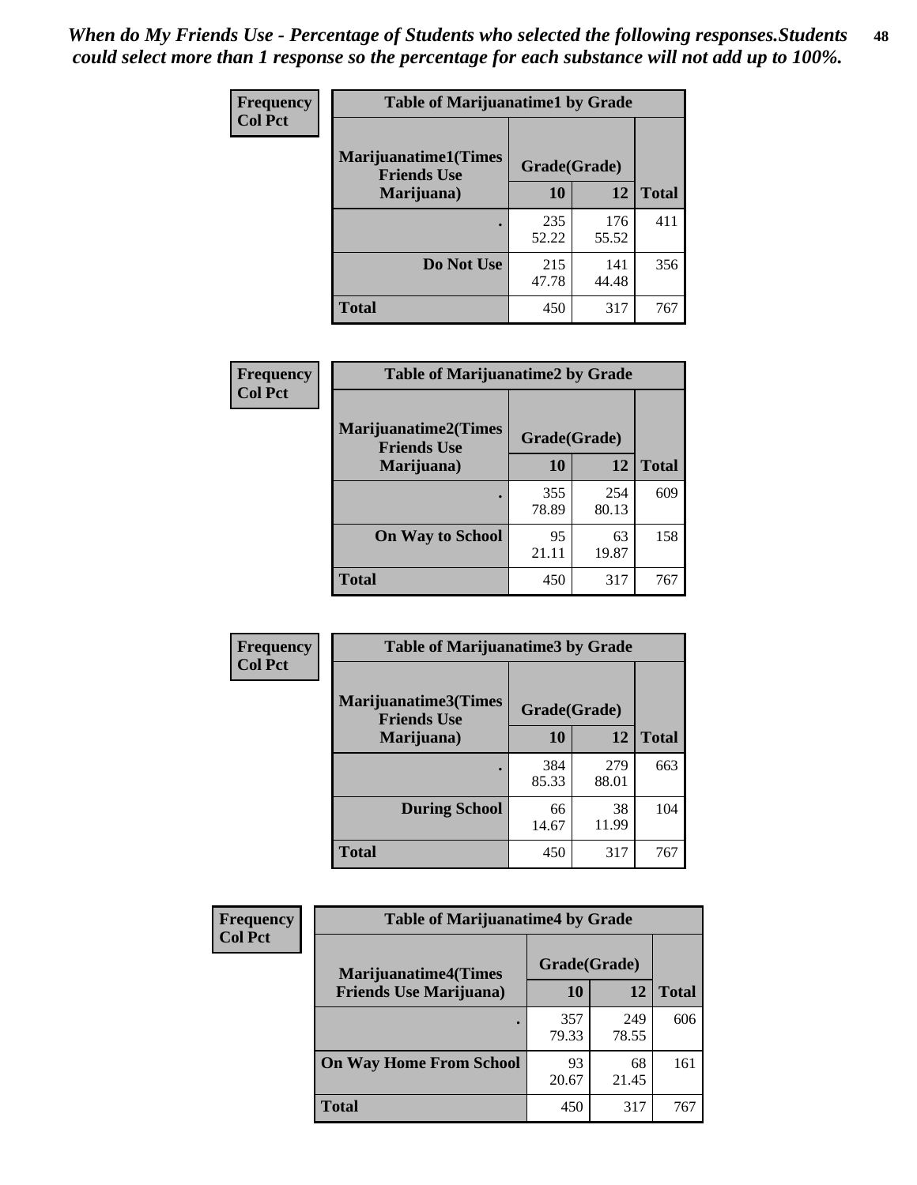*When do My Friends Use - Percentage of Students who selected the following responses.Students could select more than 1 response so the percentage for each substance will not add up to 100%.*

**Frequency**
**Col Pct**

| Table of Marijuanatime1 by Grade | | | |
|---|---|---|---|
| **Marijuanatime1(Times Friends Use Marijuana)** | **Grade(Grade)** | | **Total** |
| | **10** | **12** | |
| **.** | 235<br>52.22 | 176<br>55.52 | 411 |
| **Do Not Use** | 215<br>47.78 | 141<br>44.48 | 356 |
| **Total** | 450 | 317 | 767 |

**Frequency**
**Col Pct**

| Table of Marijuanatime2 by Grade | | | |
|---|---|---|---|
| **Marijuanatime2(Times Friends Use Marijuana)** | **Grade(Grade)** | | **Total** |
| | **10** | **12** | |
| **.** | 355<br>78.89 | 254<br>80.13 | 609 |
| **On Way to School** | 95<br>21.11 | 63<br>19.87 | 158 |
| **Total** | 450 | 317 | 767 |

**Frequency**
**Col Pct**

| Table of Marijuanatime3 by Grade | | | |
|---|---|---|---|
| **Marijuanatime3(Times Friends Use Marijuana)** | **Grade(Grade)** | | **Total** |
| | **10** | **12** | |
| **.** | 384<br>85.33 | 279<br>88.01 | 663 |
| **During School** | 66<br>14.67 | 38<br>11.99 | 104 |
| **Total** | 450 | 317 | 767 |

**Frequency**
**Col Pct**

| Table of Marijuanatime4 by Grade | | | |
|---|---|---|---|
| **Marijuanatime4(Times Friends Use Marijuana)** | **Grade(Grade)** | | **Total** |
| | **10** | **12** | |
| **.** | 357<br>79.33 | 249<br>78.55 | 606 |
| **On Way Home From School** | 93<br>20.67 | 68<br>21.45 | 161 |
| **Total** | 450 | 317 | 767 |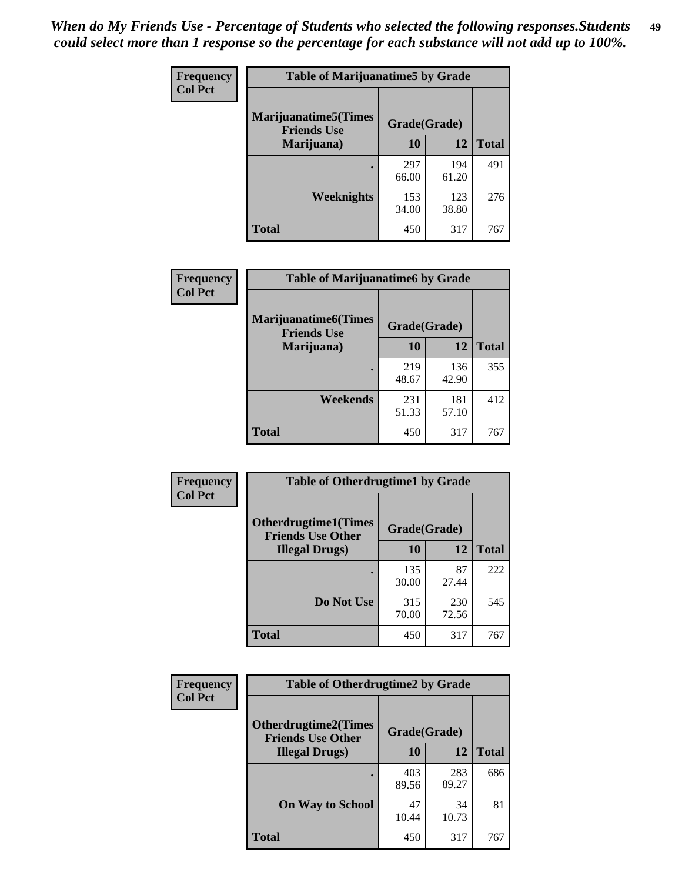*When do My Friends Use - Percentage of Students who selected the following responses.Students could select more than 1 response so the percentage for each substance will not add up to 100%.*

**Frequency**
**Col Pct**

| Table of Marijuanatime5 by Grade | | | |
|---|---|---|---|
| **Marijuanatime5(Times Friends Use Marijuana)** | **Grade(Grade)** | | |
| | **10** | **12** | **Total** |
| **.** | 297<br>66.00 | 194<br>61.20 | 491 |
| **Weeknights** | 153<br>34.00 | 123<br>38.80 | 276 |
| **Total** | 450 | 317 | 767 |

**Frequency**
**Col Pct**

| Table of Marijuanatime6 by Grade | | | |
|---|---|---|---|
| **Marijuanatime6(Times Friends Use Marijuana)** | **Grade(Grade)** | | |
| | **10** | **12** | **Total** |
| **.** | 219<br>48.67 | 136<br>42.90 | 355 |
| **Weekends** | 231<br>51.33 | 181<br>57.10 | 412 |
| **Total** | 450 | 317 | 767 |

**Frequency**
**Col Pct**

| Table of Otherdrugtime1 by Grade | | | |
|---|---|---|---|
| **Otherdrugtime1(Times Friends Use Other Illegal Drugs)** | **Grade(Grade)** | | |
| | **10** | **12** | **Total** |
| **.** | 135<br>30.00 | 87<br>27.44 | 222 |
| **Do Not Use** | 315<br>70.00 | 230<br>72.56 | 545 |
| **Total** | 450 | 317 | 767 |

**Frequency**
**Col Pct**

| Table of Otherdrugtime2 by Grade | | | |
|---|---|---|---|
| **Otherdrugtime2(Times Friends Use Other Illegal Drugs)** | **Grade(Grade)** | | |
| | **10** | **12** | **Total** |
| **.** | 403<br>89.56 | 283<br>89.27 | 686 |
| **On Way to School** | 47<br>10.44 | 34<br>10.73 | 81 |
| **Total** | 450 | 317 | 767 |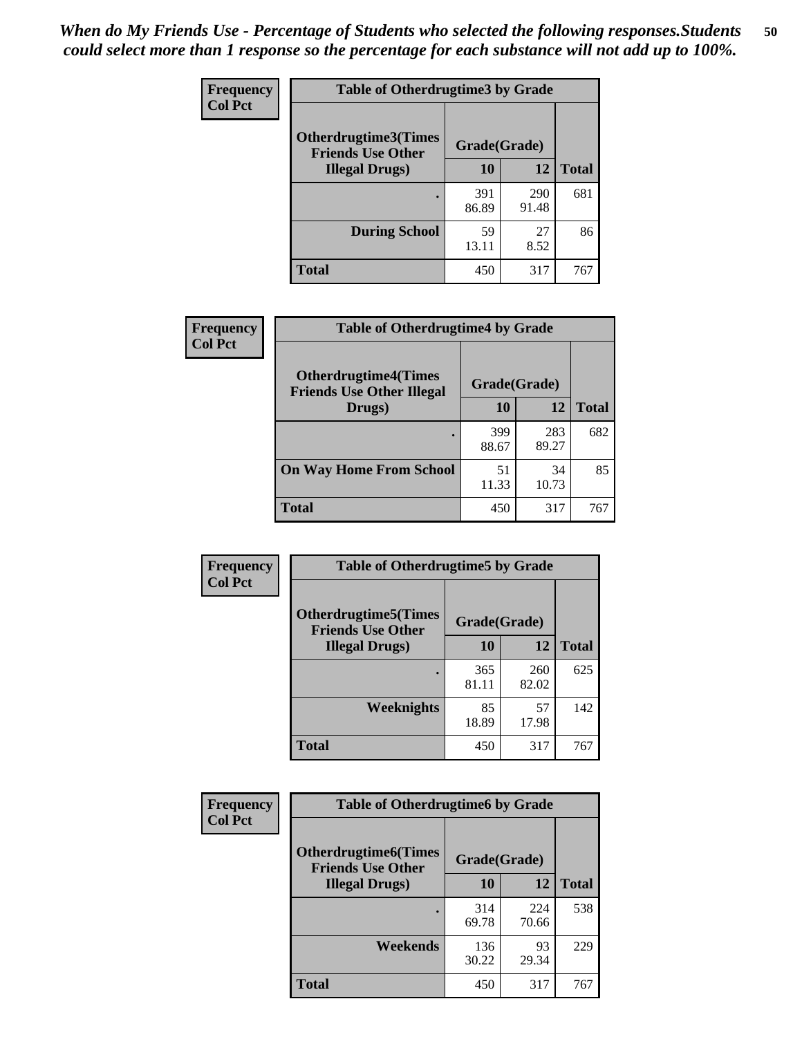*When do My Friends Use - Percentage of Students who selected the following responses.Students could select more than 1 response so the percentage for each substance will not add up to 100%.*

**Frequency**
**Col Pct**

| Table of Otherdrugtime3 by Grade | | | |
|---|---|---|---|
| **Otherdrugtime3(Times Friends Use Other Illegal Drugs)** | **Grade(Grade)** | | |
| | **10** | **12** | **Total** |
| **.** | 391<br>86.89 | 290<br>91.48 | 681 |
| **During School** | 59<br>13.11 | 27<br>8.52 | 86 |
| **Total** | 450 | 317 | 767 |

**Frequency**
**Col Pct**

| Table of Otherdrugtime4 by Grade | | | |
|---|---|---|---|
| **Otherdrugtime4(Times Friends Use Other Illegal Drugs)** | **Grade(Grade)** | | |
| | **10** | **12** | **Total** |
| **.** | 399<br>88.67 | 283<br>89.27 | 682 |
| **On Way Home From School** | 51<br>11.33 | 34<br>10.73 | 85 |
| **Total** | 450 | 317 | 767 |

**Frequency**
**Col Pct**

| Table of Otherdrugtime5 by Grade | | | |
|---|---|---|---|
| **Otherdrugtime5(Times Friends Use Other Illegal Drugs)** | **Grade(Grade)** | | |
| | **10** | **12** | **Total** |
| **.** | 365<br>81.11 | 260<br>82.02 | 625 |
| **Weeknights** | 85<br>18.89 | 57<br>17.98 | 142 |
| **Total** | 450 | 317 | 767 |

**Frequency**
**Col Pct**

| Table of Otherdrugtime6 by Grade | | | |
|---|---|---|---|
| **Otherdrugtime6(Times Friends Use Other Illegal Drugs)** | **Grade(Grade)** | | |
| | **10** | **12** | **Total** |
| **.** | 314<br>69.78 | 224<br>70.66 | 538 |
| **Weekends** | 136<br>30.22 | 93<br>29.34 | 229 |
| **Total** | 450 | 317 | 767 |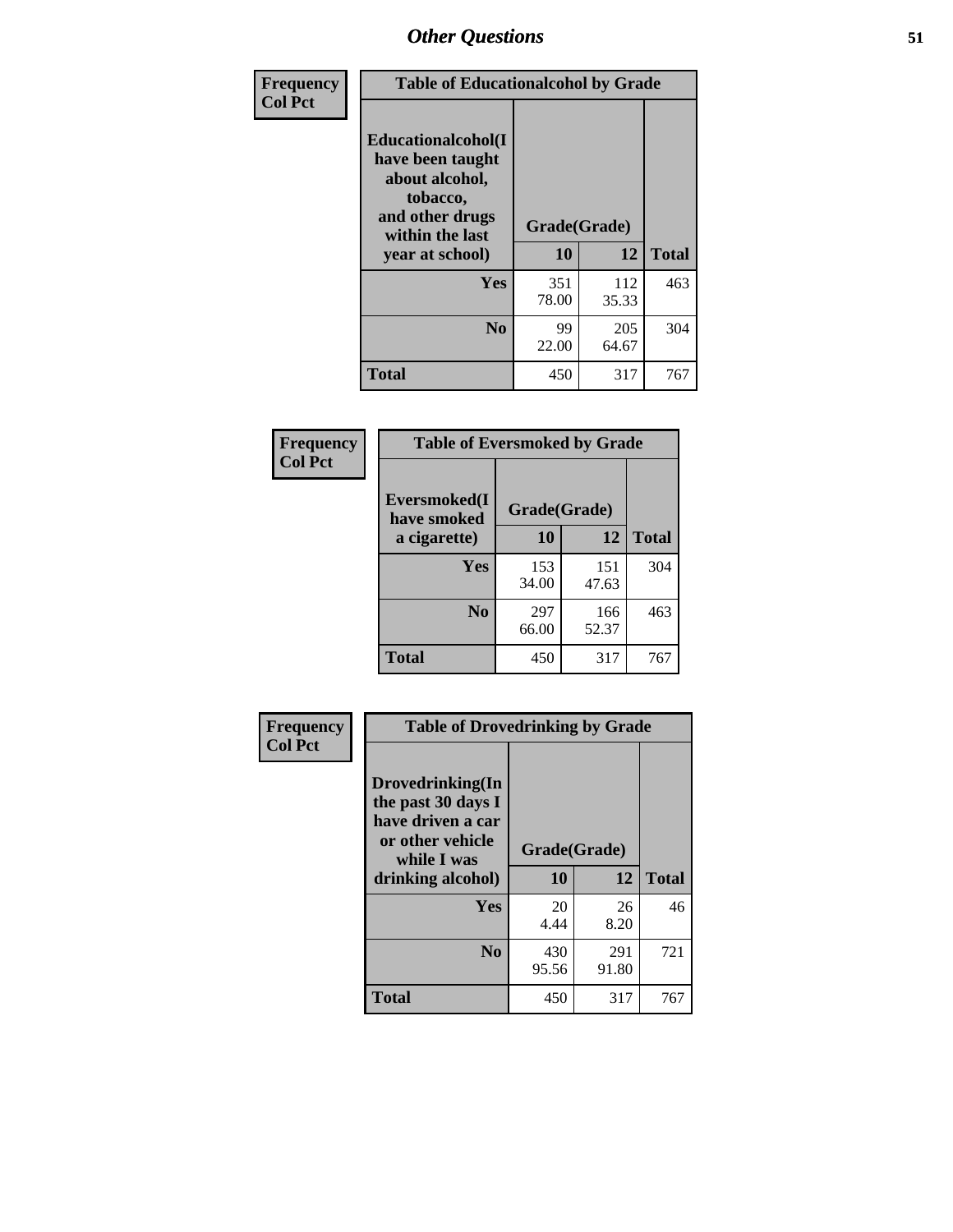## Other Questions

**Frequency**
**Col Pct**

| Table of Educationalalcohol by Grade | | | |
|---|---|---|---|
| **Educationalalcohol(I have been taught about alcohol, tobacco, and other drugs within the last year at school)** | **Grade(Grade)** | | |
| | **10** | **12** | **Total** |
| **Yes** | 351<br>78.00 | 112<br>35.33 | 463 |
| **No** | 99<br>22.00 | 205<br>64.67 | 304 |
| **Total** | 450 | 317 | 767 |

**Frequency**
**Col Pct**

| Table of Eversmoked by Grade | | | |
|---|---|---|---|
| **Eversmoked(I have smoked a cigarette)** | **Grade(Grade)** | | |
| | **10** | **12** | **Total** |
| **Yes** | 153<br>34.00 | 151<br>47.63 | 304 |
| **No** | 297<br>66.00 | 166<br>52.37 | 463 |
| **Total** | 450 | 317 | 767 |

**Frequency**
**Col Pct**

| Table of Drovedrinking by Grade | | | |
|---|---|---|---|
| **Drovedrinking(In the past 30 days I have driven a car or other vehicle while I was drinking alcohol)** | **Grade(Grade)** | | |
| | **10** | **12** | **Total** |
| **Yes** | 20<br>4.44 | 26<br>8.20 | 46 |
| **No** | 430<br>95.56 | 291<br>91.80 | 721 |
| **Total** | 450 | 317 | 767 |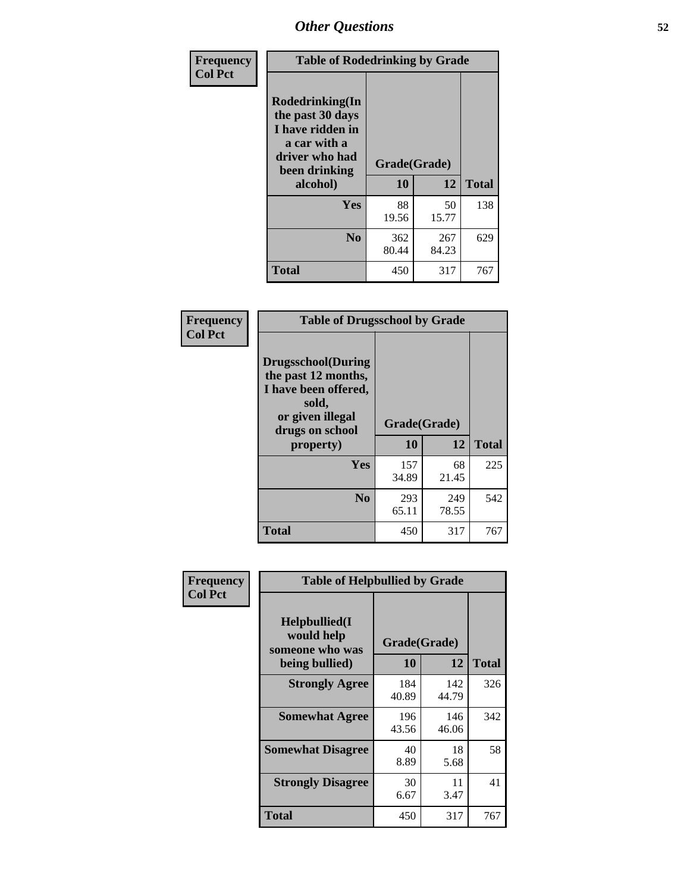*Other Questions*

**Frequency**
**Col Pct**

| Table of Rodedrinking by Grade | | | |
|---|---|---|---|
| **Rodedrinking(In the past 30 days I have ridden in a car with a driver who had been drinking alcohol)** | **Grade(Grade)** | | |
| | **10** | **12** | **Total** |
| **Yes** | 88<br>19.56 | 50<br>15.77 | 138 |
| **No** | 362<br>80.44 | 267<br>84.23 | 629 |
| **Total** | 450 | 317 | 767 |

**Frequency**
**Col Pct**

| Table of Drugsschool by Grade | | | |
|---|---|---|---|
| **Drugsschool(During the past 12 months, I have been offered, sold, or given illegal drugs on school property)** | **Grade(Grade)** | | |
| | **10** | **12** | **Total** |
| **Yes** | 157<br>34.89 | 68<br>21.45 | 225 |
| **No** | 293<br>65.11 | 249<br>78.55 | 542 |
| **Total** | 450 | 317 | 767 |

**Frequency**
**Col Pct**

| Table of Helpbullied by Grade | | | |
|---|---|---|---|
| **Helpbullied(I would help someone who was being bullied)** | **Grade(Grade)** | | |
| | **10** | **12** | **Total** |
| **Strongly Agree** | 184<br>40.89 | 142<br>44.79 | 326 |
| **Somewhat Agree** | 196<br>43.56 | 146<br>46.06 | 342 |
| **Somewhat Disagree** | 40<br>8.89 | 18<br>5.68 | 58 |
| **Strongly Disagree** | 30<br>6.67 | 11<br>3.47 | 41 |
| **Total** | 450 | 317 | 767 |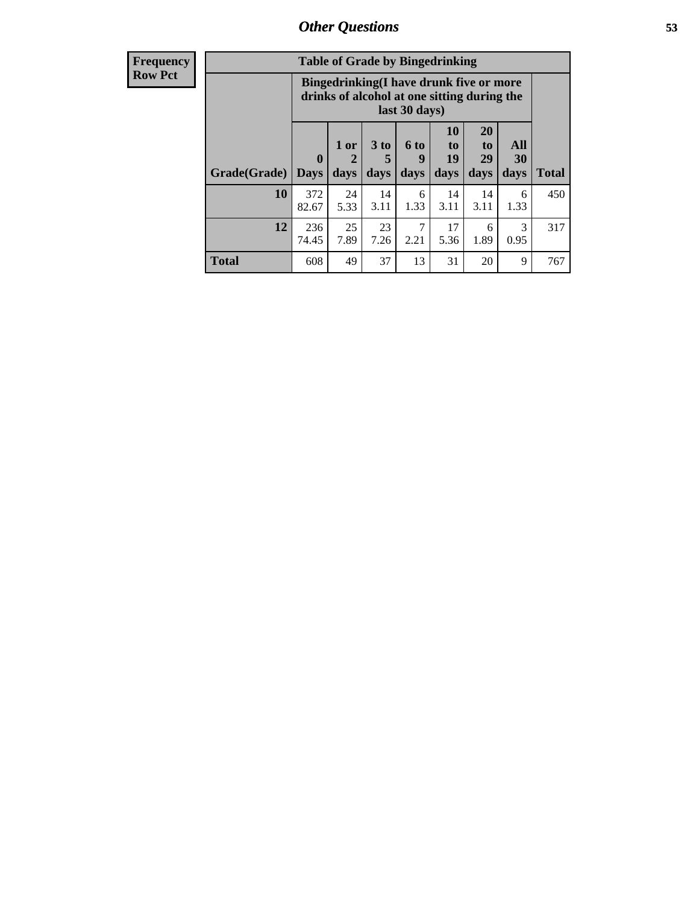| Frequency Row Pct |
|---|

**Table of Grade by Bingedrinking**

| Grade(Grade) | Bingedrinking(I have drunk five or more drinks of alcohol at one sitting during the last 30 days) | | | | | | | Total |
|---|---|---|---|---|---|---|---|---|
| | 0 Days | 1 or 2 days | 3 to 5 days | 6 to 9 days | 10 to 19 days | 20 to 29 days | All 30 days | |
| **10** | 372<br>82.67 | 24<br>5.33 | 14<br>3.11 | 6<br>1.33 | 14<br>3.11 | 14<br>3.11 | 6<br>1.33 | 450 |
| **12** | 236<br>74.45 | 25<br>7.89 | 23<br>7.26 | 7<br>2.21 | 17<br>5.36 | 6<br>1.89 | 3<br>0.95 | 317 |
| **Total** | 608 | 49 | 37 | 13 | 31 | 20 | 9 | 767 |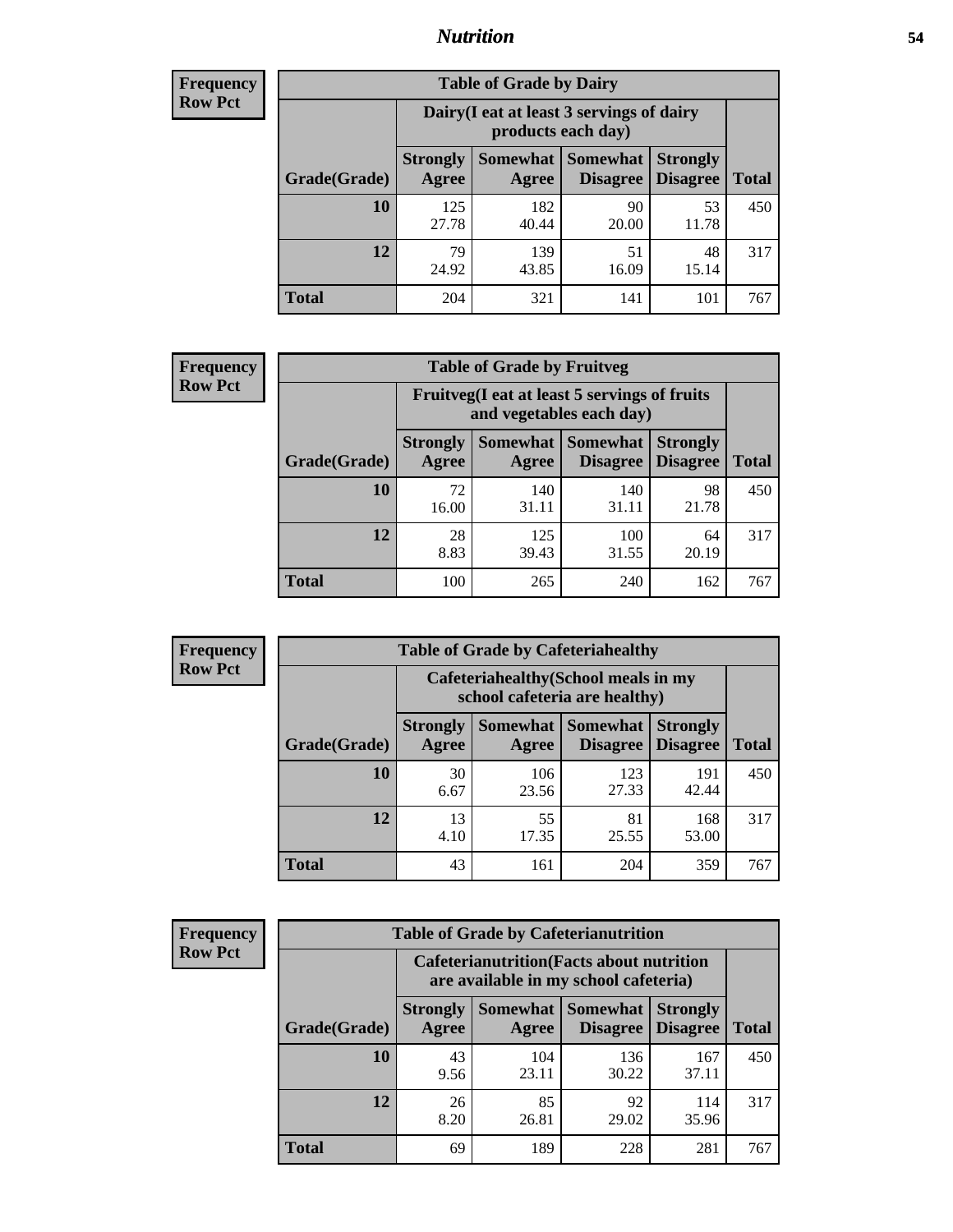# Nutrition

**Frequency**
**Row Pct**

| Table of Grade by Dairy | | | | | |
|---|---|---|---|---|---|
| | Dairy(I eat at least 3 servings of dairy products each day) | | | | |
| Grade(Grade) | Strongly Agree | Somewhat Agree | Somewhat Disagree | Strongly Disagree | Total |
| 10 | 125<br>27.78 | 182<br>40.44 | 90<br>20.00 | 53<br>11.78 | 450 |
| 12 | 79<br>24.92 | 139<br>43.85 | 51<br>16.09 | 48<br>15.14 | 317 |
| Total | 204 | 321 | 141 | 101 | 767 |

**Frequency**
**Row Pct**

| Table of Grade by Fruitveg | | | | | |
|---|---|---|---|---|---|
| | Fruitveg(I eat at least 5 servings of fruits and vegetables each day) | | | | |
| Grade(Grade) | Strongly Agree | Somewhat Agree | Somewhat Disagree | Strongly Disagree | Total |
| 10 | 72<br>16.00 | 140<br>31.11 | 140<br>31.11 | 98<br>21.78 | 450 |
| 12 | 28<br>8.83 | 125<br>39.43 | 100<br>31.55 | 64<br>20.19 | 317 |
| Total | 100 | 265 | 240 | 162 | 767 |

**Frequency**
**Row Pct**

| Table of Grade by Cafeteriahealthy | | | | | |
|---|---|---|---|---|---|
| | Cafeteriahealthy(School meals in my school cafeteria are healthy) | | | | |
| Grade(Grade) | Strongly Agree | Somewhat Agree | Somewhat Disagree | Strongly Disagree | Total |
| 10 | 30<br>6.67 | 106<br>23.56 | 123<br>27.33 | 191<br>42.44 | 450 |
| 12 | 13<br>4.10 | 55<br>17.35 | 81<br>25.55 | 168<br>53.00 | 317 |
| Total | 43 | 161 | 204 | 359 | 767 |

**Frequency**
**Row Pct**

| Table of Grade by Cafeterianutrition | | | | | |
|---|---|---|---|---|---|
| | Cafeterianutrition(Facts about nutrition are available in my school cafeteria) | | | | |
| Grade(Grade) | Strongly Agree | Somewhat Agree | Somewhat Disagree | Strongly Disagree | Total |
| 10 | 43<br>9.56 | 104<br>23.11 | 136<br>30.22 | 167<br>37.11 | 450 |
| 12 | 26<br>8.20 | 85<br>26.81 | 92<br>29.02 | 114<br>35.96 | 317 |
| Total | 69 | 189 | 228 | 281 | 767 |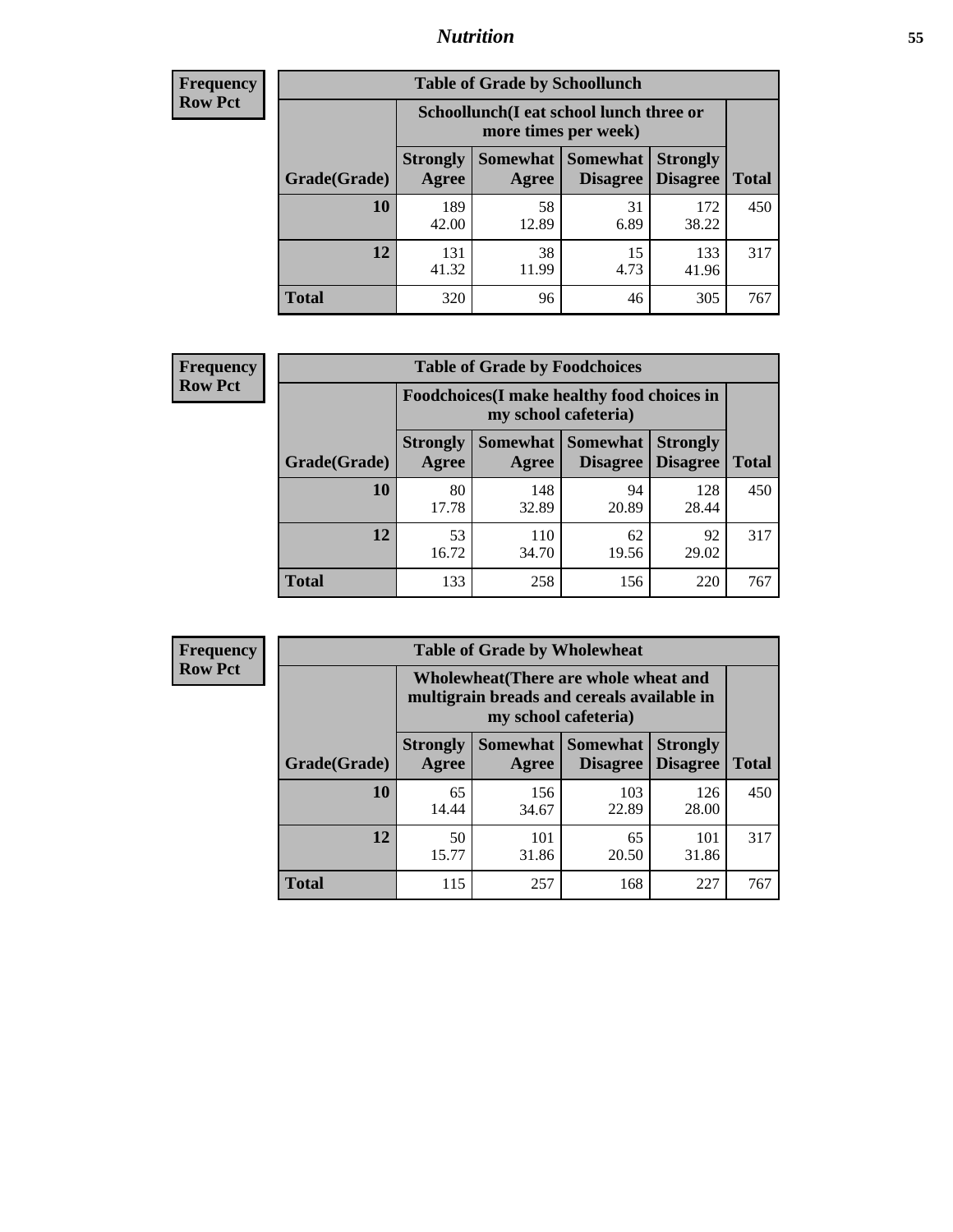| Frequency |
| --- |
| Row Pct |

**Table of Grade by Schoollunch**

| Grade(Grade) | Schoollunch(I eat school lunch three or more times per week) | | | | Total |
| --- | --- | --- | --- | --- | --- |
| | Strongly Agree | Somewhat Agree | Somewhat Disagree | Strongly Disagree | |
| 10 | 189<br>42.00 | 58<br>12.89 | 31<br>6.89 | 172<br>38.22 | 450 |
| 12 | 131<br>41.32 | 38<br>11.99 | 15<br>4.73 | 133<br>41.96 | 317 |
| Total | 320 | 96 | 46 | 305 | 767 |

| Frequency |
| --- |
| Row Pct |

**Table of Grade by Foodchoices**

| Grade(Grade) | Foodchoices(I make healthy food choices in my school cafeteria) | | | | Total |
| --- | --- | --- | --- | --- | --- |
| | Strongly Agree | Somewhat Agree | Somewhat Disagree | Strongly Disagree | |
| 10 | 80<br>17.78 | 148<br>32.89 | 94<br>20.89 | 128<br>28.44 | 450 |
| 12 | 53<br>16.72 | 110<br>34.70 | 62<br>19.56 | 92<br>29.02 | 317 |
| Total | 133 | 258 | 156 | 220 | 767 |

| Frequency |
| --- |
| Row Pct |

**Table of Grade by Wholewheat**

| Grade(Grade) | Wholewheat(There are whole wheat and multigrain breads and cereals available in my school cafeteria) | | | | Total |
| --- | --- | --- | --- | --- | --- |
| | Strongly Agree | Somewhat Agree | Somewhat Disagree | Strongly Disagree | |
| 10 | 65<br>14.44 | 156<br>34.67 | 103<br>22.89 | 126<br>28.00 | 450 |
| 12 | 50<br>15.77 | 101<br>31.86 | 65<br>20.50 | 101<br>31.86 | 317 |
| Total | 115 | 257 | 168 | 227 | 767 |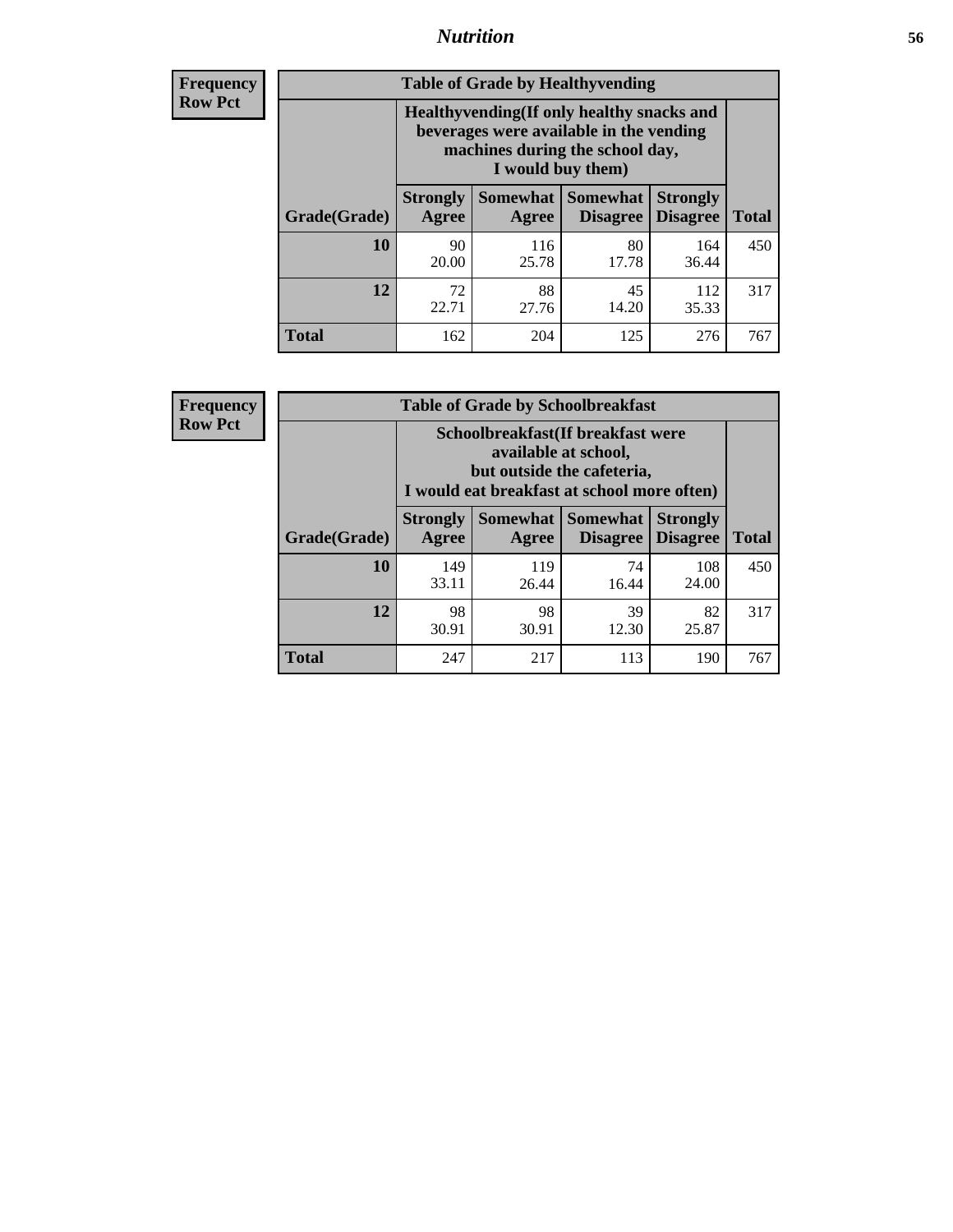**Frequency**
**Row Pct**

| Table of Grade by Healthyvending | | | | | |
|---|---|---|---|---|---|
| | Healthyvending(If only healthy snacks and beverages were available in the vending machines during the school day, I would buy them) | | | | |
| Grade(Grade) | Strongly Agree | Somewhat Agree | Somewhat Disagree | Strongly Disagree | Total |
| 10 | 90<br>20.00 | 116<br>25.78 | 80<br>17.78 | 164<br>36.44 | 450 |
| 12 | 72<br>22.71 | 88<br>27.76 | 45<br>14.20 | 112<br>35.33 | 317 |
| Total | 162 | 204 | 125 | 276 | 767 |

**Frequency**
**Row Pct**

| Table of Grade by Schoolbreakfast | | | | | |
|---|---|---|---|---|---|
| | Schoolbreakfast(If breakfast were available at school, but outside the cafeteria, I would eat breakfast at school more often) | | | | |
| Grade(Grade) | Strongly Agree | Somewhat Agree | Somewhat Disagree | Strongly Disagree | Total |
| 10 | 149<br>33.11 | 119<br>26.44 | 74<br>16.44 | 108<br>24.00 | 450 |
| 12 | 98<br>30.91 | 98<br>30.91 | 39<br>12.30 | 82<br>25.87 | 317 |
| Total | 247 | 217 | 113 | 190 | 767 |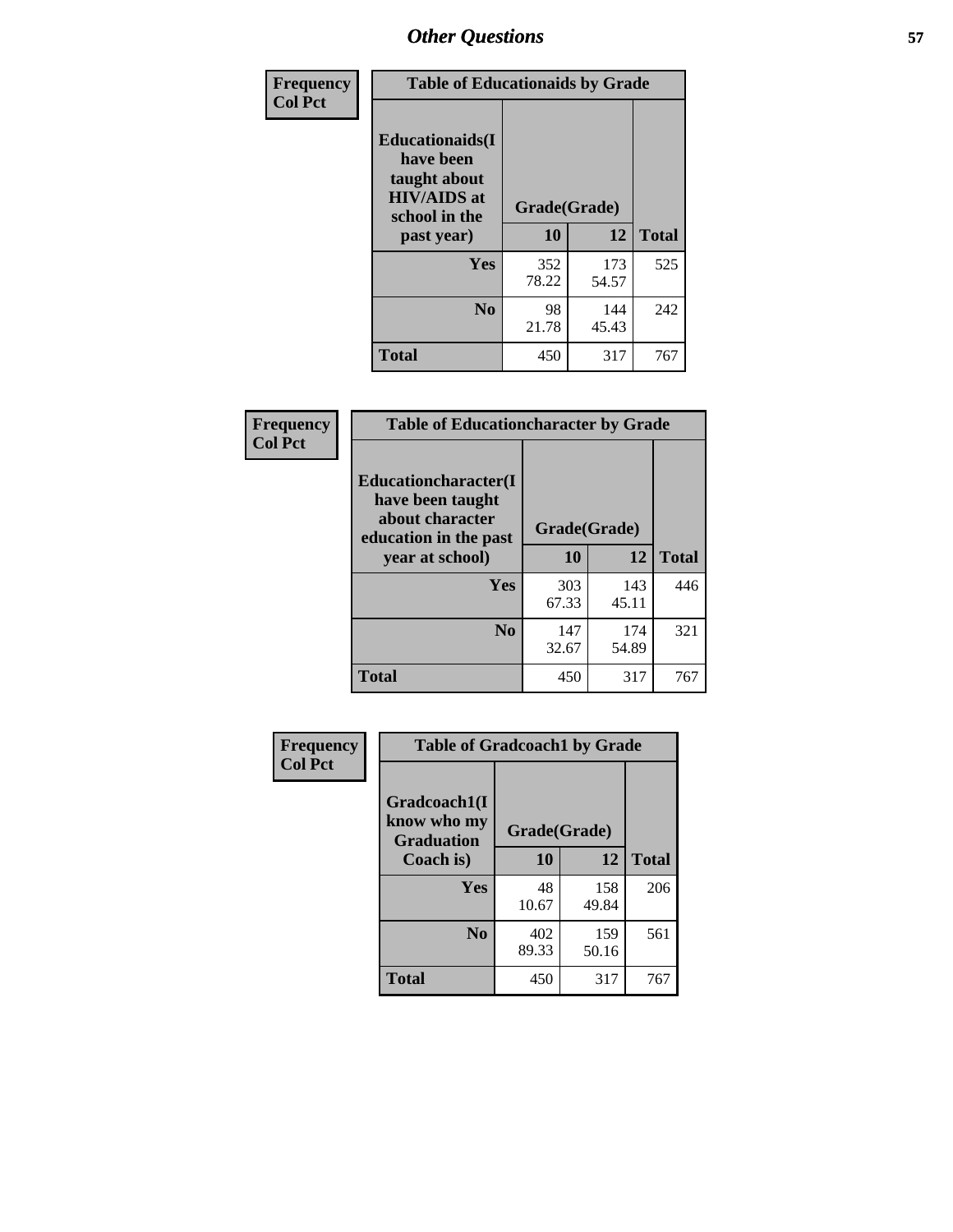## Other Questions

**Frequency / Col Pct**

| Table of Educationaids by Grade | | | |
|---|---|---|---|
| Educationaids(I have been taught about HIV/AIDS at school in the past year) | Grade(Grade) | | |
| | 10 | 12 | Total |
| Yes | 352<br>78.22 | 173<br>54.57 | 525 |
| No | 98<br>21.78 | 144<br>45.43 | 242 |
| Total | 450 | 317 | 767 |

**Frequency / Col Pct**

| Table of Educationcharacter by Grade | | | |
|---|---|---|---|
| Educationcharacter(I have been taught about character education in the past year at school) | Grade(Grade) | | |
| | 10 | 12 | Total |
| Yes | 303<br>67.33 | 143<br>45.11 | 446 |
| No | 147<br>32.67 | 174<br>54.89 | 321 |
| Total | 450 | 317 | 767 |

**Frequency / Col Pct**

| Table of Gradcoach1 by Grade | | | |
|---|---|---|---|
| Gradcoach1(I know who my Graduation Coach is) | Grade(Grade) | | |
| | 10 | 12 | Total |
| Yes | 48<br>10.67 | 158<br>49.84 | 206 |
| No | 402<br>89.33 | 159<br>50.16 | 561 |
| Total | 450 | 317 | 767 |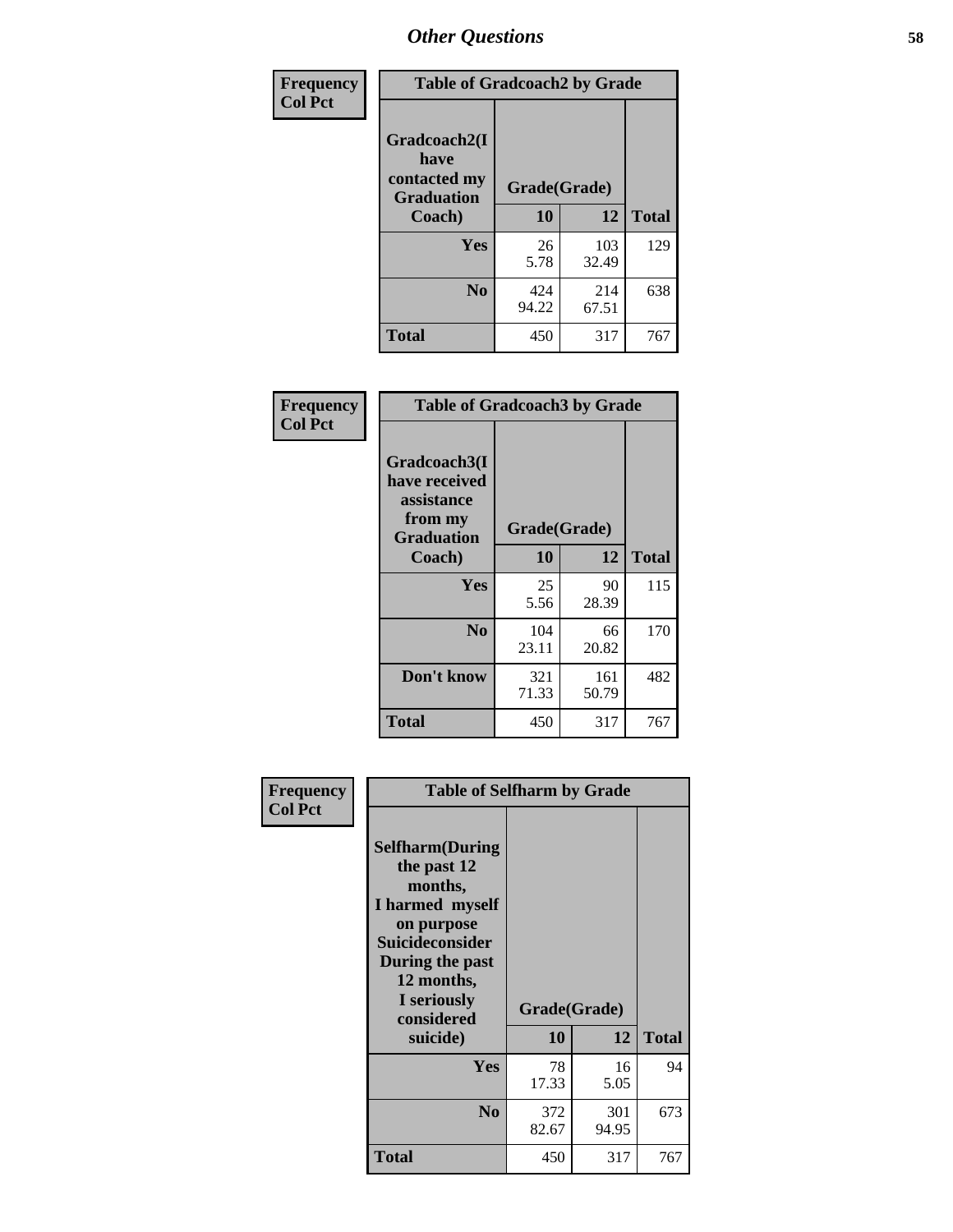# Other Questions

Frequency
Col Pct

| Table of Gradcoach2 by Grade | | | |
|---|---|---|---|
| Gradcoach2(I have contacted my Graduation Coach) | Grade(Grade) | | |
| | 10 | 12 | Total |
| Yes | 26<br>5.78 | 103<br>32.49 | 129 |
| No | 424<br>94.22 | 214<br>67.51 | 638 |
| Total | 450 | 317 | 767 |

Frequency
Col Pct

| Table of Gradcoach3 by Grade | | | |
|---|---|---|---|
| Gradcoach3(I have received assistance from my Graduation Coach) | Grade(Grade) | | |
| | 10 | 12 | Total |
| Yes | 25<br>5.56 | 90<br>28.39 | 115 |
| No | 104<br>23.11 | 66<br>20.82 | 170 |
| Don't know | 321<br>71.33 | 161<br>50.79 | 482 |
| Total | 450 | 317 | 767 |

Frequency
Col Pct

| Table of Selfharm by Grade | | | |
|---|---|---|---|
| Selfharm(During the past 12 months, I harmed myself on purpose Suicideconsider During the past 12 months, I seriously considered suicide) | Grade(Grade) | | |
| | 10 | 12 | Total |
| Yes | 78<br>17.33 | 16<br>5.05 | 94 |
| No | 372<br>82.67 | 301<br>94.95 | 673 |
| Total | 450 | 317 | 767 |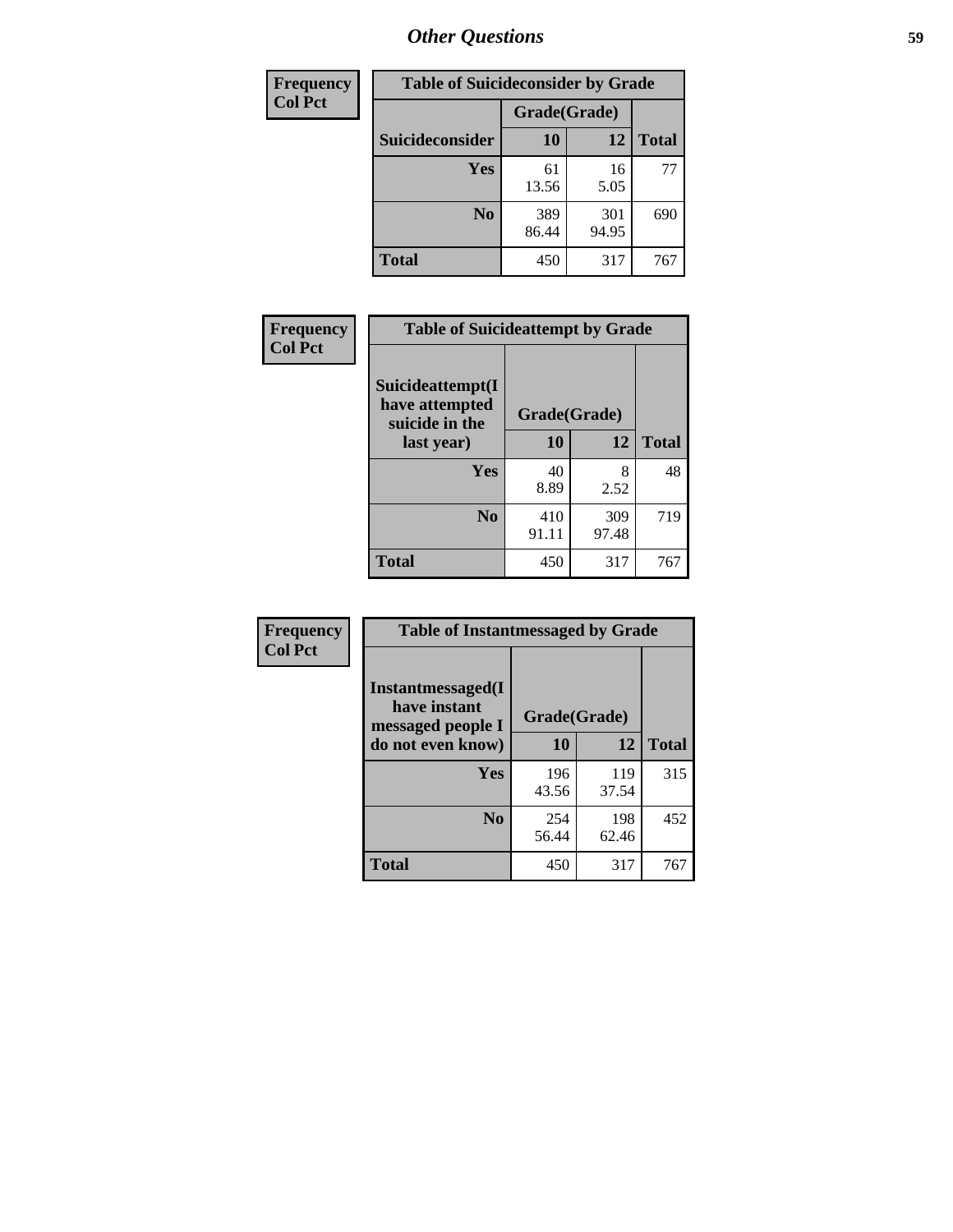# Other Questions

| Frequency<br>Col Pct | Table of Suicideconsider by Grade | | |
|---|---|---|---|
| | Grade(Grade) | | |
| Suicideconsider | 10 | 12 | Total |
| Yes | 61<br>13.56 | 16<br>5.05 | 77 |
| No | 389<br>86.44 | 301<br>94.95 | 690 |
| Total | 450 | 317 | 767 |

| Frequency<br>Col Pct | Table of Suicideattempt by Grade | | |
|---|---|---|---|
| Suicideattempt(I have attempted suicide in the last year) | Grade(Grade) | | |
| | 10 | 12 | Total |
| Yes | 40<br>8.89 | 8<br>2.52 | 48 |
| No | 410<br>91.11 | 309<br>97.48 | 719 |
| Total | 450 | 317 | 767 |

| Frequency<br>Col Pct | Table of Instantmessaged by Grade | | |
|---|---|---|---|
| Instantmessaged(I have instant messaged people I do not even know) | Grade(Grade) | | |
| | 10 | 12 | Total |
| Yes | 196<br>43.56 | 119<br>37.54 | 315 |
| No | 254<br>56.44 | 198<br>62.46 | 452 |
| Total | 450 | 317 | 767 |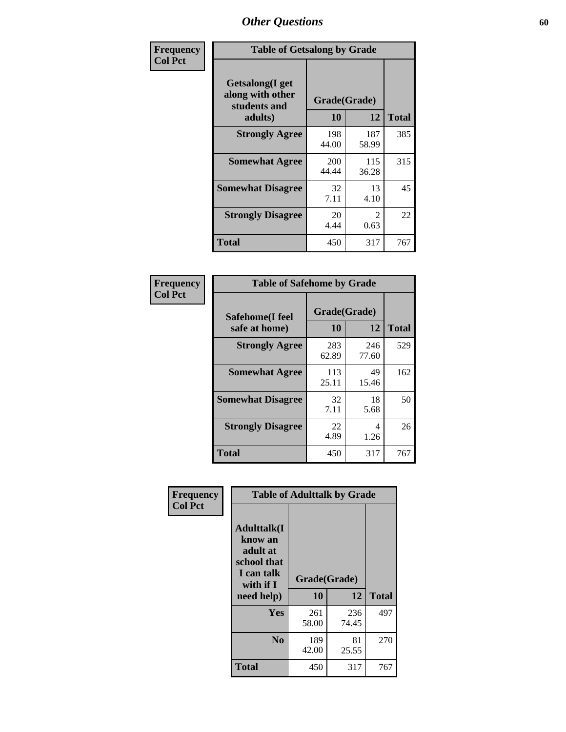# Other Questions

**Frequency**
**Col Pct**

| Table of Getsalong by Grade | | | |
|---|---|---|---|
| **Getsalong(I get along with other students and adults)** | **Grade(Grade)** | | |
| | **10** | **12** | **Total** |
| **Strongly Agree** | 198<br>44.00 | 187<br>58.99 | 385 |
| **Somewhat Agree** | 200<br>44.44 | 115<br>36.28 | 315 |
| **Somewhat Disagree** | 32<br>7.11 | 13<br>4.10 | 45 |
| **Strongly Disagree** | 20<br>4.44 | 2<br>0.63 | 22 |
| **Total** | 450 | 317 | 767 |

**Frequency**
**Col Pct**

| Table of Safehome by Grade | | | |
|---|---|---|---|
| **Safehome(I feel safe at home)** | **Grade(Grade)** | | |
| | **10** | **12** | **Total** |
| **Strongly Agree** | 283<br>62.89 | 246<br>77.60 | 529 |
| **Somewhat Agree** | 113<br>25.11 | 49<br>15.46 | 162 |
| **Somewhat Disagree** | 32<br>7.11 | 18<br>5.68 | 50 |
| **Strongly Disagree** | 22<br>4.89 | 4<br>1.26 | 26 |
| **Total** | 450 | 317 | 767 |

**Frequency**
**Col Pct**

| Table of Adulttalk by Grade | | | |
|---|---|---|---|
| **Adulttalk(I know an adult at school that I can talk with if I need help)** | **Grade(Grade)** | | |
| | **10** | **12** | **Total** |
| **Yes** | 261<br>58.00 | 236<br>74.45 | 497 |
| **No** | 189<br>42.00 | 81<br>25.55 | 270 |
| **Total** | 450 | 317 | 767 |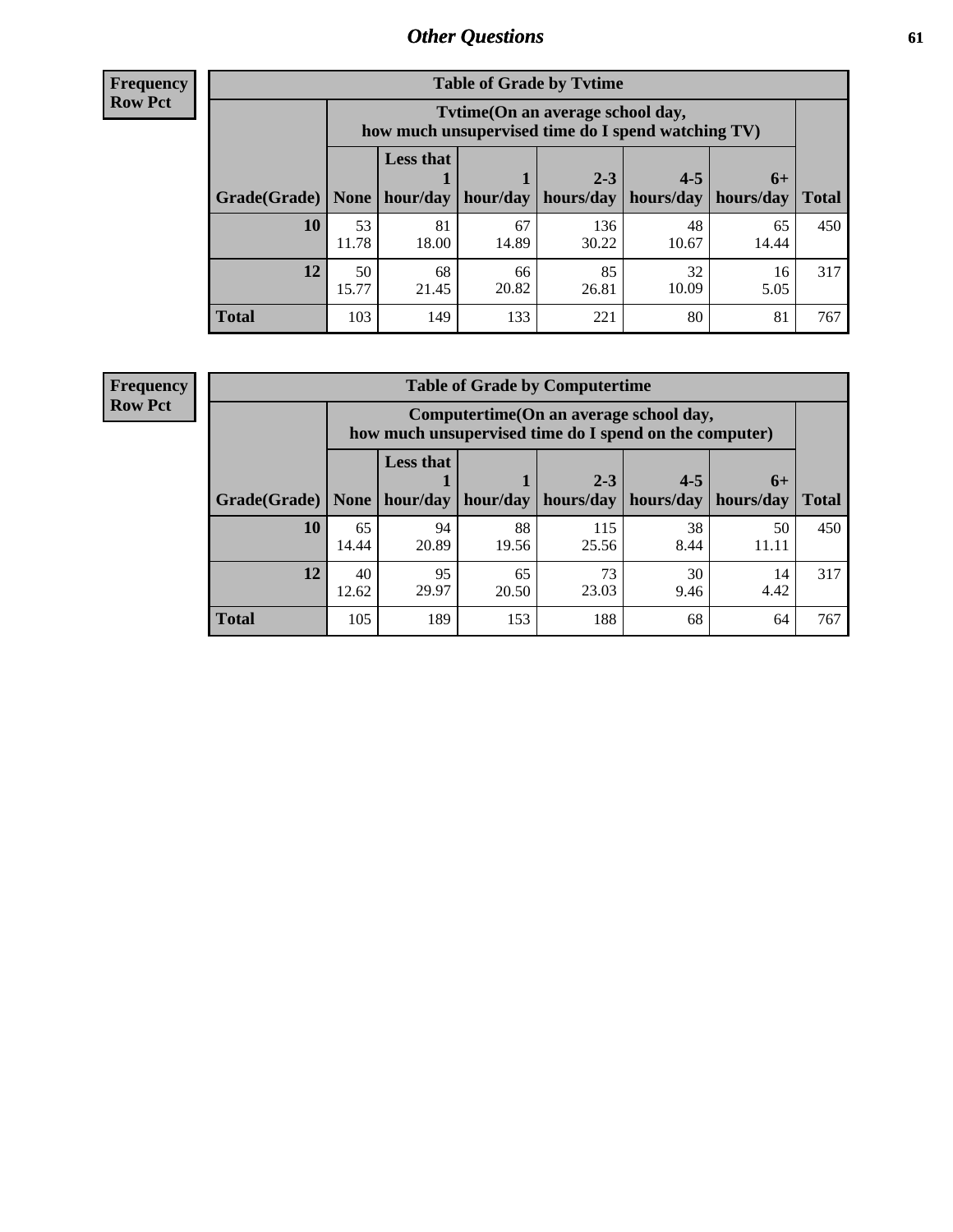# Other Questions

**Frequency**
**Row Pct**

**Table of Grade by Tvtime**

| Grade(Grade) | Tvtime(On an average school day, how much unsupervised time do I spend watching TV) None | Less that 1 hour/day | 1 hour/day | 2-3 hours/day | 4-5 hours/day | 6+ hours/day | Total |
|---|---|---|---|---|---|---|---|
| **10** | 53<br>11.78 | 81<br>18.00 | 67<br>14.89 | 136<br>30.22 | 48<br>10.67 | 65<br>14.44 | 450 |
| **12** | 50<br>15.77 | 68<br>21.45 | 66<br>20.82 | 85<br>26.81 | 32<br>10.09 | 16<br>5.05 | 317 |
| **Total** | 103 | 149 | 133 | 221 | 80 | 81 | 767 |

**Frequency**
**Row Pct**

**Table of Grade by Computertime**

| Grade(Grade) | Computertime(On an average school day, how much unsupervised time do I spend on the computer) None | Less that 1 hour/day | 1 hour/day | 2-3 hours/day | 4-5 hours/day | 6+ hours/day | Total |
|---|---|---|---|---|---|---|---|
| **10** | 65<br>14.44 | 94<br>20.89 | 88<br>19.56 | 115<br>25.56 | 38<br>8.44 | 50<br>11.11 | 450 |
| **12** | 40<br>12.62 | 95<br>29.97 | 65<br>20.50 | 73<br>23.03 | 30<br>9.46 | 14<br>4.42 | 317 |
| **Total** | 105 | 189 | 153 | 188 | 68 | 64 | 767 |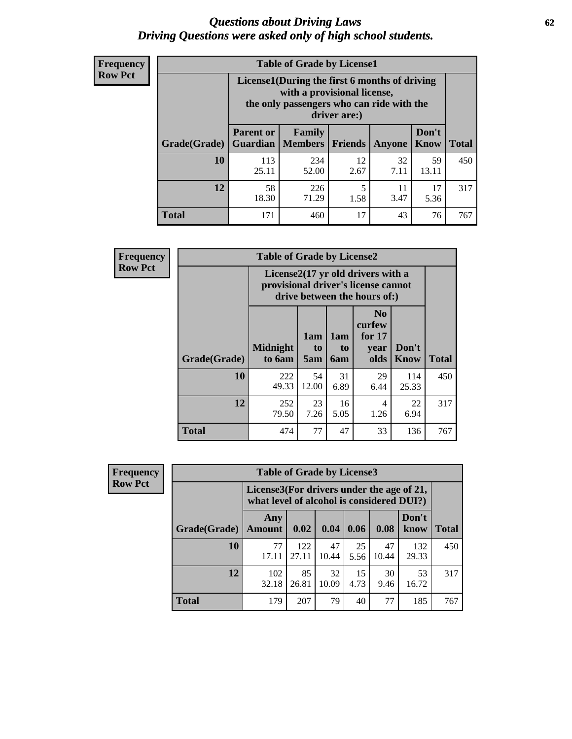# Questions about Driving Laws
## Driving Questions were asked only of high school students.

**Frequency Row Pct**

**Table of Grade by License1**

| | License1(During the first 6 months of driving with a provisional license, the only passengers who can ride with the driver are:) | | | | | |
|---|---|---|---|---|---|---|
| Grade(Grade) | Parent or Guardian | Family Members | Friends | Anyone | Don't Know | Total |
| 10 | 113 25.11 | 234 52.00 | 12 2.67 | 32 7.11 | 59 13.11 | 450 |
| 12 | 58 18.30 | 226 71.29 | 5 1.58 | 11 3.47 | 17 5.36 | 317 |
| Total | 171 | 460 | 17 | 43 | 76 | 767 |

**Frequency Row Pct**

**Table of Grade by License2**

| | License2(17 yr old drivers with a provisional driver's license cannot drive between the hours of:) | | | | | |
|---|---|---|---|---|---|---|
| Grade(Grade) | Midnight to 6am | 1am to 5am | 1am to 6am | No curfew for 17 year olds | Don't Know | Total |
| 10 | 222 49.33 | 54 12.00 | 31 6.89 | 29 6.44 | 114 25.33 | 450 |
| 12 | 252 79.50 | 23 7.26 | 16 5.05 | 4 1.26 | 22 6.94 | 317 |
| Total | 474 | 77 | 47 | 33 | 136 | 767 |

**Frequency Row Pct**

**Table of Grade by License3**

| | License3(For drivers under the age of 21, what level of alcohol is considered DUI?) | | | | | | |
|---|---|---|---|---|---|---|---|
| Grade(Grade) | Any Amount | 0.02 | 0.04 | 0.06 | 0.08 | Don't know | Total |
| 10 | 77 17.11 | 122 27.11 | 47 10.44 | 25 5.56 | 47 10.44 | 132 29.33 | 450 |
| 12 | 102 32.18 | 85 26.81 | 32 10.09 | 15 4.73 | 30 9.46 | 53 16.72 | 317 |
| Total | 179 | 207 | 79 | 40 | 77 | 185 | 767 |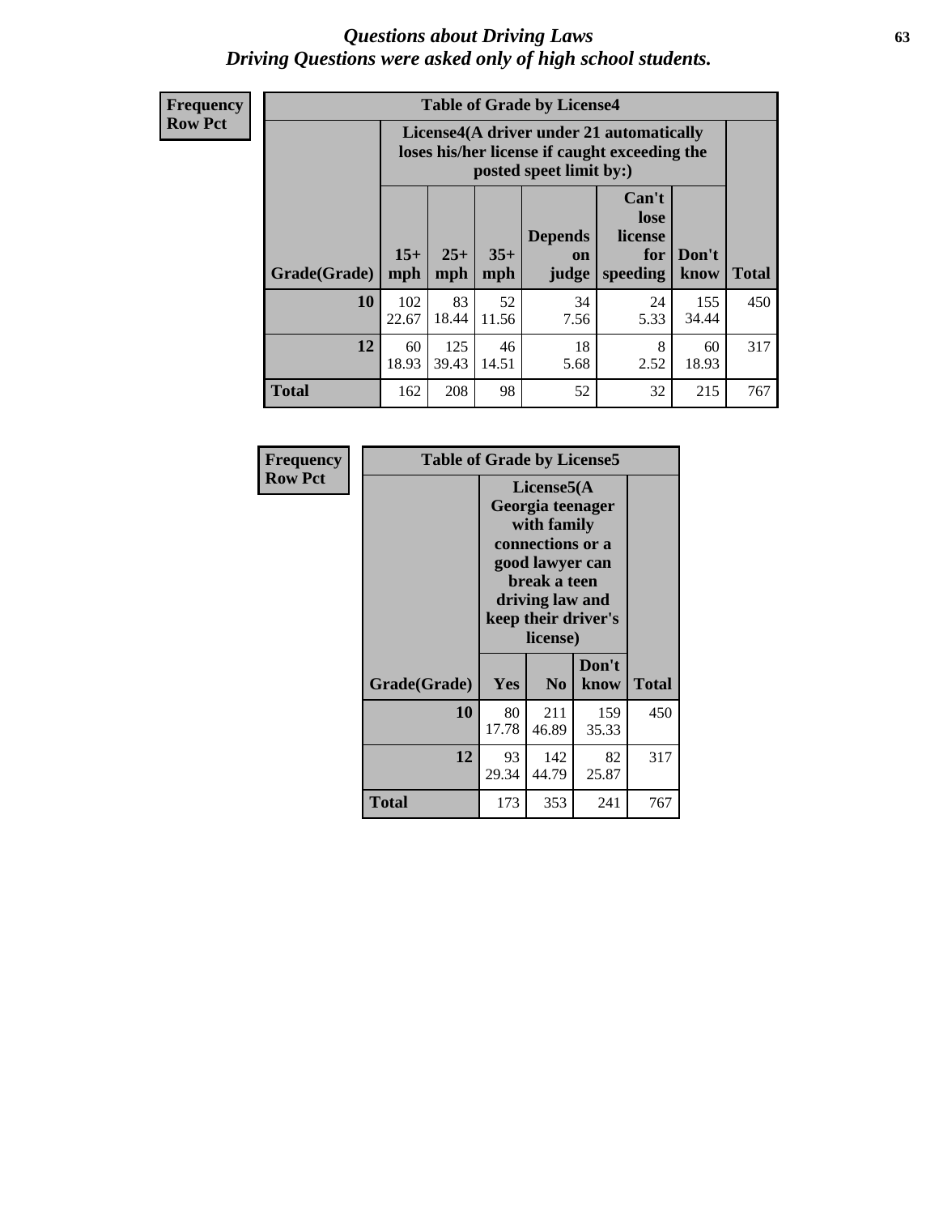# *Questions about Driving Laws*
## *Driving Questions were asked only of high school students.*

**Frequency**
**Row Pct**

**Table of Grade by License4**

| Grade(Grade) | License4(A driver under 21 automatically loses his/her license if caught exceeding the posted speet limit by:) | | | | | | Total |
|---|---|---|---|---|---|---|---|
| | 15+ mph | 25+ mph | 35+ mph | Depends on judge | Can't lose license for speeding | Don't know | |
| **10** | 102<br>22.67 | 83<br>18.44 | 52<br>11.56 | 34<br>7.56 | 24<br>5.33 | 155<br>34.44 | 450 |
| **12** | 60<br>18.93 | 125<br>39.43 | 46<br>14.51 | 18<br>5.68 | 8<br>2.52 | 60<br>18.93 | 317 |
| **Total** | 162 | 208 | 98 | 52 | 32 | 215 | 767 |

**Frequency**
**Row Pct**

**Table of Grade by License5**

| Grade(Grade) | License5(A Georgia teenager with family connections or a good lawyer can break a teen driving law and keep their driver's license) | | | Total |
|---|---|---|---|---|
| | Yes | No | Don't know | |
| **10** | 80<br>17.78 | 211<br>46.89 | 159<br>35.33 | 450 |
| **12** | 93<br>29.34 | 142<br>44.79 | 82<br>25.87 | 317 |
| **Total** | 173 | 353 | 241 | 767 |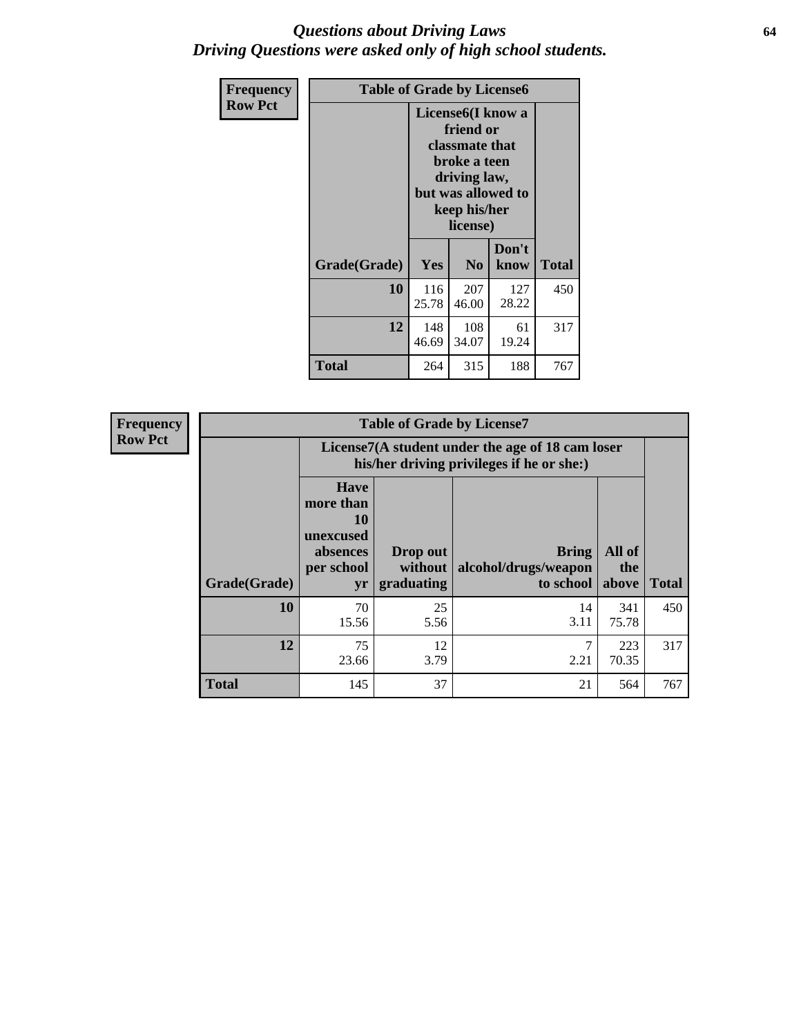## *Questions about Driving Laws*
## *Driving Questions were asked only of high school students.*

**Frequency**
**Row Pct**

**Table of Grade by License6**

| Grade(Grade) | License6(I know a friend or classmate that broke a teen driving law, but was allowed to keep his/her license) | | | Total |
|---|---|---|---|---|
| | Yes | No | Don't know | |
| **10** | 116<br>25.78 | 207<br>46.00 | 127<br>28.22 | 450 |
| **12** | 148<br>46.69 | 108<br>34.07 | 61<br>19.24 | 317 |
| **Total** | 264 | 315 | 188 | 767 |

**Frequency**
**Row Pct**

**Table of Grade by License7**

| Grade(Grade) | License7(A student under the age of 18 cam loser his/her driving privileges if he or she:) | | | | Total |
|---|---|---|---|---|---|
| | Have more than 10 unexcused absences per school yr | Drop out without graduating | Bring alcohol/drugs/weapon to school | All of the above | |
| **10** | 70<br>15.56 | 25<br>5.56 | 14<br>3.11 | 341<br>75.78 | 450 |
| **12** | 75<br>23.66 | 12<br>3.79 | 7<br>2.21 | 223<br>70.35 | 317 |
| **Total** | 145 | 37 | 21 | 564 | 767 |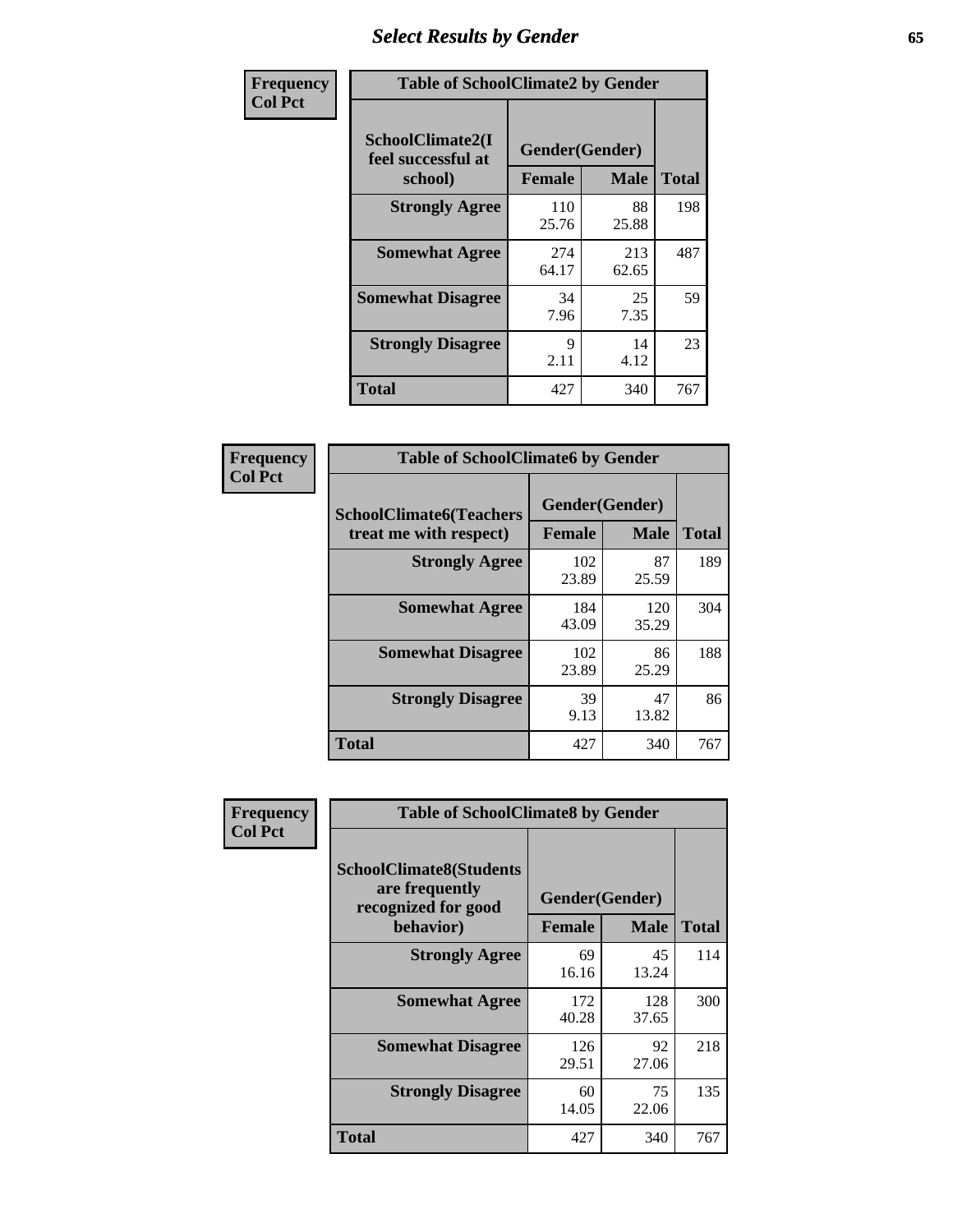# Select Results by Gender

**Frequency**
**Col Pct**

| Table of SchoolClimate2 by Gender | | | |
|---|---|---|---|
| SchoolClimate2(I feel successful at school) | Gender(Gender) | | |
| | Female | Male | Total |
| Strongly Agree | 110<br>25.76 | 88<br>25.88 | 198 |
| Somewhat Agree | 274<br>64.17 | 213<br>62.65 | 487 |
| Somewhat Disagree | 34<br>7.96 | 25<br>7.35 | 59 |
| Strongly Disagree | 9<br>2.11 | 14<br>4.12 | 23 |
| Total | 427 | 340 | 767 |

**Frequency**
**Col Pct**

| Table of SchoolClimate6 by Gender | | | |
|---|---|---|---|
| SchoolClimate6(Teachers treat me with respect) | Gender(Gender) | | |
| | Female | Male | Total |
| Strongly Agree | 102<br>23.89 | 87<br>25.59 | 189 |
| Somewhat Agree | 184<br>43.09 | 120<br>35.29 | 304 |
| Somewhat Disagree | 102<br>23.89 | 86<br>25.29 | 188 |
| Strongly Disagree | 39<br>9.13 | 47<br>13.82 | 86 |
| Total | 427 | 340 | 767 |

**Frequency**
**Col Pct**

| Table of SchoolClimate8 by Gender | | | |
|---|---|---|---|
| SchoolClimate8(Students are frequently recognized for good behavior) | Gender(Gender) | | |
| | Female | Male | Total |
| Strongly Agree | 69<br>16.16 | 45<br>13.24 | 114 |
| Somewhat Agree | 172<br>40.28 | 128<br>37.65 | 300 |
| Somewhat Disagree | 126<br>29.51 | 92<br>27.06 | 218 |
| Strongly Disagree | 60<br>14.05 | 75<br>22.06 | 135 |
| Total | 427 | 340 | 767 |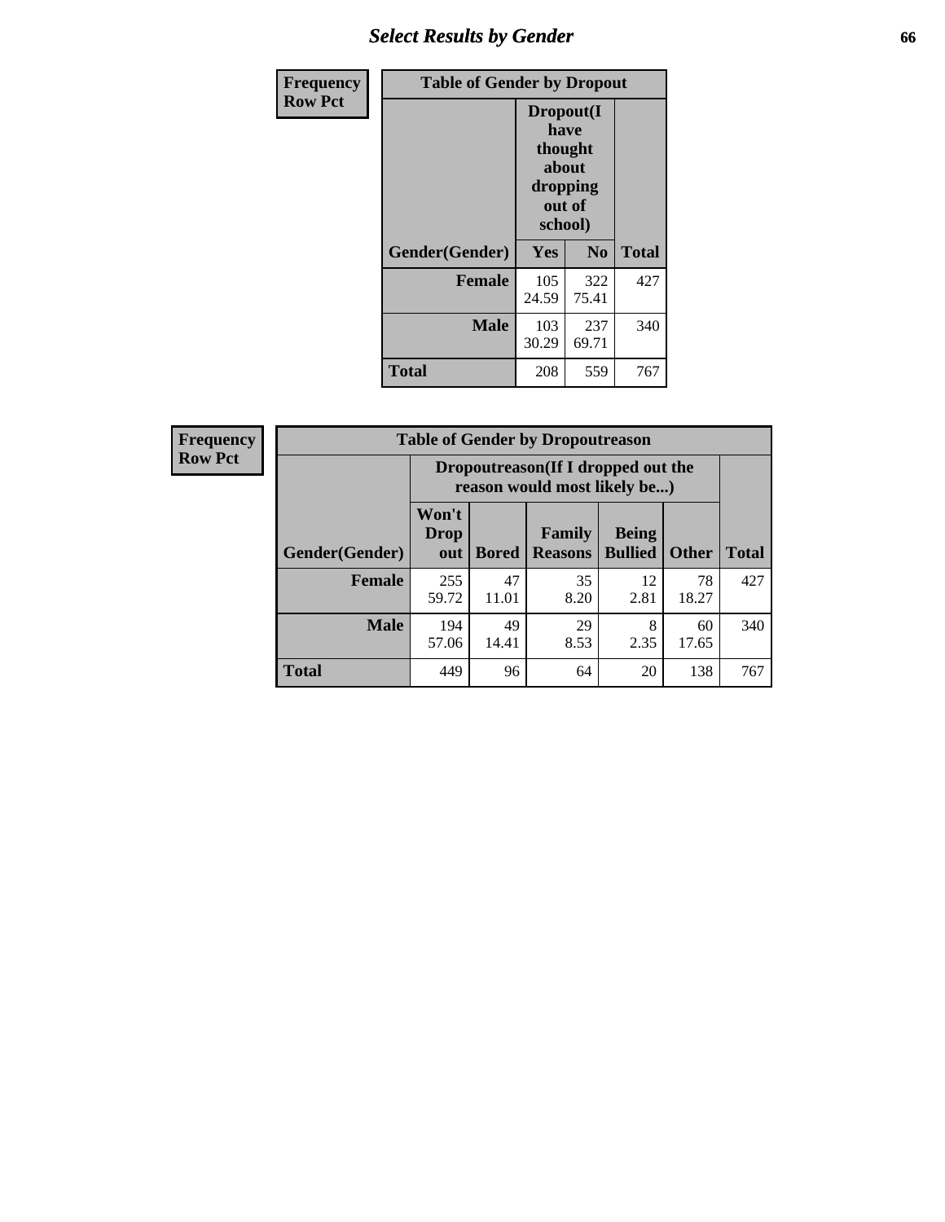| Frequency Row Pct | Table of Gender by Dropout | | |
|---|---|---|---|
| | Dropout(I have thought about dropping out of school) | | |
| Gender(Gender) | Yes | No | Total |
| **Female** | 105<br>24.59 | 322<br>75.41 | 427 |
| **Male** | 103<br>30.29 | 237<br>69.71 | 340 |
| **Total** | 208 | 559 | 767 |

| Frequency Row Pct | Table of Gender by Dropoutreason | | | | | |
|---|---|---|---|---|---|---|
| | Dropoutreason(If I dropped out the reason would most likely be...) | | | | | |
| Gender(Gender) | Won't Drop out | Bored | Family Reasons | Being Bullied | Other | Total |
| **Female** | 255<br>59.72 | 47<br>11.01 | 35<br>8.20 | 12<br>2.81 | 78<br>18.27 | 427 |
| **Male** | 194<br>57.06 | 49<br>14.41 | 29<br>8.53 | 8<br>2.35 | 60<br>17.65 | 340 |
| **Total** | 449 | 96 | 64 | 20 | 138 | 767 |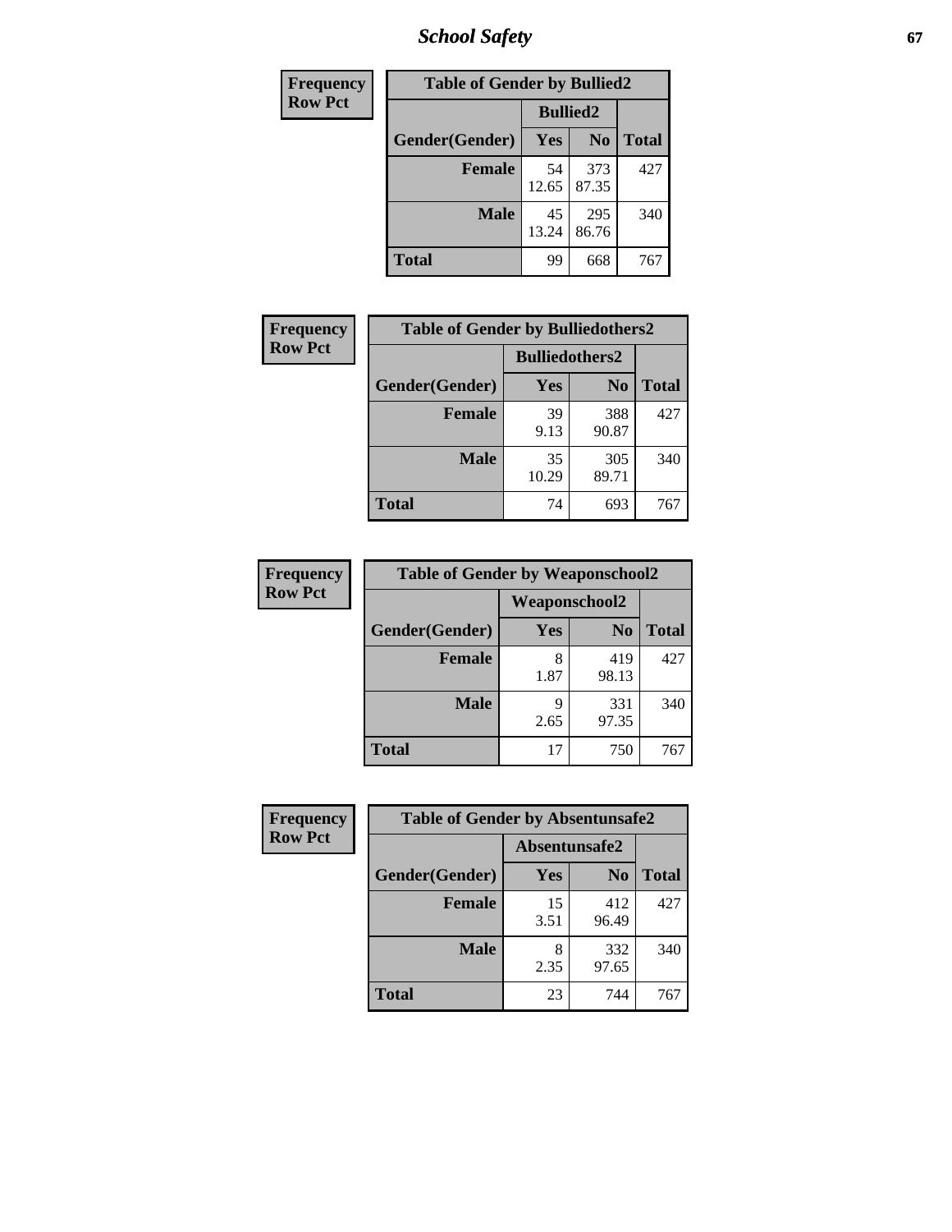| Frequency Row Pct | Table of Gender by Bullied2 | | |
|---|---|---|---|
| | Bullied2 | | |
| Gender(Gender) | Yes | No | Total |
| Female | 54<br>12.65 | 373<br>87.35 | 427 |
| Male | 45<br>13.24 | 295<br>86.76 | 340 |
| Total | 99 | 668 | 767 |

| Frequency Row Pct | Table of Gender by Bulliedothers2 | | |
|---|---|---|---|
| | Bulliedothers2 | | |
| Gender(Gender) | Yes | No | Total |
| Female | 39<br>9.13 | 388<br>90.87 | 427 |
| Male | 35<br>10.29 | 305<br>89.71 | 340 |
| Total | 74 | 693 | 767 |

| Frequency Row Pct | Table of Gender by Weaponschool2 | | |
|---|---|---|---|
| | Weaponschool2 | | |
| Gender(Gender) | Yes | No | Total |
| Female | 8<br>1.87 | 419<br>98.13 | 427 |
| Male | 9<br>2.65 | 331<br>97.35 | 340 |
| Total | 17 | 750 | 767 |

| Frequency Row Pct | Table of Gender by Absentunsafe2 | | |
|---|---|---|---|
| | Absentunsafe2 | | |
| Gender(Gender) | Yes | No | Total |
| Female | 15<br>3.51 | 412<br>96.49 | 427 |
| Male | 8<br>2.35 | 332<br>97.65 | 340 |
| Total | 23 | 744 | 767 |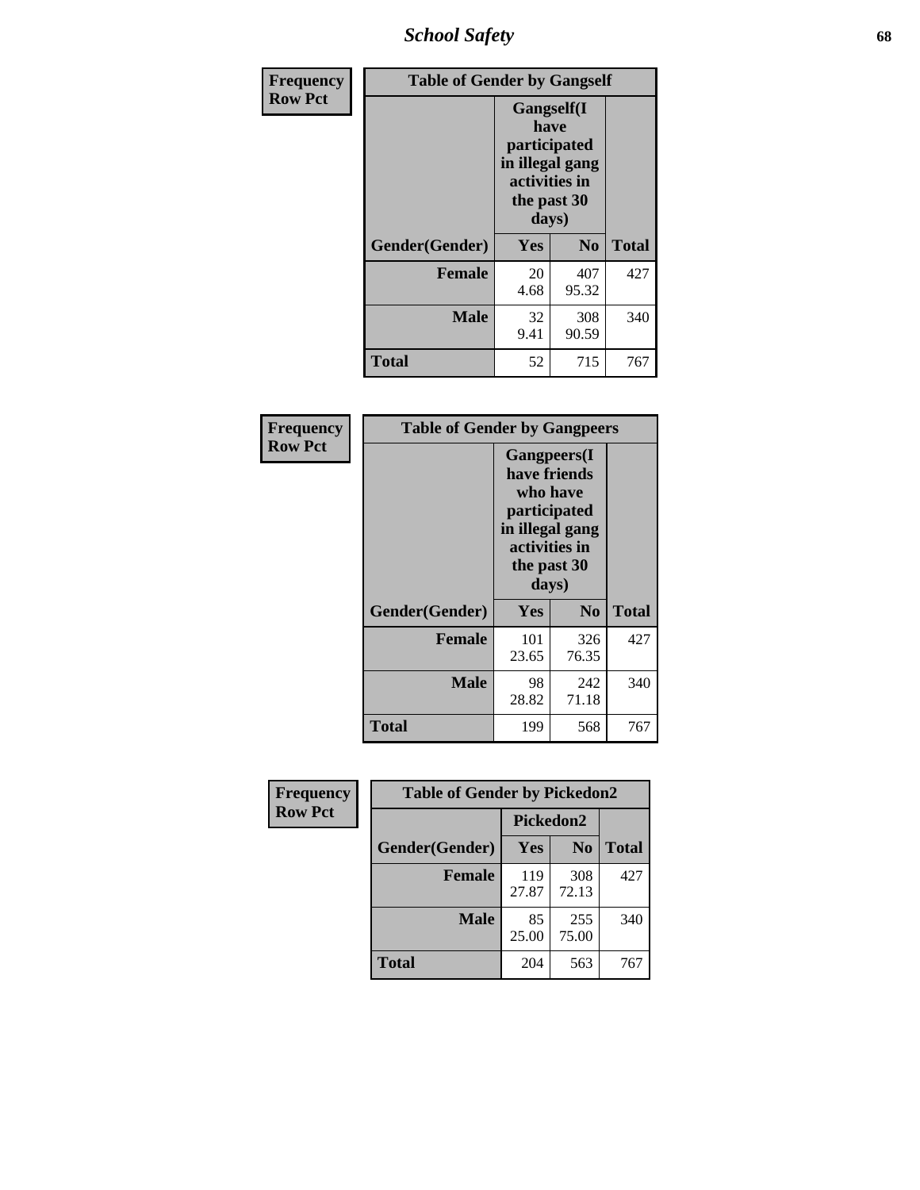# School Safety

| Frequency Row Pct | Table of Gender by Gangself | | |
|---|---|---|---|
| | Gangself(I have participated in illegal gang activities in the past 30 days) | | |
| Gender(Gender) | Yes | No | Total |
| Female | 20<br>4.68 | 407<br>95.32 | 427 |
| Male | 32<br>9.41 | 308<br>90.59 | 340 |
| Total | 52 | 715 | 767 |

| Frequency Row Pct | Table of Gender by Gangpeers | | |
|---|---|---|---|
| | Gangpeers(I have friends who have participated in illegal gang activities in the past 30 days) | | |
| Gender(Gender) | Yes | No | Total |
| Female | 101<br>23.65 | 326<br>76.35 | 427 |
| Male | 98<br>28.82 | 242<br>71.18 | 340 |
| Total | 199 | 568 | 767 |

| Frequency Row Pct | Table of Gender by Pickedon2 | | |
|---|---|---|---|
| | Pickedon2 | | |
| Gender(Gender) | Yes | No | Total |
| Female | 119<br>27.87 | 308<br>72.13 | 427 |
| Male | 85<br>25.00 | 255<br>75.00 | 340 |
| Total | 204 | 563 | 767 |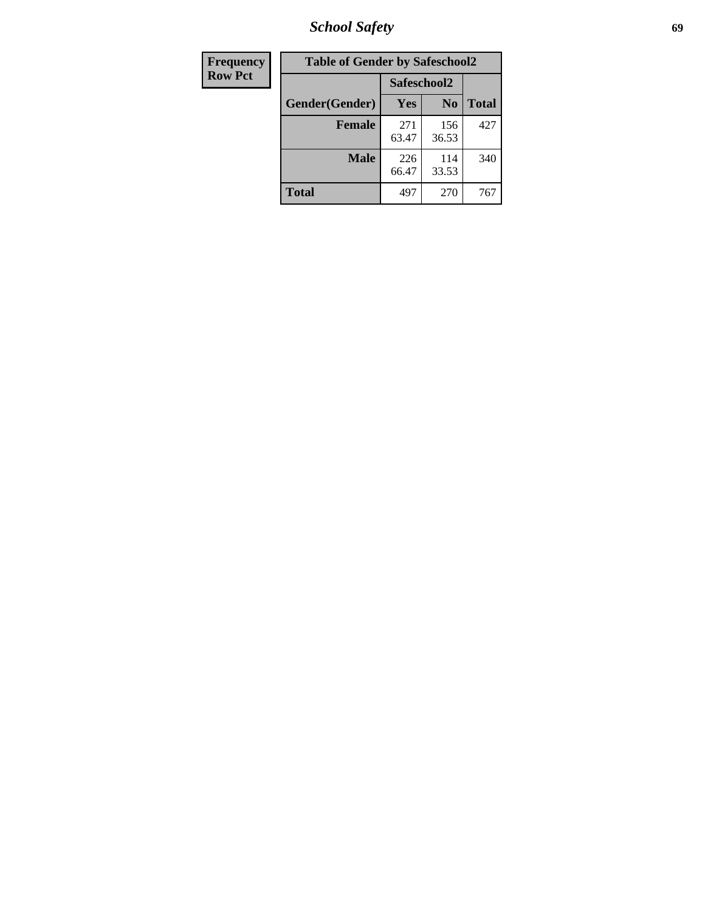| Frequency Row Pct | Table of Gender by Safeschool2 | | |
|---|---|---|---|
| | Safeschool2 | | |
| Gender(Gender) | Yes | No | Total |
| Female | 271 63.47 | 156 36.53 | 427 |
| Male | 226 66.47 | 114 33.53 | 340 |
| Total | 497 | 270 | 767 |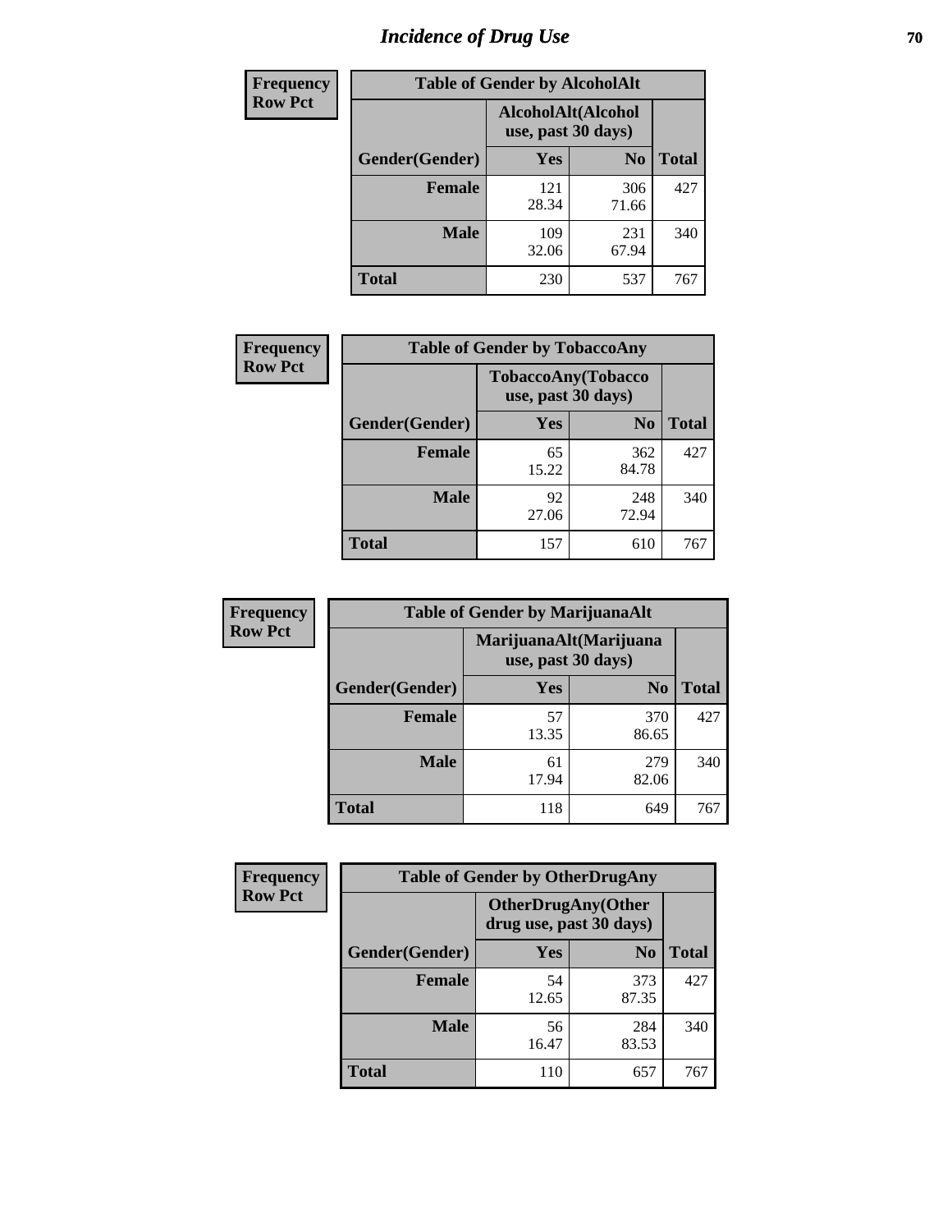# Incidence of Drug Use

| Frequency Row Pct | | | |
|---|---|---|---|
| **Table of Gender by AlcoholAlt** | | | |
| | **AlcoholAlt(Alcohol use, past 30 days)** | | |
| **Gender(Gender)** | **Yes** | **No** | **Total** |
| **Female** | 121<br>28.34 | 306<br>71.66 | 427 |
| **Male** | 109<br>32.06 | 231<br>67.94 | 340 |
| **Total** | 230 | 537 | 767 |

| Frequency Row Pct | | | |
|---|---|---|---|
| **Table of Gender by TobaccoAny** | | | |
| | **TobaccoAny(Tobacco use, past 30 days)** | | |
| **Gender(Gender)** | **Yes** | **No** | **Total** |
| **Female** | 65<br>15.22 | 362<br>84.78 | 427 |
| **Male** | 92<br>27.06 | 248<br>72.94 | 340 |
| **Total** | 157 | 610 | 767 |

| Frequency Row Pct | | | |
|---|---|---|---|
| **Table of Gender by MarijuanaAlt** | | | |
| | **MarijuanaAlt(Marijuana use, past 30 days)** | | |
| **Gender(Gender)** | **Yes** | **No** | **Total** |
| **Female** | 57<br>13.35 | 370<br>86.65 | 427 |
| **Male** | 61<br>17.94 | 279<br>82.06 | 340 |
| **Total** | 118 | 649 | 767 |

| Frequency Row Pct | | | |
|---|---|---|---|
| **Table of Gender by OtherDrugAny** | | | |
| | **OtherDrugAny(Other drug use, past 30 days)** | | |
| **Gender(Gender)** | **Yes** | **No** | **Total** |
| **Female** | 54<br>12.65 | 373<br>87.35 | 427 |
| **Male** | 56<br>16.47 | 284<br>83.53 | 340 |
| **Total** | 110 | 657 | 767 |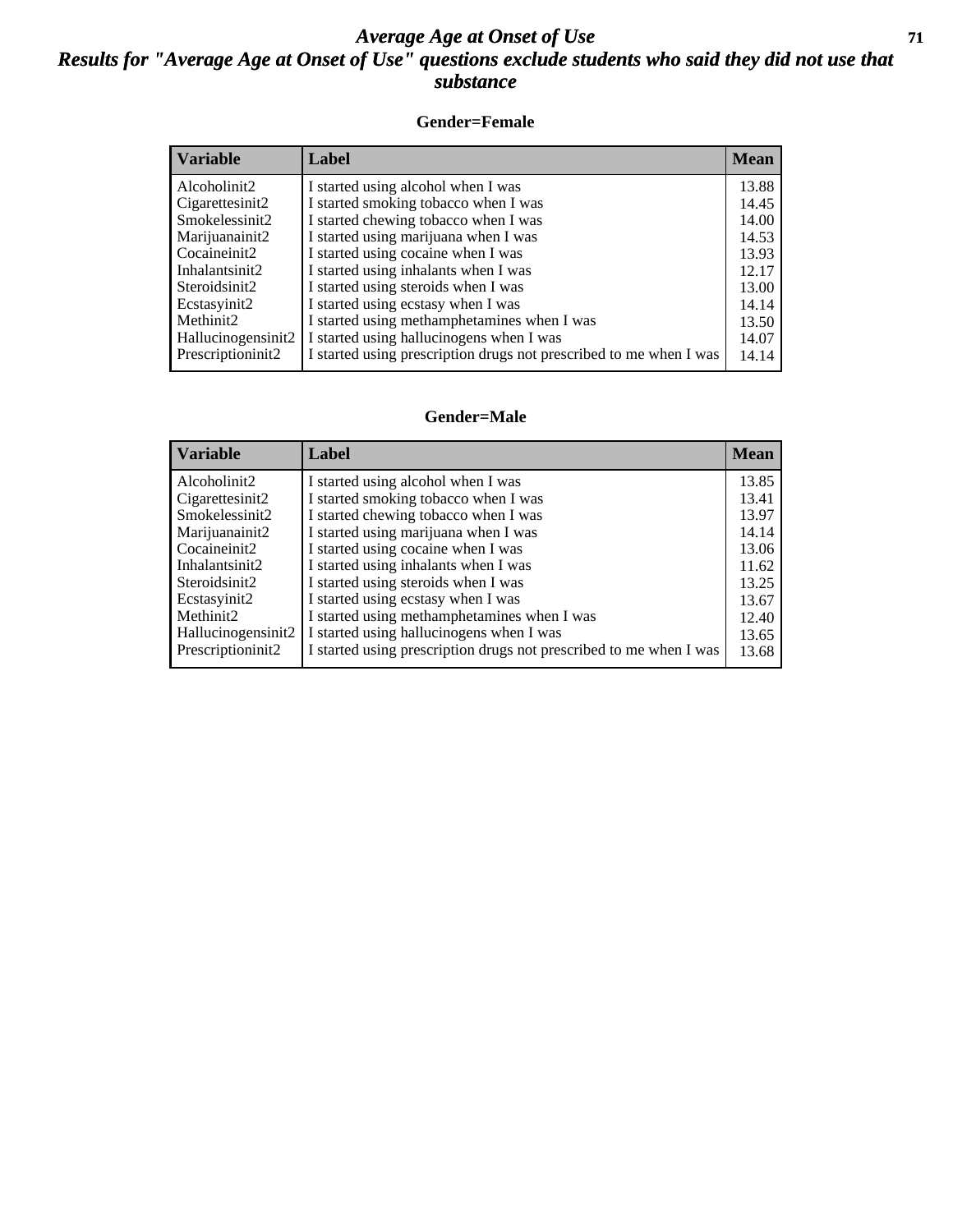# *Average Age at Onset of Use*

## *Results for "Average Age at Onset of Use" questions exclude students who said they did not use that substance*

### Gender=Female

| Variable | Label | Mean |
|---|---|---|
| Alcoholinit2 | I started using alcohol when I was | 13.88 |
| Cigarettesinit2 | I started smoking tobacco when I was | 14.45 |
| Smokelessinit2 | I started chewing tobacco when I was | 14.00 |
| Marijuanainit2 | I started using marijuana when I was | 14.53 |
| Cocaineinit2 | I started using cocaine when I was | 13.93 |
| Inhalantsinit2 | I started using inhalants when I was | 12.17 |
| Steroidsinit2 | I started using steroids when I was | 13.00 |
| Ecstasyinit2 | I started using ecstasy when I was | 14.14 |
| Methinit2 | I started using methamphetamines when I was | 13.50 |
| Hallucinogensinit2 | I started using hallucinogens when I was | 14.07 |
| Prescriptioninit2 | I started using prescription drugs not prescribed to me when I was | 14.14 |

### Gender=Male

| Variable | Label | Mean |
|---|---|---|
| Alcoholinit2 | I started using alcohol when I was | 13.85 |
| Cigarettesinit2 | I started smoking tobacco when I was | 13.41 |
| Smokelessinit2 | I started chewing tobacco when I was | 13.97 |
| Marijuanainit2 | I started using marijuana when I was | 14.14 |
| Cocaineinit2 | I started using cocaine when I was | 13.06 |
| Inhalantsinit2 | I started using inhalants when I was | 11.62 |
| Steroidsinit2 | I started using steroids when I was | 13.25 |
| Ecstasyinit2 | I started using ecstasy when I was | 13.67 |
| Methinit2 | I started using methamphetamines when I was | 12.40 |
| Hallucinogensinit2 | I started using hallucinogens when I was | 13.65 |
| Prescriptioninit2 | I started using prescription drugs not prescribed to me when I was | 13.68 |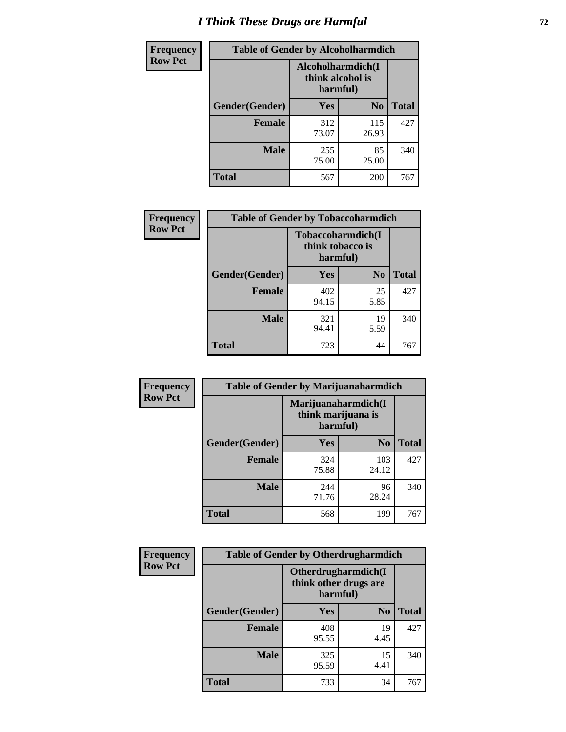# I Think These Drugs are Harmful

**Frequency**
**Row Pct**

| Table of Gender by Alcoholharmdich | | | |
|---|---|---|---|
| | Alcoholharmdich(I think alcohol is harmful) | | |
| Gender(Gender) | Yes | No | Total |
| Female | 312<br>73.07 | 115<br>26.93 | 427 |
| Male | 255<br>75.00 | 85<br>25.00 | 340 |
| Total | 567 | 200 | 767 |

**Frequency**
**Row Pct**

| Table of Gender by Tobaccoharmdich | | | |
|---|---|---|---|
| | Tobaccoharmdich(I think tobacco is harmful) | | |
| Gender(Gender) | Yes | No | Total |
| Female | 402<br>94.15 | 25<br>5.85 | 427 |
| Male | 321<br>94.41 | 19<br>5.59 | 340 |
| Total | 723 | 44 | 767 |

**Frequency**
**Row Pct**

| Table of Gender by Marijuanaharmdich | | | |
|---|---|---|---|
| | Marijuanaharmdich(I think marijuana is harmful) | | |
| Gender(Gender) | Yes | No | Total |
| Female | 324<br>75.88 | 103<br>24.12 | 427 |
| Male | 244<br>71.76 | 96<br>28.24 | 340 |
| Total | 568 | 199 | 767 |

**Frequency**
**Row Pct**

| Table of Gender by Otherdrugharmdich | | | |
|---|---|---|---|
| | Otherdrugharmdich(I think other drugs are harmful) | | |
| Gender(Gender) | Yes | No | Total |
| Female | 408<br>95.55 | 19<br>4.45 | 427 |
| Male | 325<br>95.59 | 15<br>4.41 | 340 |
| Total | 733 | 34 | 767 |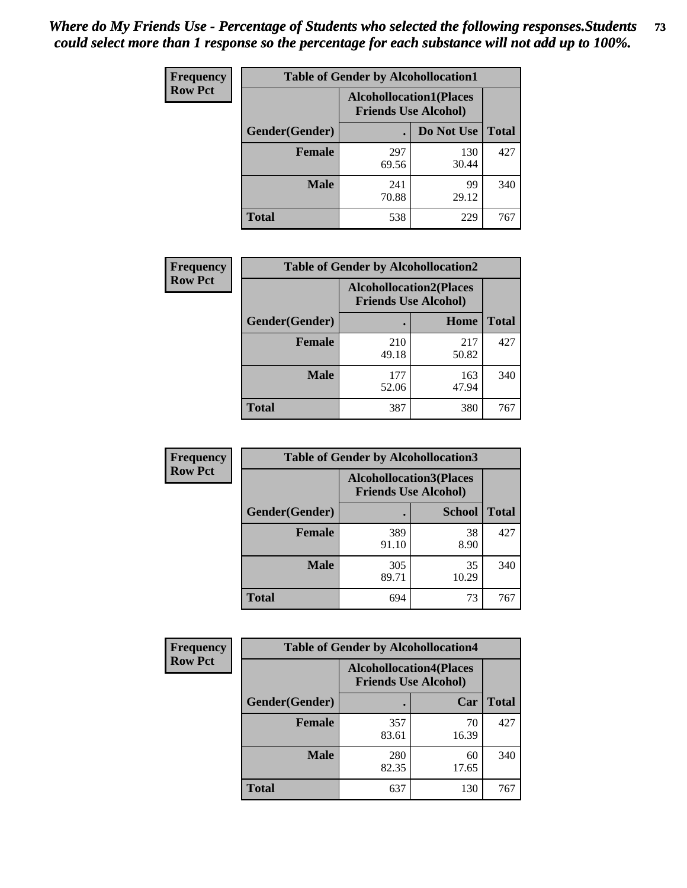*Where do My Friends Use - Percentage of Students who selected the following responses.Students could select more than 1 response so the percentage for each substance will not add up to 100%.*

**Frequency**
**Row Pct**

| Table of Gender by Alcohollocation1 | | | |
|---|---|---|---|
| | Alcohollocation1(Places Friends Use Alcohol) | | |
| Gender(Gender) | . | Do Not Use | Total |
| **Female** | 297<br>69.56 | 130<br>30.44 | 427 |
| **Male** | 241<br>70.88 | 99<br>29.12 | 340 |
| **Total** | 538 | 229 | 767 |

**Frequency**
**Row Pct**

| Table of Gender by Alcohollocation2 | | | |
|---|---|---|---|
| | Alcohollocation2(Places Friends Use Alcohol) | | |
| Gender(Gender) | . | Home | Total |
| **Female** | 210<br>49.18 | 217<br>50.82 | 427 |
| **Male** | 177<br>52.06 | 163<br>47.94 | 340 |
| **Total** | 387 | 380 | 767 |

**Frequency**
**Row Pct**

| Table of Gender by Alcohollocation3 | | | |
|---|---|---|---|
| | Alcohollocation3(Places Friends Use Alcohol) | | |
| Gender(Gender) | . | School | Total |
| **Female** | 389<br>91.10 | 38<br>8.90 | 427 |
| **Male** | 305<br>89.71 | 35<br>10.29 | 340 |
| **Total** | 694 | 73 | 767 |

**Frequency**
**Row Pct**

| Table of Gender by Alcohollocation4 | | | |
|---|---|---|---|
| | Alcohollocation4(Places Friends Use Alcohol) | | |
| Gender(Gender) | . | Car | Total |
| **Female** | 357<br>83.61 | 70<br>16.39 | 427 |
| **Male** | 280<br>82.35 | 60<br>17.65 | 340 |
| **Total** | 637 | 130 | 767 |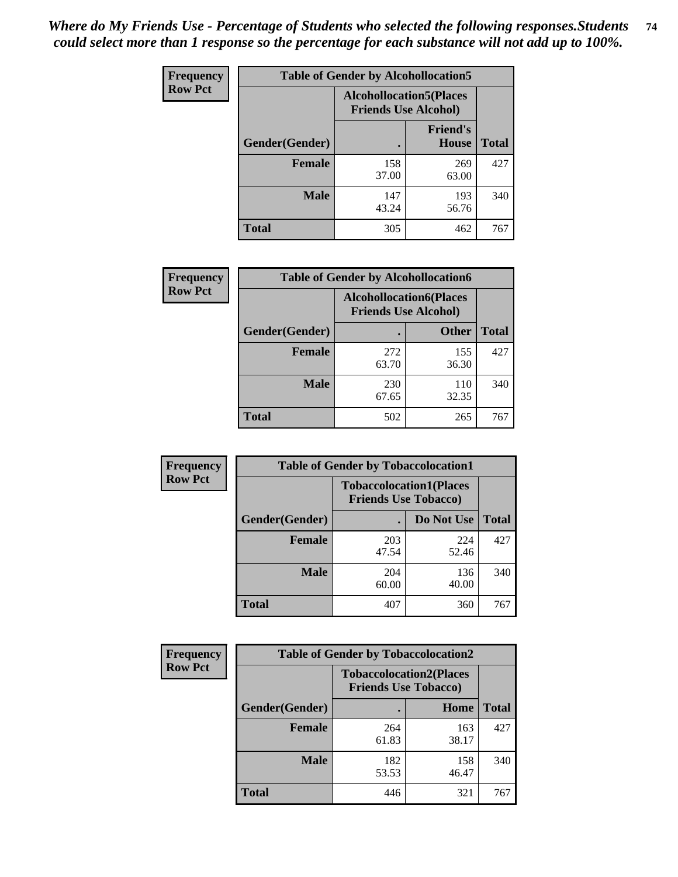*Where do My Friends Use - Percentage of Students who selected the following responses.Students could select more than 1 response so the percentage for each substance will not add up to 100%.*

**Frequency**
**Row Pct**

| Table of Gender by Alcohollocation5 | | | |
|---|---|---|---|
| | Alcohollocation5(Places Friends Use Alcohol) | | |
| Gender(Gender) | . | Friend's House | Total |
| **Female** | 158<br>37.00 | 269<br>63.00 | 427 |
| **Male** | 147<br>43.24 | 193<br>56.76 | 340 |
| **Total** | 305 | 462 | 767 |

**Frequency**
**Row Pct**

| Table of Gender by Alcohollocation6 | | | |
|---|---|---|---|
| | Alcohollocation6(Places Friends Use Alcohol) | | |
| Gender(Gender) | . | Other | Total |
| **Female** | 272<br>63.70 | 155<br>36.30 | 427 |
| **Male** | 230<br>67.65 | 110<br>32.35 | 340 |
| **Total** | 502 | 265 | 767 |

**Frequency**
**Row Pct**

| Table of Gender by Tobaccolocation1 | | | |
|---|---|---|---|
| | Tobaccolocation1(Places Friends Use Tobacco) | | |
| Gender(Gender) | . | Do Not Use | Total |
| **Female** | 203<br>47.54 | 224<br>52.46 | 427 |
| **Male** | 204<br>60.00 | 136<br>40.00 | 340 |
| **Total** | 407 | 360 | 767 |

**Frequency**
**Row Pct**

| Table of Gender by Tobaccolocation2 | | | |
|---|---|---|---|
| | Tobaccolocation2(Places Friends Use Tobacco) | | |
| Gender(Gender) | . | Home | Total |
| **Female** | 264<br>61.83 | 163<br>38.17 | 427 |
| **Male** | 182<br>53.53 | 158<br>46.47 | 340 |
| **Total** | 446 | 321 | 767 |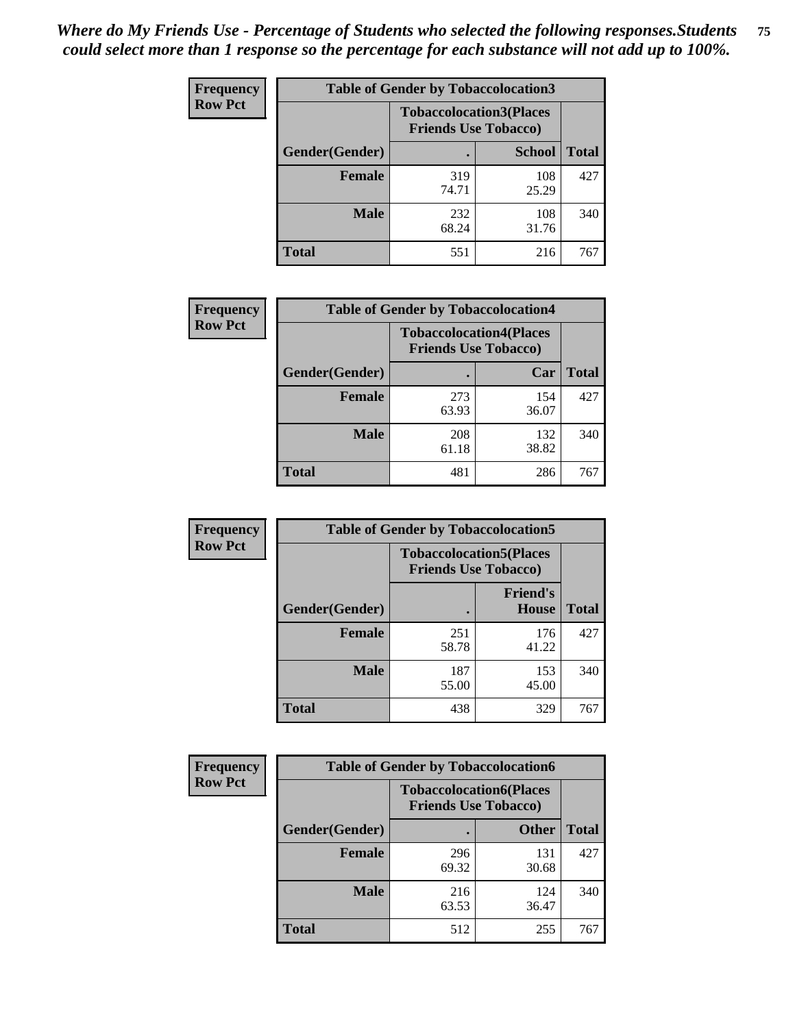*Where do My Friends Use - Percentage of Students who selected the following responses.Students could select more than 1 response so the percentage for each substance will not add up to 100%.*

**Frequency Row Pct**

| Table of Gender by Tobaccolocation3 | | | |
|---|---|---|---|
| | Tobaccolocation3(Places Friends Use Tobacco) | | |
| Gender(Gender) | . | School | Total |
| Female | 319<br>74.71 | 108<br>25.29 | 427 |
| Male | 232<br>68.24 | 108<br>31.76 | 340 |
| Total | 551 | 216 | 767 |

**Frequency Row Pct**

| Table of Gender by Tobaccolocation4 | | | |
|---|---|---|---|
| | Tobaccolocation4(Places Friends Use Tobacco) | | |
| Gender(Gender) | . | Car | Total |
| Female | 273<br>63.93 | 154<br>36.07 | 427 |
| Male | 208<br>61.18 | 132<br>38.82 | 340 |
| Total | 481 | 286 | 767 |

**Frequency Row Pct**

| Table of Gender by Tobaccolocation5 | | | |
|---|---|---|---|
| | Tobaccolocation5(Places Friends Use Tobacco) | | |
| Gender(Gender) | . | Friend's House | Total |
| Female | 251<br>58.78 | 176<br>41.22 | 427 |
| Male | 187<br>55.00 | 153<br>45.00 | 340 |
| Total | 438 | 329 | 767 |

**Frequency Row Pct**

| Table of Gender by Tobaccolocation6 | | | |
|---|---|---|---|
| | Tobaccolocation6(Places Friends Use Tobacco) | | |
| Gender(Gender) | . | Other | Total |
| Female | 296<br>69.32 | 131<br>30.68 | 427 |
| Male | 216<br>63.53 | 124<br>36.47 | 340 |
| Total | 512 | 255 | 767 |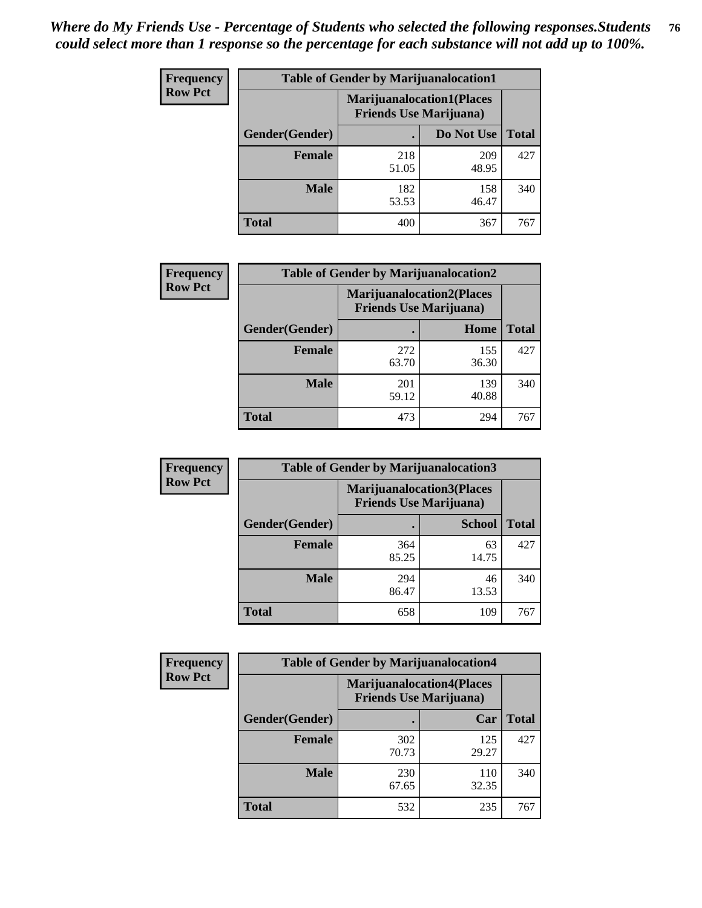*Where do My Friends Use - Percentage of Students who selected the following responses.Students could select more than 1 response so the percentage for each substance will not add up to 100%.*

**Frequency Row Pct**

| Table of Gender by Marijuanalocation1 | | | |
|---|---|---|---|
| | Marijuanalocation1(Places Friends Use Marijuana) | | |
| Gender(Gender) | . | Do Not Use | Total |
| **Female** | 218<br>51.05 | 209<br>48.95 | 427 |
| **Male** | 182<br>53.53 | 158<br>46.47 | 340 |
| **Total** | 400 | 367 | 767 |

**Frequency Row Pct**

| Table of Gender by Marijuanalocation2 | | | |
|---|---|---|---|
| | Marijuanalocation2(Places Friends Use Marijuana) | | |
| Gender(Gender) | . | Home | Total |
| **Female** | 272<br>63.70 | 155<br>36.30 | 427 |
| **Male** | 201<br>59.12 | 139<br>40.88 | 340 |
| **Total** | 473 | 294 | 767 |

**Frequency Row Pct**

| Table of Gender by Marijuanalocation3 | | | |
|---|---|---|---|
| | Marijuanalocation3(Places Friends Use Marijuana) | | |
| Gender(Gender) | . | School | Total |
| **Female** | 364<br>85.25 | 63<br>14.75 | 427 |
| **Male** | 294<br>86.47 | 46<br>13.53 | 340 |
| **Total** | 658 | 109 | 767 |

**Frequency Row Pct**

| Table of Gender by Marijuanalocation4 | | | |
|---|---|---|---|
| | Marijuanalocation4(Places Friends Use Marijuana) | | |
| Gender(Gender) | . | Car | Total |
| **Female** | 302<br>70.73 | 125<br>29.27 | 427 |
| **Male** | 230<br>67.65 | 110<br>32.35 | 340 |
| **Total** | 532 | 235 | 767 |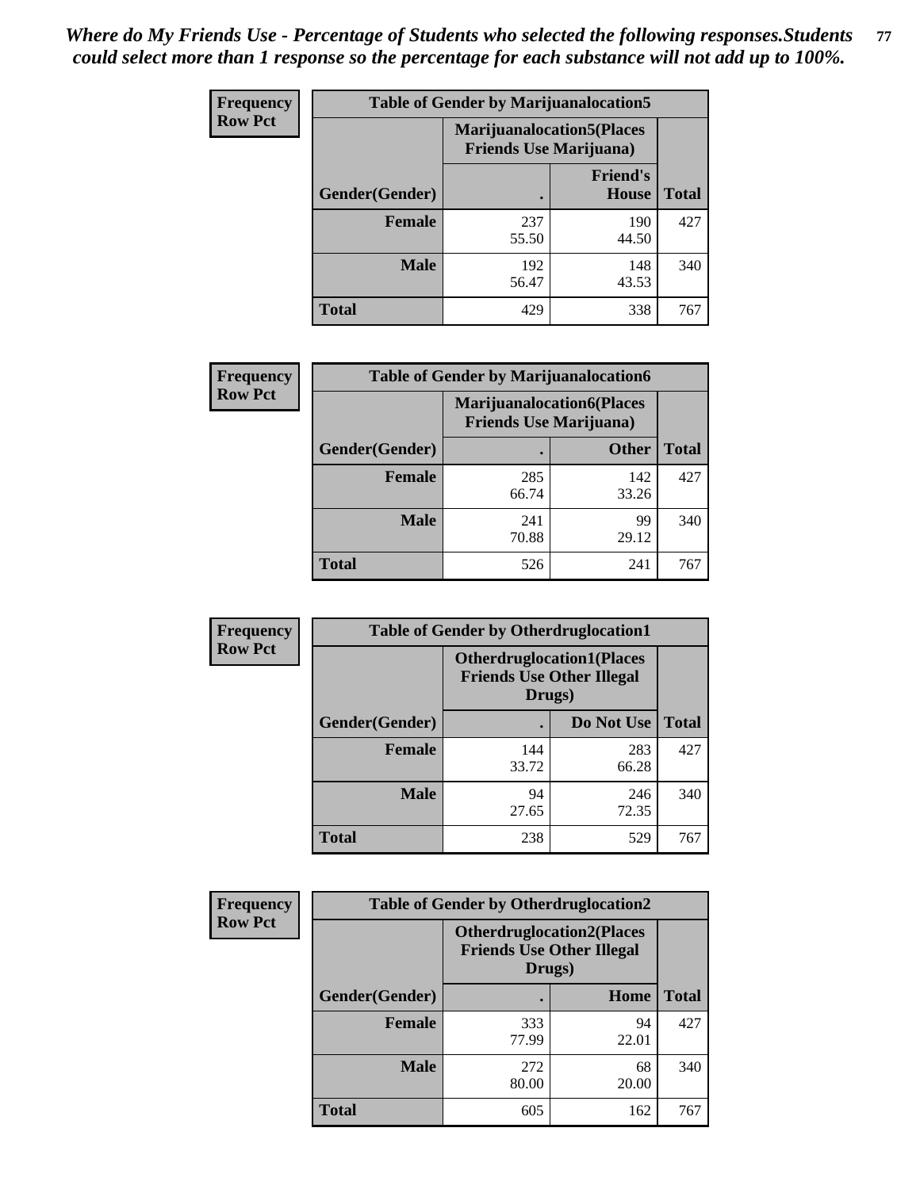*Where do My Friends Use - Percentage of Students who selected the following responses.Students could select more than 1 response so the percentage for each substance will not add up to 100%.*

**Frequency Row Pct**

| Table of Gender by Marijuanalocation5 | | | |
|---|---|---|---|
| | Marijuanalocation5(Places Friends Use Marijuana) | | |
| Gender(Gender) | . | Friend's House | Total |
| **Female** | 237<br>55.50 | 190<br>44.50 | 427 |
| **Male** | 192<br>56.47 | 148<br>43.53 | 340 |
| **Total** | 429 | 338 | 767 |

**Frequency Row Pct**

| Table of Gender by Marijuanalocation6 | | | |
|---|---|---|---|
| | Marijuanalocation6(Places Friends Use Marijuana) | | |
| Gender(Gender) | . | Other | Total |
| **Female** | 285<br>66.74 | 142<br>33.26 | 427 |
| **Male** | 241<br>70.88 | 99<br>29.12 | 340 |
| **Total** | 526 | 241 | 767 |

**Frequency Row Pct**

| Table of Gender by Otherdruglocation1 | | | |
|---|---|---|---|
| | Otherdruglocation1(Places Friends Use Other Illegal Drugs) | | |
| Gender(Gender) | . | Do Not Use | Total |
| **Female** | 144<br>33.72 | 283<br>66.28 | 427 |
| **Male** | 94<br>27.65 | 246<br>72.35 | 340 |
| **Total** | 238 | 529 | 767 |

**Frequency Row Pct**

| Table of Gender by Otherdruglocation2 | | | |
|---|---|---|---|
| | Otherdruglocation2(Places Friends Use Other Illegal Drugs) | | |
| Gender(Gender) | . | Home | Total |
| **Female** | 333<br>77.99 | 94<br>22.01 | 427 |
| **Male** | 272<br>80.00 | 68<br>20.00 | 340 |
| **Total** | 605 | 162 | 767 |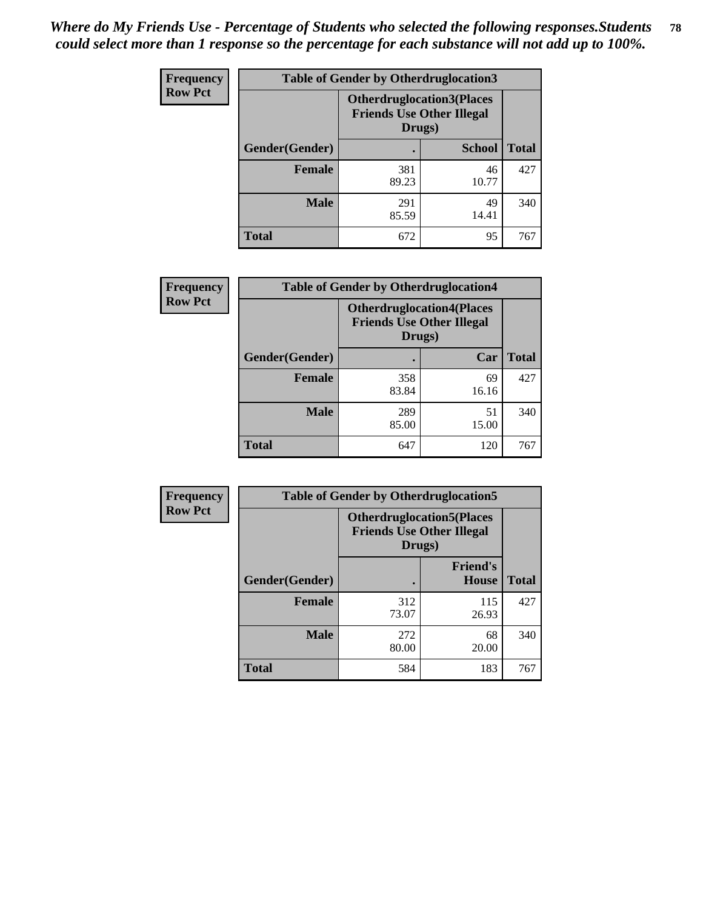*Where do My Friends Use - Percentage of Students who selected the following responses.Students could select more than 1 response so the percentage for each substance will not add up to 100%.*

**Frequency**
**Row Pct**

| Table of Gender by Otherdruglocation3 | | | |
|---|---|---|---|
| | Otherdruglocation3(Places Friends Use Other Illegal Drugs) | | |
| Gender(Gender) | . | School | Total |
| **Female** | 381<br>89.23 | 46<br>10.77 | 427 |
| **Male** | 291<br>85.59 | 49<br>14.41 | 340 |
| **Total** | 672 | 95 | 767 |

**Frequency**
**Row Pct**

| Table of Gender by Otherdruglocation4 | | | |
|---|---|---|---|
| | Otherdruglocation4(Places Friends Use Other Illegal Drugs) | | |
| Gender(Gender) | . | Car | Total |
| **Female** | 358<br>83.84 | 69<br>16.16 | 427 |
| **Male** | 289<br>85.00 | 51<br>15.00 | 340 |
| **Total** | 647 | 120 | 767 |

**Frequency**
**Row Pct**

| Table of Gender by Otherdruglocation5 | | | |
|---|---|---|---|
| | Otherdruglocation5(Places Friends Use Other Illegal Drugs) | | |
| Gender(Gender) | . | Friend's House | Total |
| **Female** | 312<br>73.07 | 115<br>26.93 | 427 |
| **Male** | 272<br>80.00 | 68<br>20.00 | 340 |
| **Total** | 584 | 183 | 767 |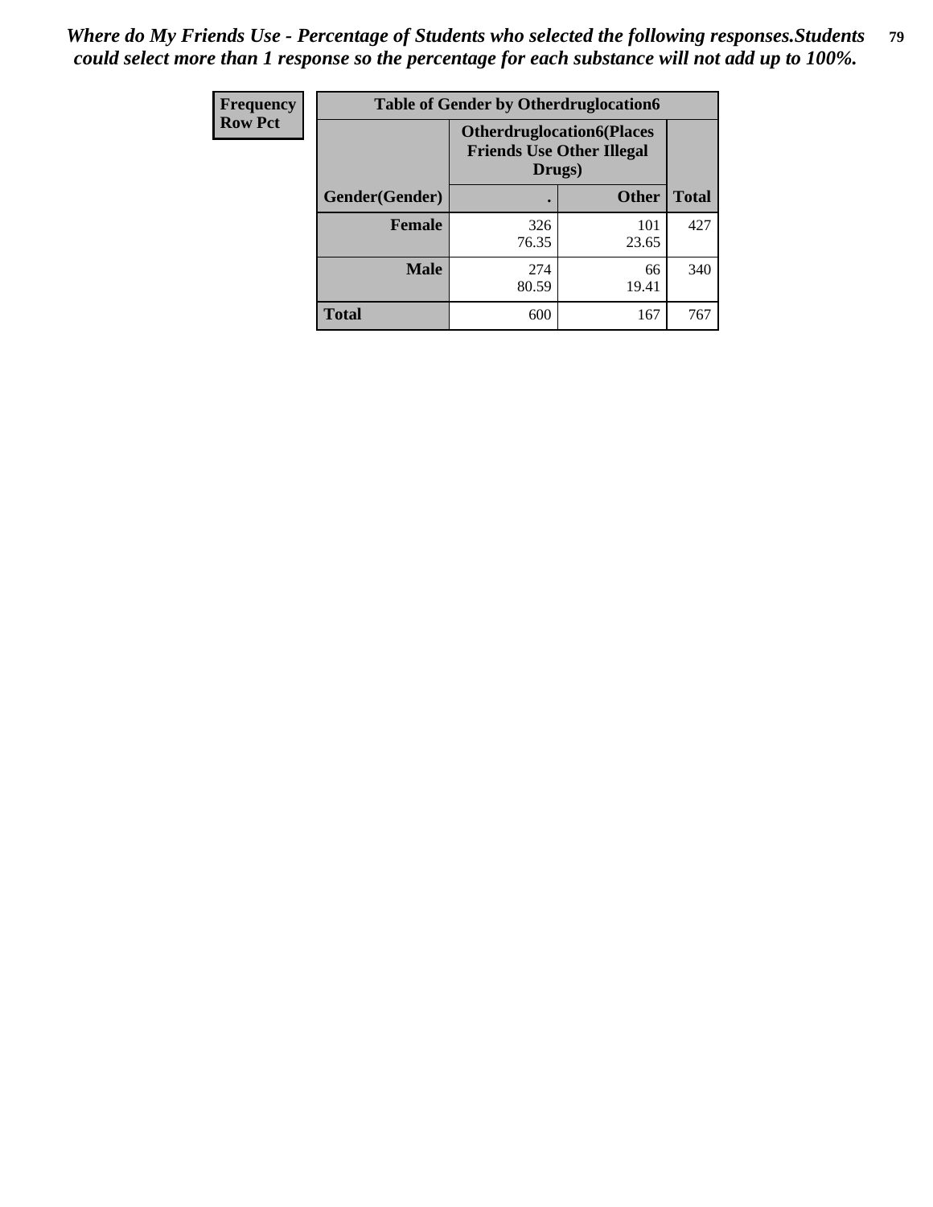*Where do My Friends Use - Percentage of Students who selected the following responses.Students could select more than 1 response so the percentage for each substance will not add up to 100%.*

| Frequency<br>Row Pct | Table of Gender by Otherdruglocation6 | | |
|---|---|---|---|
| | Otherdruglocation6(Places Friends Use Other Illegal Drugs) | | |
| Gender(Gender) | . | Other | Total |
| Female | 326<br>76.35 | 101<br>23.65 | 427 |
| Male | 274<br>80.59 | 66<br>19.41 | 340 |
| Total | 600 | 167 | 767 |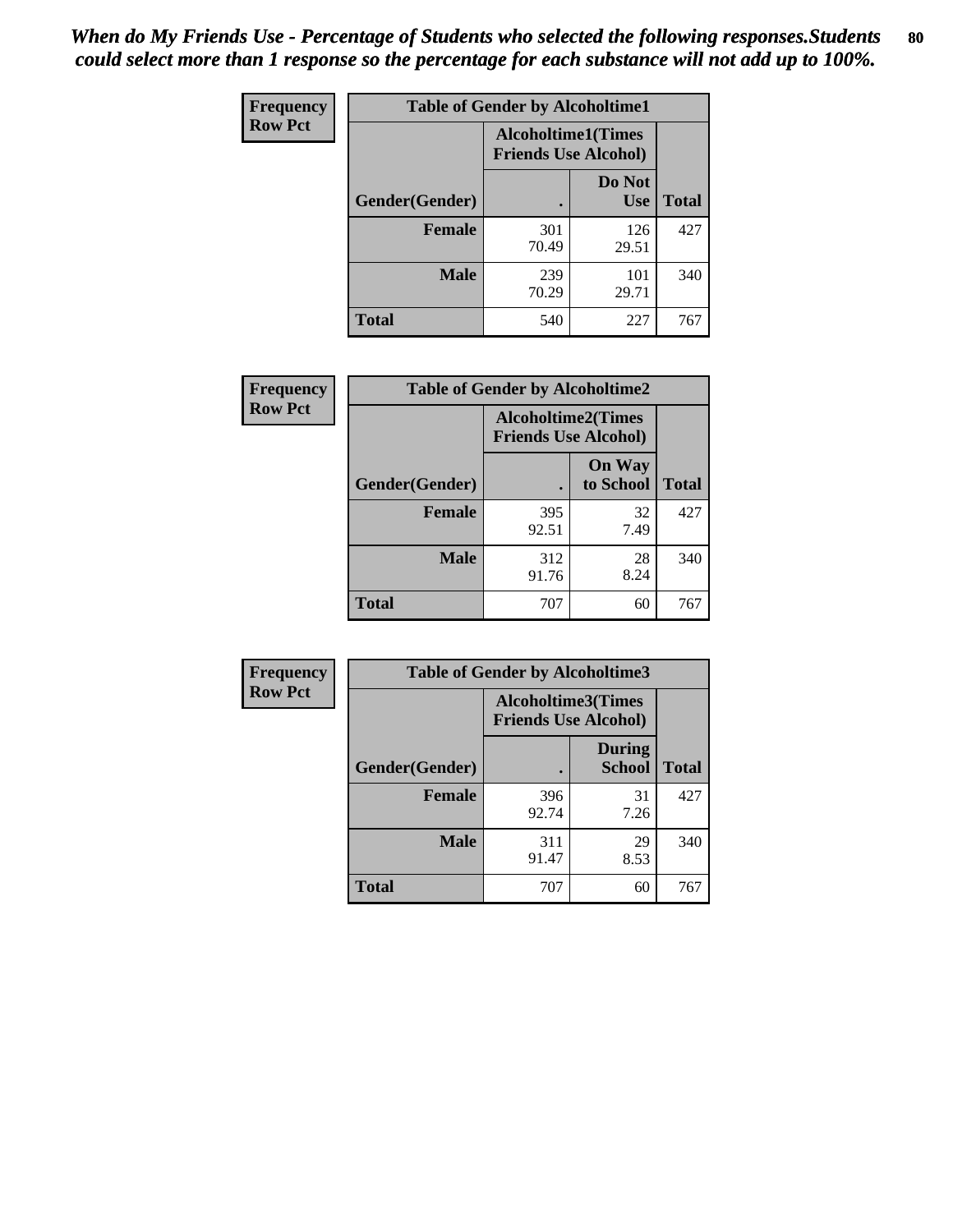*When do My Friends Use - Percentage of Students who selected the following responses.Students could select more than 1 response so the percentage for each substance will not add up to 100%.*

**Frequency**
**Row Pct**

| Table of Gender by Alcoholtime1 | | | |
|---|---|---|---|
| | Alcoholtime1(Times Friends Use Alcohol) | | |
| Gender(Gender) | . | Do Not Use | Total |
| **Female** | 301<br>70.49 | 126<br>29.51 | 427 |
| **Male** | 239<br>70.29 | 101<br>29.71 | 340 |
| **Total** | 540 | 227 | 767 |

**Frequency**
**Row Pct**

| Table of Gender by Alcoholtime2 | | | |
|---|---|---|---|
| | Alcoholtime2(Times Friends Use Alcohol) | | |
| Gender(Gender) | . | On Way to School | Total |
| **Female** | 395<br>92.51 | 32<br>7.49 | 427 |
| **Male** | 312<br>91.76 | 28<br>8.24 | 340 |
| **Total** | 707 | 60 | 767 |

**Frequency**
**Row Pct**

| Table of Gender by Alcoholtime3 | | | |
|---|---|---|---|
| | Alcoholtime3(Times Friends Use Alcohol) | | |
| Gender(Gender) | . | During School | Total |
| **Female** | 396<br>92.74 | 31<br>7.26 | 427 |
| **Male** | 311<br>91.47 | 29<br>8.53 | 340 |
| **Total** | 707 | 60 | 767 |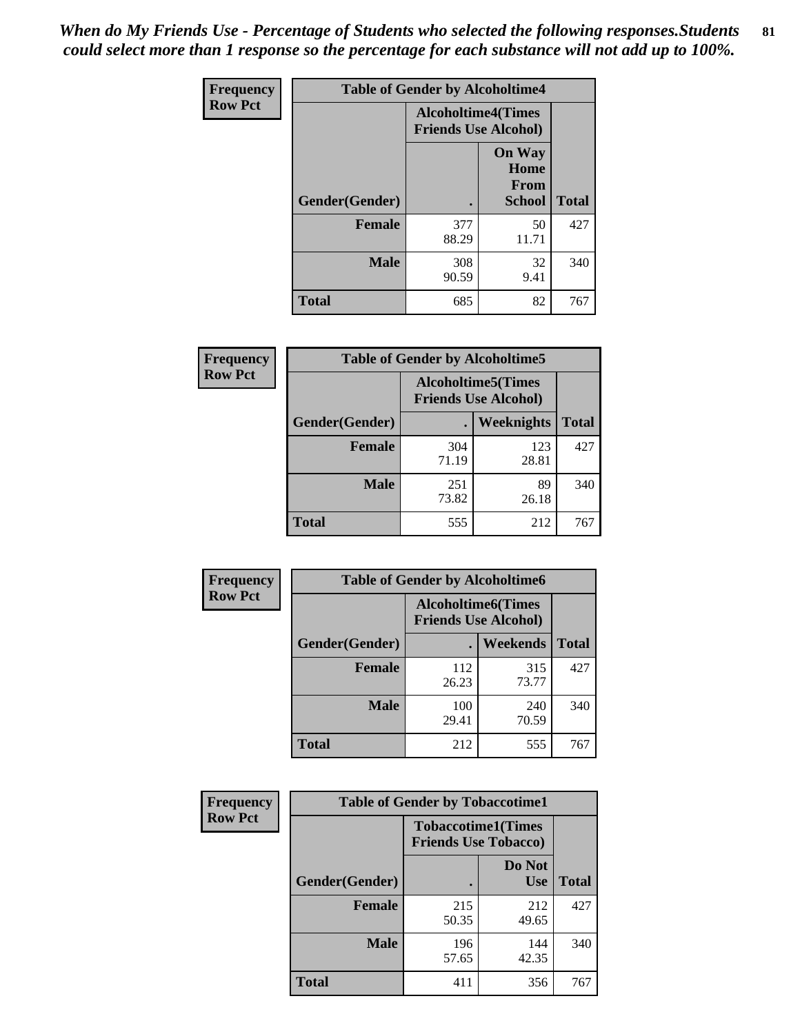*When do My Friends Use - Percentage of Students who selected the following responses.Students could select more than 1 response so the percentage for each substance will not add up to 100%.*

**Frequency**
**Row Pct**

| Table of Gender by Alcoholtime4 | | | |
|---|---|---|---|
| | Alcoholtime4(Times Friends Use Alcohol) | | |
| Gender(Gender) | . | On Way Home From School | Total |
| **Female** | 377<br>88.29 | 50<br>11.71 | 427 |
| **Male** | 308<br>90.59 | 32<br>9.41 | 340 |
| **Total** | 685 | 82 | 767 |

**Frequency**
**Row Pct**

| Table of Gender by Alcoholtime5 | | | |
|---|---|---|---|
| | Alcoholtime5(Times Friends Use Alcohol) | | |
| Gender(Gender) | . | Weeknights | Total |
| **Female** | 304<br>71.19 | 123<br>28.81 | 427 |
| **Male** | 251<br>73.82 | 89<br>26.18 | 340 |
| **Total** | 555 | 212 | 767 |

**Frequency**
**Row Pct**

| Table of Gender by Alcoholtime6 | | | |
|---|---|---|---|
| | Alcoholtime6(Times Friends Use Alcohol) | | |
| Gender(Gender) | . | Weekends | Total |
| **Female** | 112<br>26.23 | 315<br>73.77 | 427 |
| **Male** | 100<br>29.41 | 240<br>70.59 | 340 |
| **Total** | 212 | 555 | 767 |

**Frequency**
**Row Pct**

| Table of Gender by Tobaccotime1 | | | |
|---|---|---|---|
| | Tobaccotime1(Times Friends Use Tobacco) | | |
| Gender(Gender) | . | Do Not Use | Total |
| **Female** | 215<br>50.35 | 212<br>49.65 | 427 |
| **Male** | 196<br>57.65 | 144<br>42.35 | 340 |
| **Total** | 411 | 356 | 767 |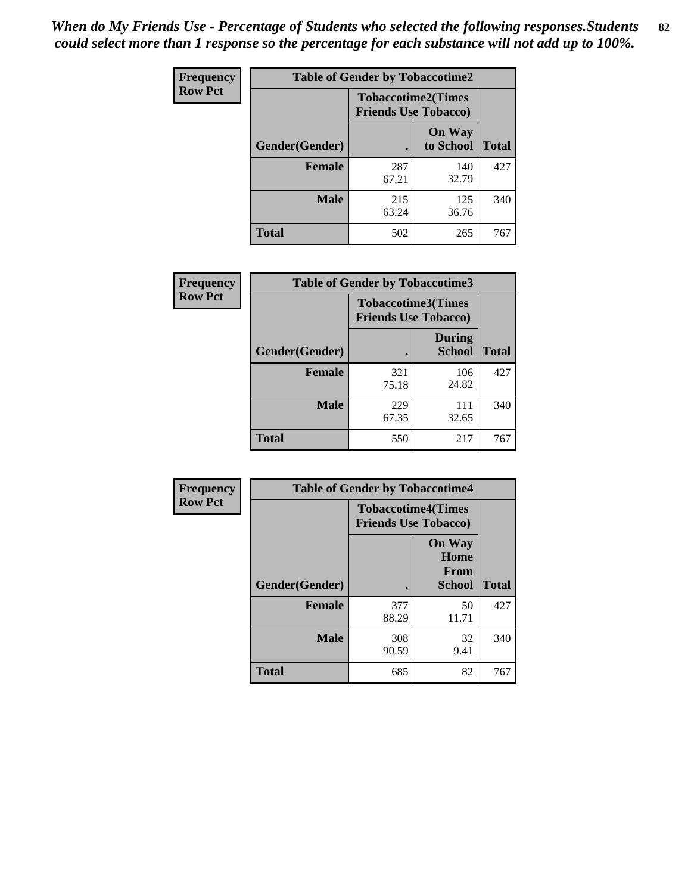*When do My Friends Use - Percentage of Students who selected the following responses.Students could select more than 1 response so the percentage for each substance will not add up to 100%.*

**Frequency**
**Row Pct**

| Table of Gender by Tobaccotime2 | | | |
|---|---|---|---|
| | Tobaccotime2(Times Friends Use Tobacco) | | |
| Gender(Gender) | . | On Way to School | Total |
| **Female** | 287<br>67.21 | 140<br>32.79 | 427 |
| **Male** | 215<br>63.24 | 125<br>36.76 | 340 |
| **Total** | 502 | 265 | 767 |

**Frequency**
**Row Pct**

| Table of Gender by Tobaccotime3 | | | |
|---|---|---|---|
| | Tobaccotime3(Times Friends Use Tobacco) | | |
| Gender(Gender) | . | During School | Total |
| **Female** | 321<br>75.18 | 106<br>24.82 | 427 |
| **Male** | 229<br>67.35 | 111<br>32.65 | 340 |
| **Total** | 550 | 217 | 767 |

**Frequency**
**Row Pct**

| Table of Gender by Tobaccotime4 | | | |
|---|---|---|---|
| | Tobaccotime4(Times Friends Use Tobacco) | | |
| Gender(Gender) | . | On Way Home From School | Total |
| **Female** | 377<br>88.29 | 50<br>11.71 | 427 |
| **Male** | 308<br>90.59 | 32<br>9.41 | 340 |
| **Total** | 685 | 82 | 767 |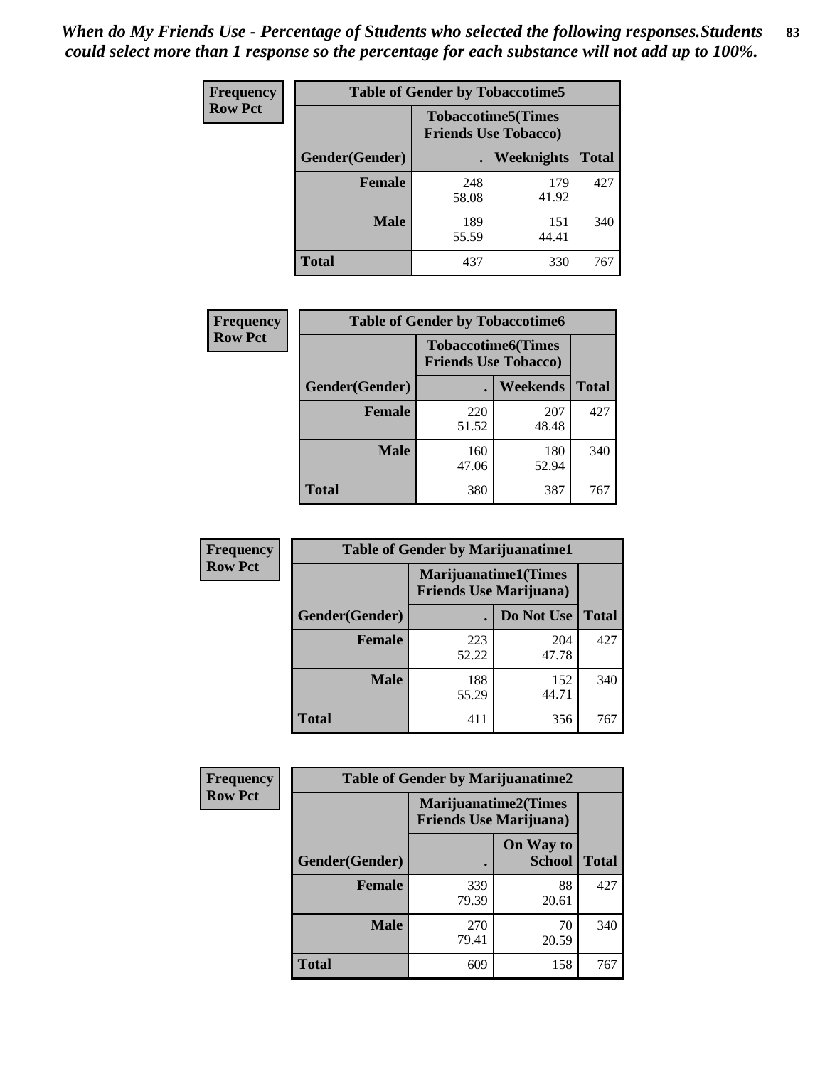*When do My Friends Use - Percentage of Students who selected the following responses.Students could select more than 1 response so the percentage for each substance will not add up to 100%.*

**Frequency**
**Row Pct**

| Table of Gender by Tobaccotime5 | | | |
|---|---|---|---|
| | Tobaccotime5(Times Friends Use Tobacco) | | |
| Gender(Gender) | . | Weeknights | Total |
| **Female** | 248<br>58.08 | 179<br>41.92 | 427 |
| **Male** | 189<br>55.59 | 151<br>44.41 | 340 |
| **Total** | 437 | 330 | 767 |

**Frequency**
**Row Pct**

| Table of Gender by Tobaccotime6 | | | |
|---|---|---|---|
| | Tobaccotime6(Times Friends Use Tobacco) | | |
| Gender(Gender) | . | Weekends | Total |
| **Female** | 220<br>51.52 | 207<br>48.48 | 427 |
| **Male** | 160<br>47.06 | 180<br>52.94 | 340 |
| **Total** | 380 | 387 | 767 |

**Frequency**
**Row Pct**

| Table of Gender by Marijuanatime1 | | | |
|---|---|---|---|
| | Marijuanatime1(Times Friends Use Marijuana) | | |
| Gender(Gender) | . | Do Not Use | Total |
| **Female** | 223<br>52.22 | 204<br>47.78 | 427 |
| **Male** | 188<br>55.29 | 152<br>44.71 | 340 |
| **Total** | 411 | 356 | 767 |

**Frequency**
**Row Pct**

| Table of Gender by Marijuanatime2 | | | |
|---|---|---|---|
| | Marijuanatime2(Times Friends Use Marijuana) | | |
| Gender(Gender) | . | On Way to School | Total |
| **Female** | 339<br>79.39 | 88<br>20.61 | 427 |
| **Male** | 270<br>79.41 | 70<br>20.59 | 340 |
| **Total** | 609 | 158 | 767 |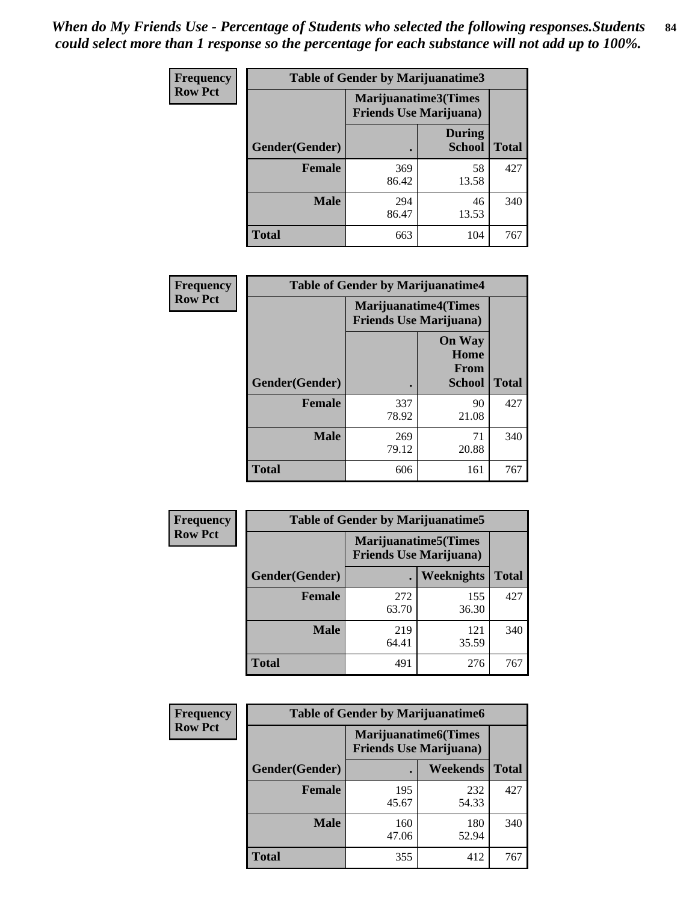*When do My Friends Use - Percentage of Students who selected the following responses.Students could select more than 1 response so the percentage for each substance will not add up to 100%.*

**Frequency**
**Row Pct**

| Table of Gender by Marijuanatime3 | | | |
|---|---|---|---|
| | Marijuanatime3(Times Friends Use Marijuana) | | |
| Gender(Gender) | . | During School | Total |
| **Female** | 369<br>86.42 | 58<br>13.58 | 427 |
| **Male** | 294<br>86.47 | 46<br>13.53 | 340 |
| **Total** | 663 | 104 | 767 |

**Frequency**
**Row Pct**

| Table of Gender by Marijuanatime4 | | | |
|---|---|---|---|
| | Marijuanatime4(Times Friends Use Marijuana) | | |
| Gender(Gender) | . | On Way Home From School | Total |
| **Female** | 337<br>78.92 | 90<br>21.08 | 427 |
| **Male** | 269<br>79.12 | 71<br>20.88 | 340 |
| **Total** | 606 | 161 | 767 |

**Frequency**
**Row Pct**

| Table of Gender by Marijuanatime5 | | | |
|---|---|---|---|
| | Marijuanatime5(Times Friends Use Marijuana) | | |
| Gender(Gender) | . | Weeknights | Total |
| **Female** | 272<br>63.70 | 155<br>36.30 | 427 |
| **Male** | 219<br>64.41 | 121<br>35.59 | 340 |
| **Total** | 491 | 276 | 767 |

**Frequency**
**Row Pct**

| Table of Gender by Marijuanatime6 | | | |
|---|---|---|---|
| | Marijuanatime6(Times Friends Use Marijuana) | | |
| Gender(Gender) | . | Weekends | Total |
| **Female** | 195<br>45.67 | 232<br>54.33 | 427 |
| **Male** | 160<br>47.06 | 180<br>52.94 | 340 |
| **Total** | 355 | 412 | 767 |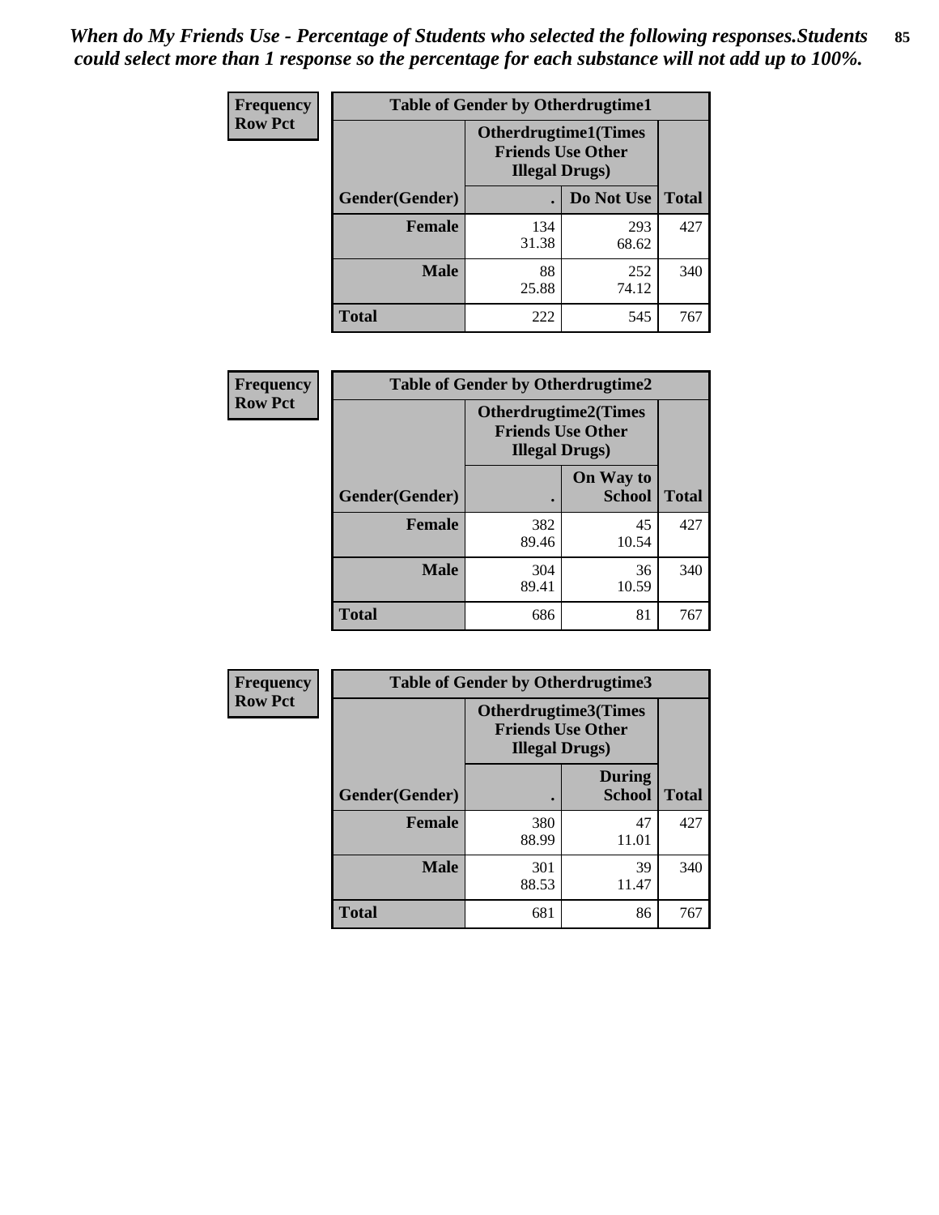*When do My Friends Use - Percentage of Students who selected the following responses.Students could select more than 1 response so the percentage for each substance will not add up to 100%.*

**Frequency**
**Row Pct**

| Table of Gender by Otherdrugtime1 | | | |
|---|---|---|---|
| | Otherdrugtime1(Times Friends Use Other Illegal Drugs) | | |
| Gender(Gender) | . | Do Not Use | Total |
| **Female** | 134<br>31.38 | 293<br>68.62 | 427 |
| **Male** | 88<br>25.88 | 252<br>74.12 | 340 |
| **Total** | 222 | 545 | 767 |

**Frequency**
**Row Pct**

| Table of Gender by Otherdrugtime2 | | | |
|---|---|---|---|
| | Otherdrugtime2(Times Friends Use Other Illegal Drugs) | | |
| Gender(Gender) | . | On Way to School | Total |
| **Female** | 382<br>89.46 | 45<br>10.54 | 427 |
| **Male** | 304<br>89.41 | 36<br>10.59 | 340 |
| **Total** | 686 | 81 | 767 |

**Frequency**
**Row Pct**

| Table of Gender by Otherdrugtime3 | | | |
|---|---|---|---|
| | Otherdrugtime3(Times Friends Use Other Illegal Drugs) | | |
| Gender(Gender) | . | During School | Total |
| **Female** | 380<br>88.99 | 47<br>11.01 | 427 |
| **Male** | 301<br>88.53 | 39<br>11.47 | 340 |
| **Total** | 681 | 86 | 767 |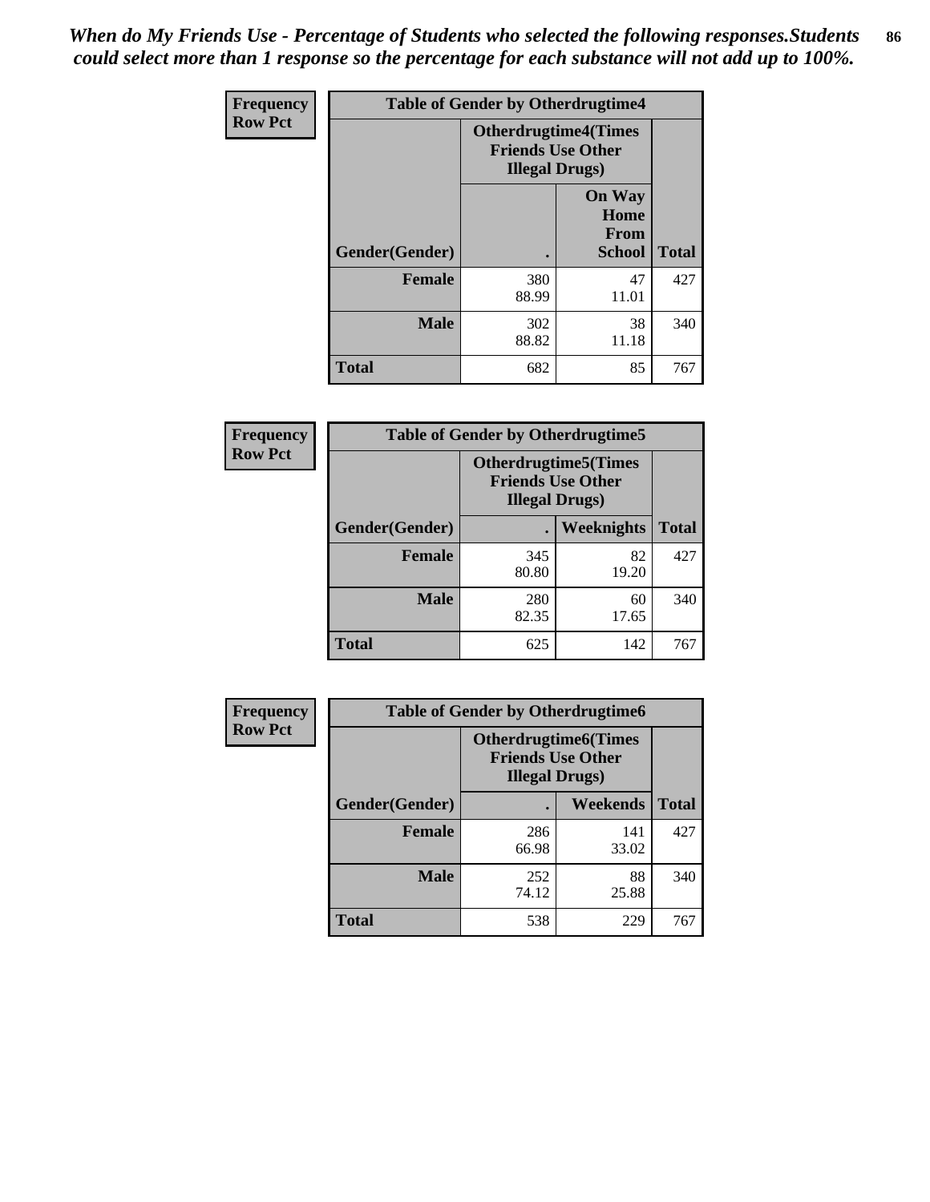*When do My Friends Use - Percentage of Students who selected the following responses.Students could select more than 1 response so the percentage for each substance will not add up to 100%.*

**Frequency**
**Row Pct**

| Table of Gender by Otherdrugtime4 | | | |
|---|---|---|---|
| | Otherdrugtime4(Times Friends Use Other Illegal Drugs) | | |
| Gender(Gender) | . | On Way Home From School | Total |
| Female | 380<br>88.99 | 47<br>11.01 | 427 |
| Male | 302<br>88.82 | 38<br>11.18 | 340 |
| Total | 682 | 85 | 767 |

**Frequency**
**Row Pct**

| Table of Gender by Otherdrugtime5 | | | |
|---|---|---|---|
| | Otherdrugtime5(Times Friends Use Other Illegal Drugs) | | |
| Gender(Gender) | . | Weeknights | Total |
| Female | 345<br>80.80 | 82<br>19.20 | 427 |
| Male | 280<br>82.35 | 60<br>17.65 | 340 |
| Total | 625 | 142 | 767 |

**Frequency**
**Row Pct**

| Table of Gender by Otherdrugtime6 | | | |
|---|---|---|---|
| | Otherdrugtime6(Times Friends Use Other Illegal Drugs) | | |
| Gender(Gender) | . | Weekends | Total |
| Female | 286<br>66.98 | 141<br>33.02 | 427 |
| Male | 252<br>74.12 | 88<br>25.88 | 340 |
| Total | 538 | 229 | 767 |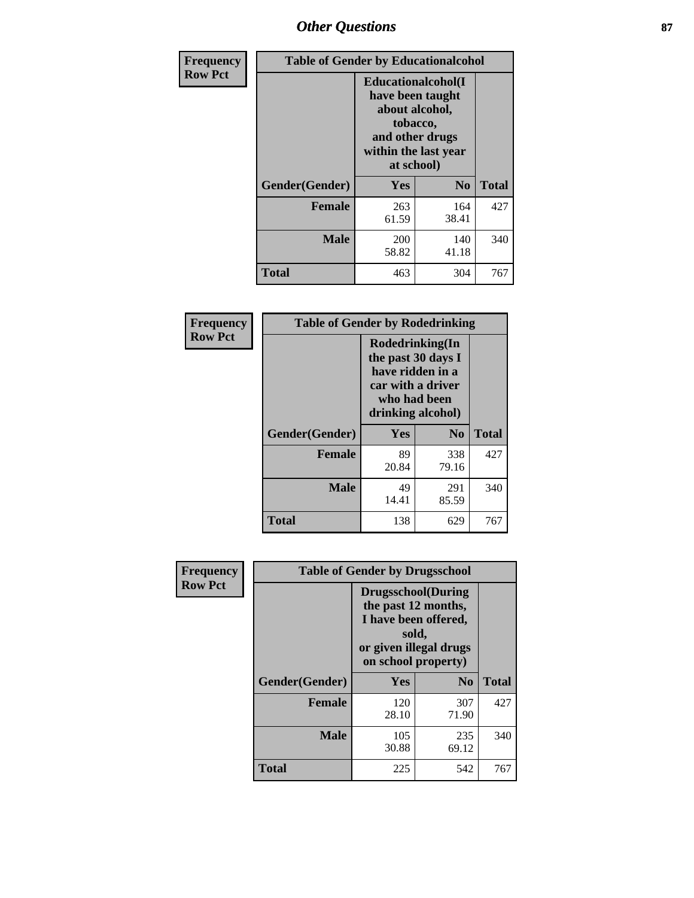## Other Questions

**Frequency**
**Row Pct**

| Table of Gender by Educationalcohol | | | |
|---|---|---|---|
| | Educationalcohol(I have been taught about alcohol, tobacco, and other drugs within the last year at school) | | |
| Gender(Gender) | Yes | No | Total |
| Female | 263<br>61.59 | 164<br>38.41 | 427 |
| Male | 200<br>58.82 | 140<br>41.18 | 340 |
| Total | 463 | 304 | 767 |

**Frequency**
**Row Pct**

| Table of Gender by Rodedrinking | | | |
|---|---|---|---|
| | Rodedrinking(In the past 30 days I have ridden in a car with a driver who had been drinking alcohol) | | |
| Gender(Gender) | Yes | No | Total |
| Female | 89<br>20.84 | 338<br>79.16 | 427 |
| Male | 49<br>14.41 | 291<br>85.59 | 340 |
| Total | 138 | 629 | 767 |

**Frequency**
**Row Pct**

| Table of Gender by Drugsschool | | | |
|---|---|---|---|
| | Drugsschool(During the past 12 months, I have been offered, sold, or given illegal drugs on school property) | | |
| Gender(Gender) | Yes | No | Total |
| Female | 120<br>28.10 | 307<br>71.90 | 427 |
| Male | 105<br>30.88 | 235<br>69.12 | 340 |
| Total | 225 | 542 | 767 |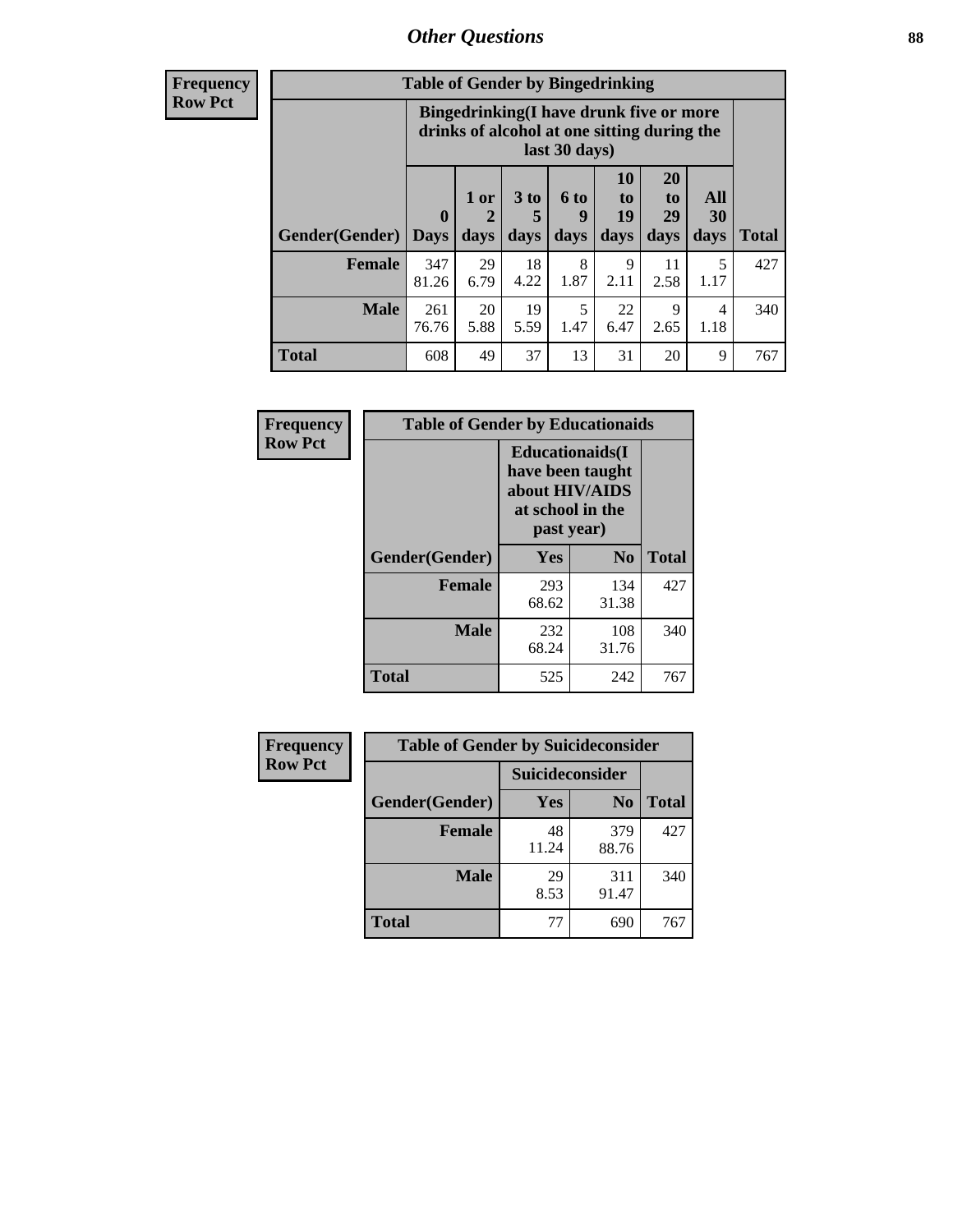## Other Questions

**Frequency**
**Row Pct**

| Table of Gender by Bingedrinking | | | | | | | | |
|---|---|---|---|---|---|---|---|---|
| | Bingedrinking(I have drunk five or more drinks of alcohol at one sitting during the last 30 days) | | | | | | | |
| Gender(Gender) | 0 Days | 1 or 2 days | 3 to 5 days | 6 to 9 days | 10 to 19 days | 20 to 29 days | All 30 days | Total |
| **Female** | 347<br>81.26 | 29<br>6.79 | 18<br>4.22 | 8<br>1.87 | 9<br>2.11 | 11<br>2.58 | 5<br>1.17 | 427 |
| **Male** | 261<br>76.76 | 20<br>5.88 | 19<br>5.59 | 5<br>1.47 | 22<br>6.47 | 9<br>2.65 | 4<br>1.18 | 340 |
| **Total** | 608 | 49 | 37 | 13 | 31 | 20 | 9 | 767 |

**Frequency**
**Row Pct**

| Table of Gender by Educationaids | | | |
|---|---|---|---|
| | Educationaids(I have been taught about HIV/AIDS at school in the past year) | | |
| Gender(Gender) | Yes | No | Total |
| **Female** | 293<br>68.62 | 134<br>31.38 | 427 |
| **Male** | 232<br>68.24 | 108<br>31.76 | 340 |
| **Total** | 525 | 242 | 767 |

**Frequency**
**Row Pct**

| Table of Gender by Suicideconsider | | | |
|---|---|---|---|
| | Suicideconsider | | |
| Gender(Gender) | Yes | No | Total |
| **Female** | 48<br>11.24 | 379<br>88.76 | 427 |
| **Male** | 29<br>8.53 | 311<br>91.47 | 340 |
| **Total** | 77 | 690 | 767 |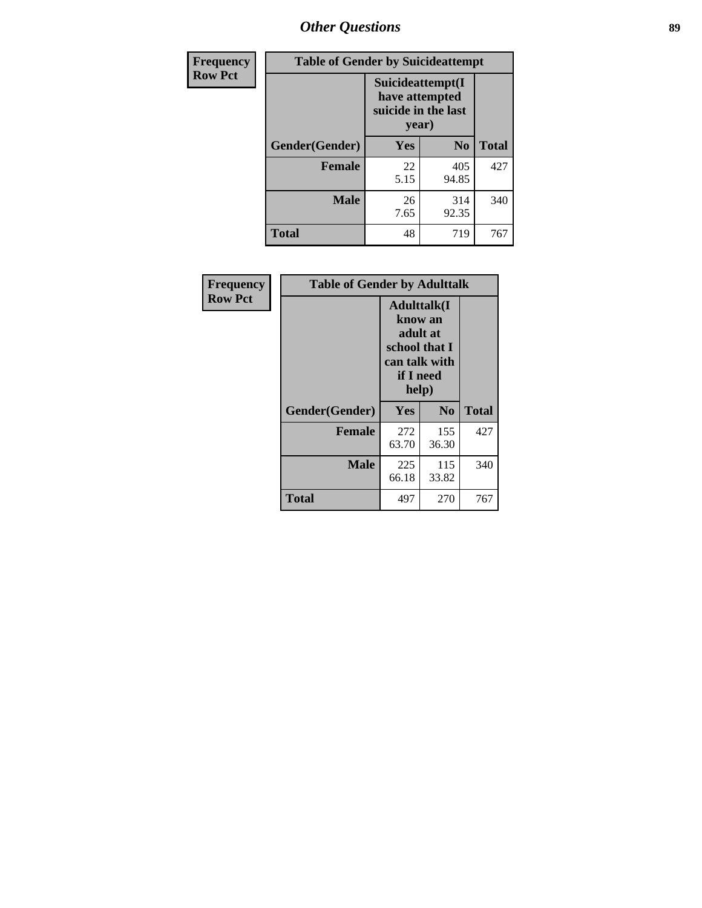| Frequency Row Pct | Table of Gender by Suicideattempt | | |
|---|---|---|---|
| | Suicideattempt(I have attempted suicide in the last year) | | |
| Gender(Gender) | Yes | No | Total |
| Female | 22<br>5.15 | 405<br>94.85 | 427 |
| Male | 26<br>7.65 | 314<br>92.35 | 340 |
| Total | 48 | 719 | 767 |

| Frequency Row Pct | Table of Gender by Adulttalk | | |
|---|---|---|---|
| | Adulttalk(I know an adult at school that I can talk with if I need help) | | |
| Gender(Gender) | Yes | No | Total |
| Female | 272<br>63.70 | 155<br>36.30 | 427 |
| Male | 225<br>66.18 | 115<br>33.82 | 340 |
| Total | 497 | 270 | 767 |